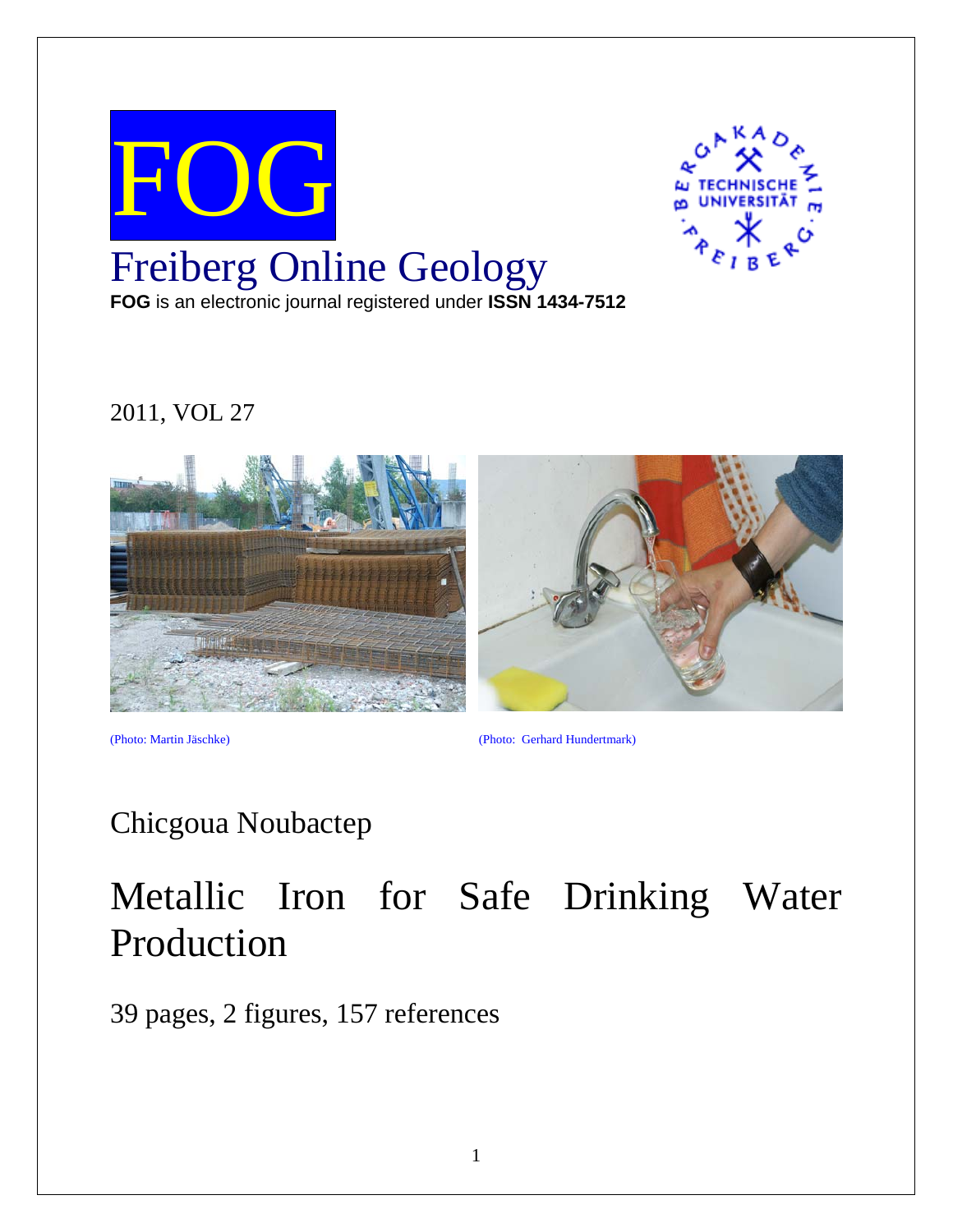FOG

# Freiberg Online Geology

**FOG** is an electronic journal registered under **ISSN 1434-7512**

2011, VOL 27

(Photo: Martin Jäschke)

(Photo: Gerhard Hundertmark)

Chicgoua Noubactep

# Metallic Iron for Safe Drinking Water Production

39 pages, 2 figures, 157 references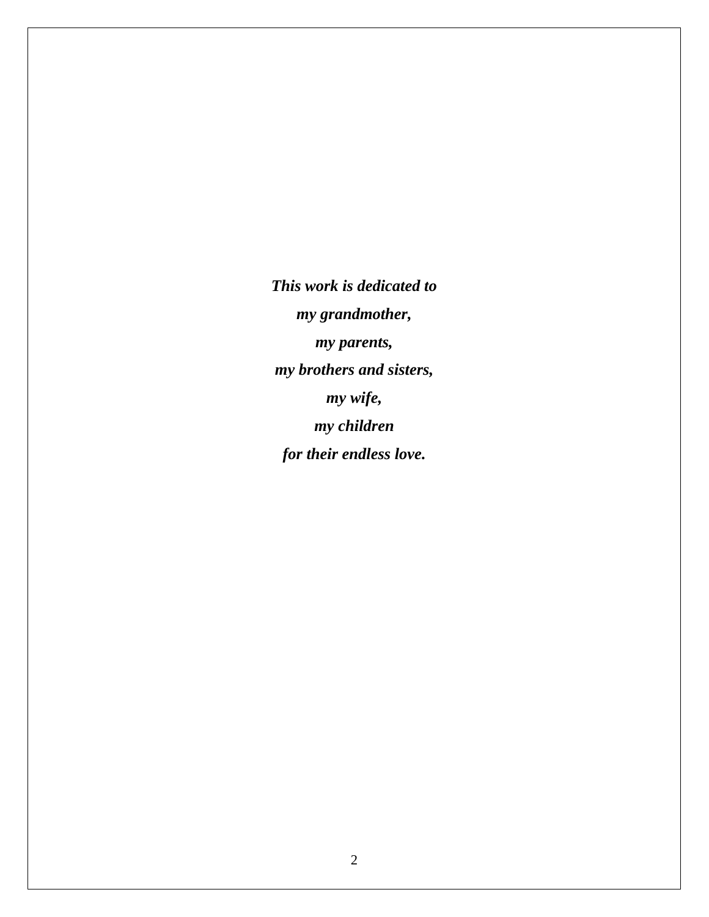***This work is dedicated to***

***my grandmother,***

***my parents,***

***my brothers and sisters,***

***my wife,***

***my children***

***for their endless love.***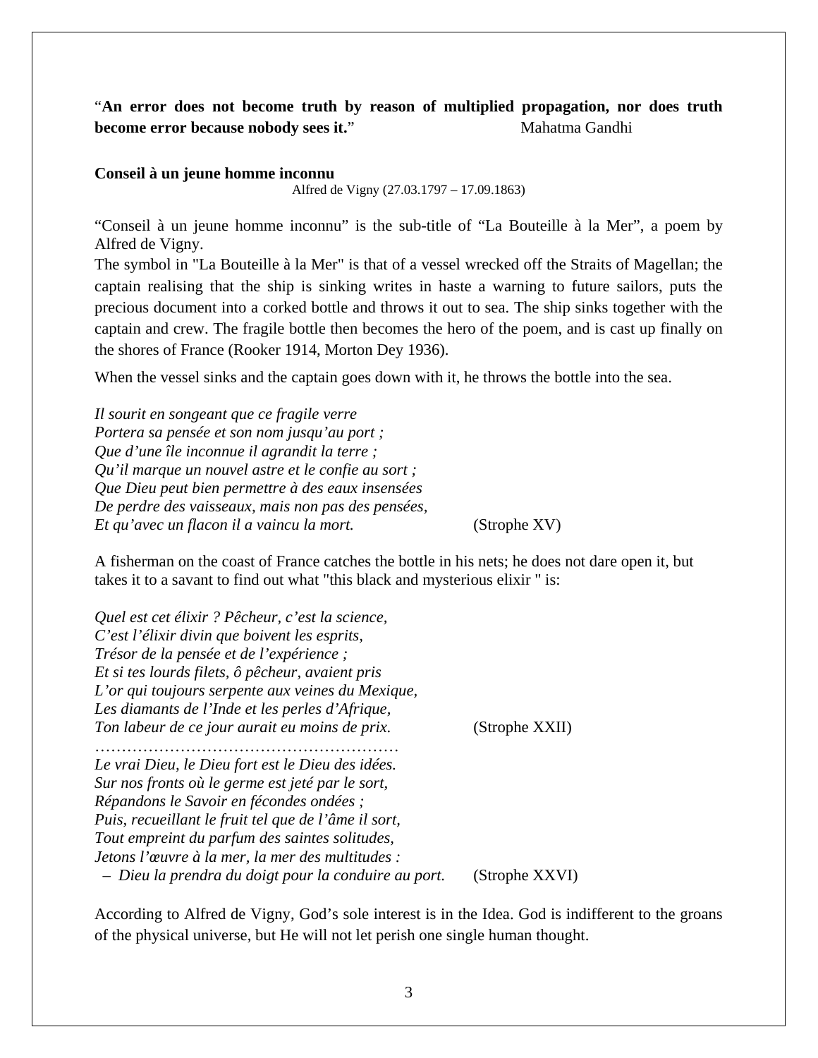“**An error does not become truth by reason of multiplied propagation, nor does truth become error because nobody sees it.**” Mahatma Gandhi

**Conseil à un jeune homme inconnu**

Alfred de Vigny (27.03.1797 – 17.09.1863)

“Conseil à un jeune homme inconnu” is the sub-title of “La Bouteille à la Mer”, a poem by Alfred de Vigny.

The symbol in "La Bouteille à la Mer" is that of a vessel wrecked off the Straits of Magellan; the captain realising that the ship is sinking writes in haste a warning to future sailors, puts the precious document into a corked bottle and throws it out to sea. The ship sinks together with the captain and crew. The fragile bottle then becomes the hero of the poem, and is cast up finally on the shores of France (Rooker 1914, Morton Dey 1936).

When the vessel sinks and the captain goes down with it, he throws the bottle into the sea.

*Il sourit en songeant que ce fragile verre*
*Portera sa pensée et son nom jusqu’au port ;*
*Que d’une île inconnue il agrandit la terre ;*
*Qu’il marque un nouvel astre et le confie au sort ;*
*Que Dieu peut bien permettre à des eaux insensées*
*De perdre des vaisseaux, mais non pas des pensées,*
*Et qu’avec un flacon il a vaincu la mort.* (Strophe XV)

A fisherman on the coast of France catches the bottle in his nets; he does not dare open it, but takes it to a savant to find out what "this black and mysterious elixir " is:

*Quel est cet élixir ? Pêcheur, c’est la science,*
*C’est l’élixir divin que boivent les esprits,*
*Trésor de la pensée et de l’expérience ;*
*Et si tes lourds filets, ô pêcheur, avaient pris*
*L’or qui toujours serpente aux veines du Mexique,*
*Les diamants de l’Inde et les perles d’Afrique,*
*Ton labeur de ce jour aurait eu moins de prix.* (Strophe XXII)

…………………………………………………

*Le vrai Dieu, le Dieu fort est le Dieu des idées.*
*Sur nos fronts où le germe est jeté par le sort,*
*Répandons le Savoir en fécondes ondées ;*
*Puis, recueillant le fruit tel que de l’âme il sort,*
*Tout empreint du parfum des saintes solitudes,*
*Jetons l’œuvre à la mer, la mer des multitudes :*
– *Dieu la prendra du doigt pour la conduire au port.* (Strophe XXVI)

According to Alfred de Vigny, God’s sole interest is in the Idea. God is indifferent to the groans of the physical universe, but He will not let perish one single human thought.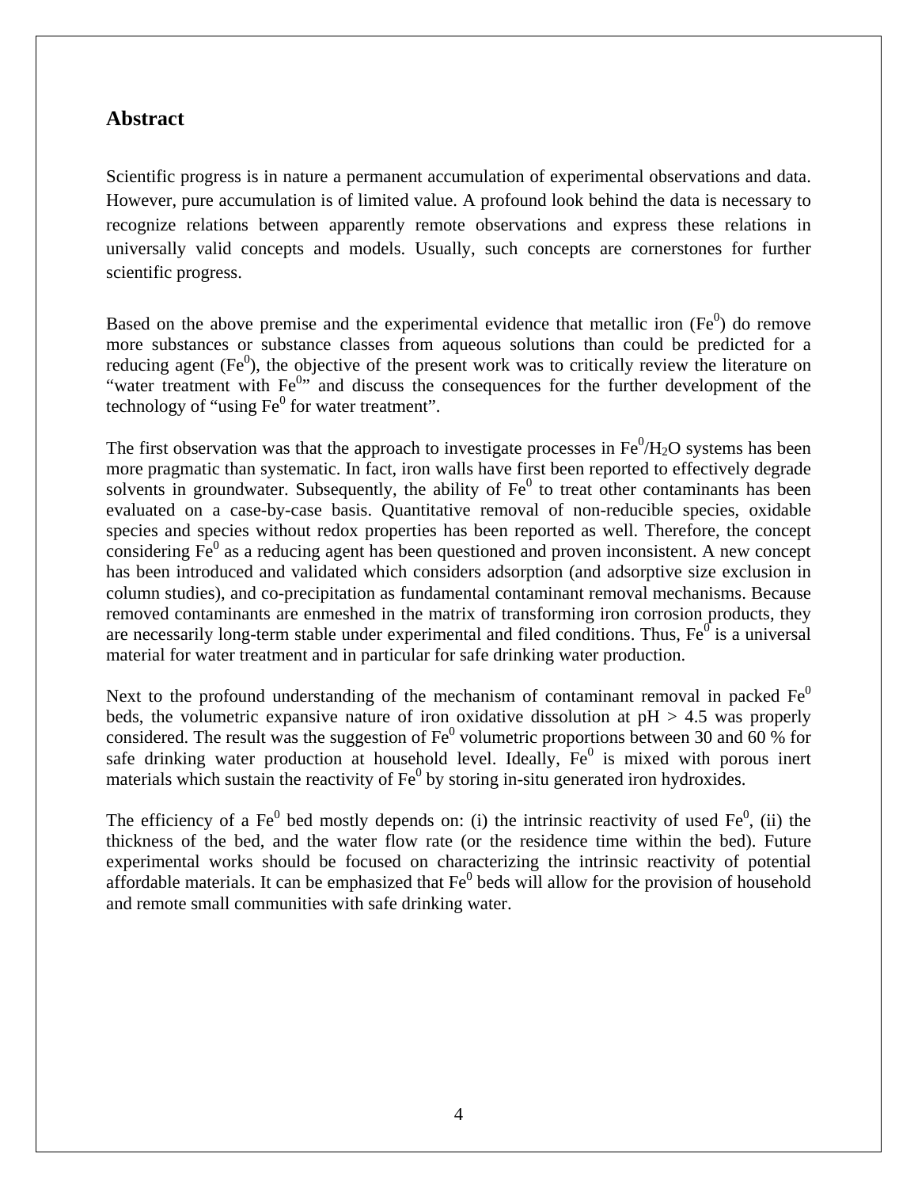## Abstract

Scientific progress is in nature a permanent accumulation of experimental observations and data. However, pure accumulation is of limited value. A profound look behind the data is necessary to recognize relations between apparently remote observations and express these relations in universally valid concepts and models. Usually, such concepts are cornerstones for further scientific progress.

Based on the above premise and the experimental evidence that metallic iron ($Fe^0$) do remove more substances or substance classes from aqueous solutions than could be predicted for a reducing agent ($Fe^0$), the objective of the present work was to critically review the literature on "water treatment with $Fe^0$" and discuss the consequences for the further development of the technology of "using $Fe^0$ for water treatment".

The first observation was that the approach to investigate processes in $Fe^0/H_2O$ systems has been more pragmatic than systematic. In fact, iron walls have first been reported to effectively degrade solvents in groundwater. Subsequently, the ability of $Fe^0$ to treat other contaminants has been evaluated on a case-by-case basis. Quantitative removal of non-reducible species, oxidable species and species without redox properties has been reported as well. Therefore, the concept considering $Fe^0$ as a reducing agent has been questioned and proven inconsistent. A new concept has been introduced and validated which considers adsorption (and adsorptive size exclusion in column studies), and co-precipitation as fundamental contaminant removal mechanisms. Because removed contaminants are enmeshed in the matrix of transforming iron corrosion products, they are necessarily long-term stable under experimental and filed conditions. Thus, $Fe^0$ is a universal material for water treatment and in particular for safe drinking water production.

Next to the profound understanding of the mechanism of contaminant removal in packed $Fe^0$ beds, the volumetric expansive nature of iron oxidative dissolution at pH > 4.5 was properly considered. The result was the suggestion of $Fe^0$ volumetric proportions between 30 and 60 % for safe drinking water production at household level. Ideally, $Fe^0$ is mixed with porous inert materials which sustain the reactivity of $Fe^0$ by storing in-situ generated iron hydroxides.

The efficiency of a $Fe^0$ bed mostly depends on: (i) the intrinsic reactivity of used $Fe^0$, (ii) the thickness of the bed, and the water flow rate (or the residence time within the bed). Future experimental works should be focused on characterizing the intrinsic reactivity of potential affordable materials. It can be emphasized that $Fe^0$ beds will allow for the provision of household and remote small communities with safe drinking water.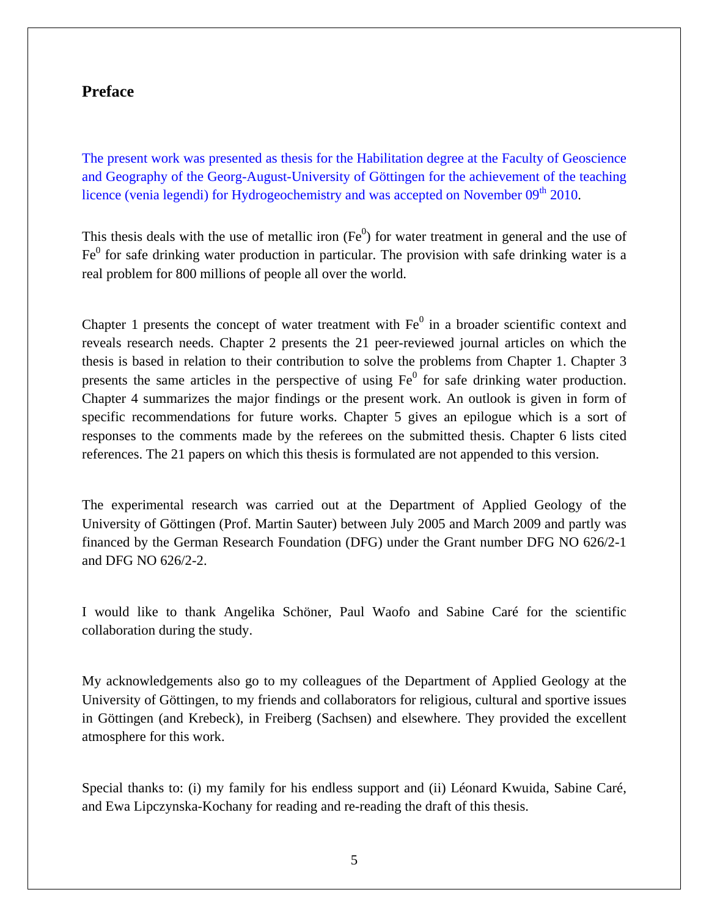## Preface

The present work was presented as thesis for the Habilitation degree at the Faculty of Geoscience and Geography of the Georg-August-University of Göttingen for the achievement of the teaching licence (venia legendi) for Hydrogeochemistry and was accepted on November 09th 2010.

This thesis deals with the use of metallic iron ($Fe^0$) for water treatment in general and the use of $Fe^0$ for safe drinking water production in particular. The provision with safe drinking water is a real problem for 800 millions of people all over the world.

Chapter 1 presents the concept of water treatment with $Fe^0$ in a broader scientific context and reveals research needs. Chapter 2 presents the 21 peer-reviewed journal articles on which the thesis is based in relation to their contribution to solve the problems from Chapter 1. Chapter 3 presents the same articles in the perspective of using $Fe^0$ for safe drinking water production. Chapter 4 summarizes the major findings or the present work. An outlook is given in form of specific recommendations for future works. Chapter 5 gives an epilogue which is a sort of responses to the comments made by the referees on the submitted thesis. Chapter 6 lists cited references. The 21 papers on which this thesis is formulated are not appended to this version.

The experimental research was carried out at the Department of Applied Geology of the University of Göttingen (Prof. Martin Sauter) between July 2005 and March 2009 and partly was financed by the German Research Foundation (DFG) under the Grant number DFG NO 626/2-1 and DFG NO 626/2-2.

I would like to thank Angelika Schöner, Paul Waofo and Sabine Caré for the scientific collaboration during the study.

My acknowledgements also go to my colleagues of the Department of Applied Geology at the University of Göttingen, to my friends and collaborators for religious, cultural and sportive issues in Göttingen (and Krebeck), in Freiberg (Sachsen) and elsewhere. They provided the excellent atmosphere for this work.

Special thanks to: (i) my family for his endless support and (ii) Léonard Kwuida, Sabine Caré, and Ewa Lipczynska-Kochany for reading and re-reading the draft of this thesis.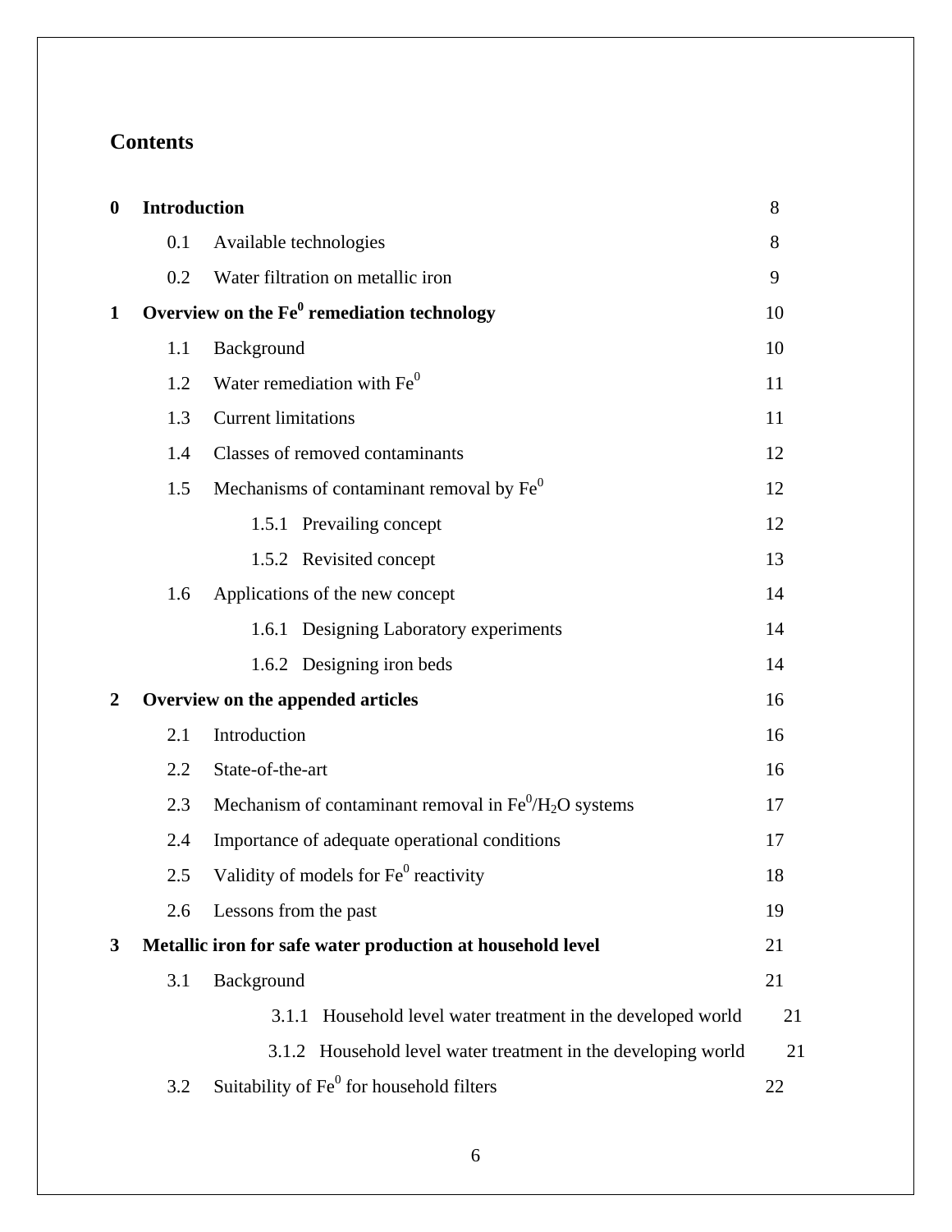## Contents

| | | |
|---|---|---|
| **0** | **Introduction** | 8 |
| 0.1 | Available technologies | 8 |
| 0.2 | Water filtration on metallic iron | 9 |
| **1** | **Overview on the $Fe^0$ remediation technology** | 10 |
| 1.1 | Background | 10 |
| 1.2 | Water remediation with $Fe^0$ | 11 |
| 1.3 | Current limitations | 11 |
| 1.4 | Classes of removed contaminants | 12 |
| 1.5 | Mechanisms of contaminant removal by $Fe^0$ | 12 |
| 1.5.1 | Prevailing concept | 12 |
| 1.5.2 | Revisited concept | 13 |
| 1.6 | Applications of the new concept | 14 |
| 1.6.1 | Designing Laboratory experiments | 14 |
| 1.6.2 | Designing iron beds | 14 |
| **2** | **Overview on the appended articles** | 16 |
| 2.1 | Introduction | 16 |
| 2.2 | State-of-the-art | 16 |
| 2.3 | Mechanism of contaminant removal in $Fe^0/H_2O$ systems | 17 |
| 2.4 | Importance of adequate operational conditions | 17 |
| 2.5 | Validity of models for $Fe^0$ reactivity | 18 |
| 2.6 | Lessons from the past | 19 |
| **3** | **Metallic iron for safe water production at household level** | 21 |
| 3.1 | Background | 21 |
| 3.1.1 | Household level water treatment in the developed world | 21 |
| 3.1.2 | Household level water treatment in the developing world | 21 |
| 3.2 | Suitability of $Fe^0$ for household filters | 22 |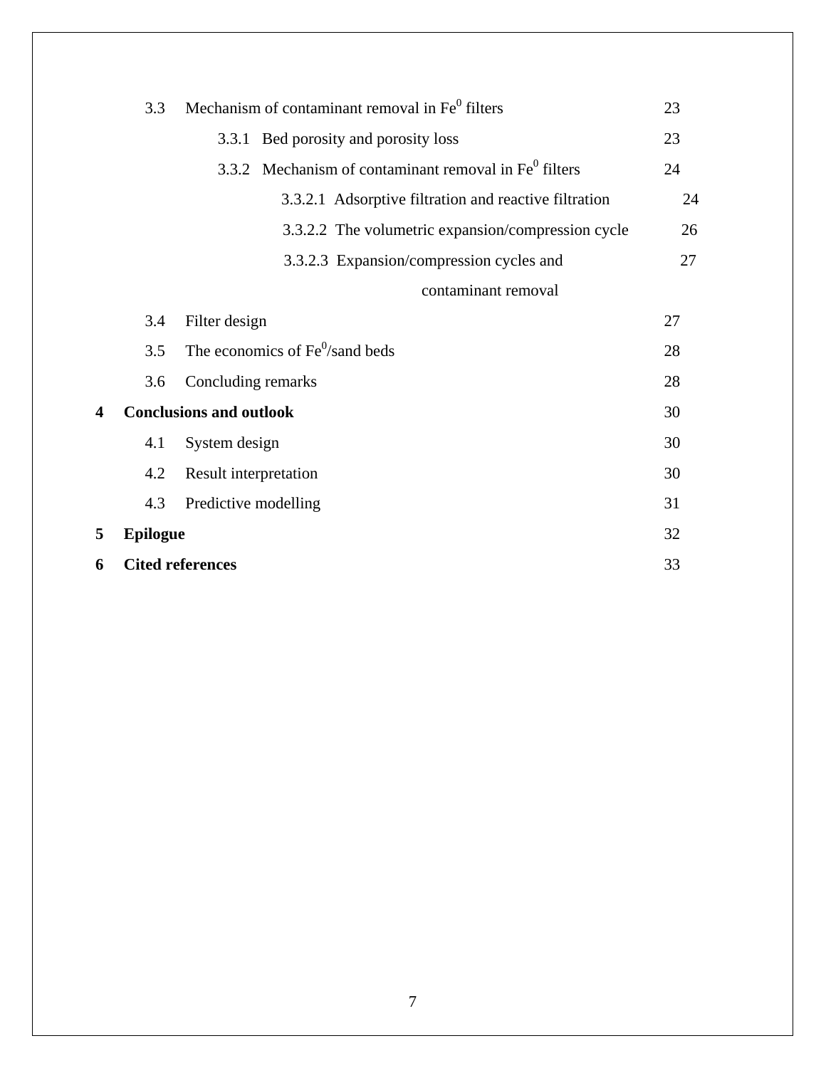3.3 Mechanism of contaminant removal in $Fe^0$ filters 23

3.3.1 Bed porosity and porosity loss 23

3.3.2 Mechanism of contaminant removal in $Fe^0$ filters 24

3.3.2.1 Adsorptive filtration and reactive filtration 24

3.3.2.2 The volumetric expansion/compression cycle 26

3.3.2.3 Expansion/compression cycles and contaminant removal 27

3.4 Filter design 27

3.5 The economics of $Fe^0$/sand beds 28

3.6 Concluding remarks 28

**4 Conclusions and outlook** 30

4.1 System design 30

4.2 Result interpretation 30

4.3 Predictive modelling 31

**5 Epilogue** 32

**6 Cited references** 33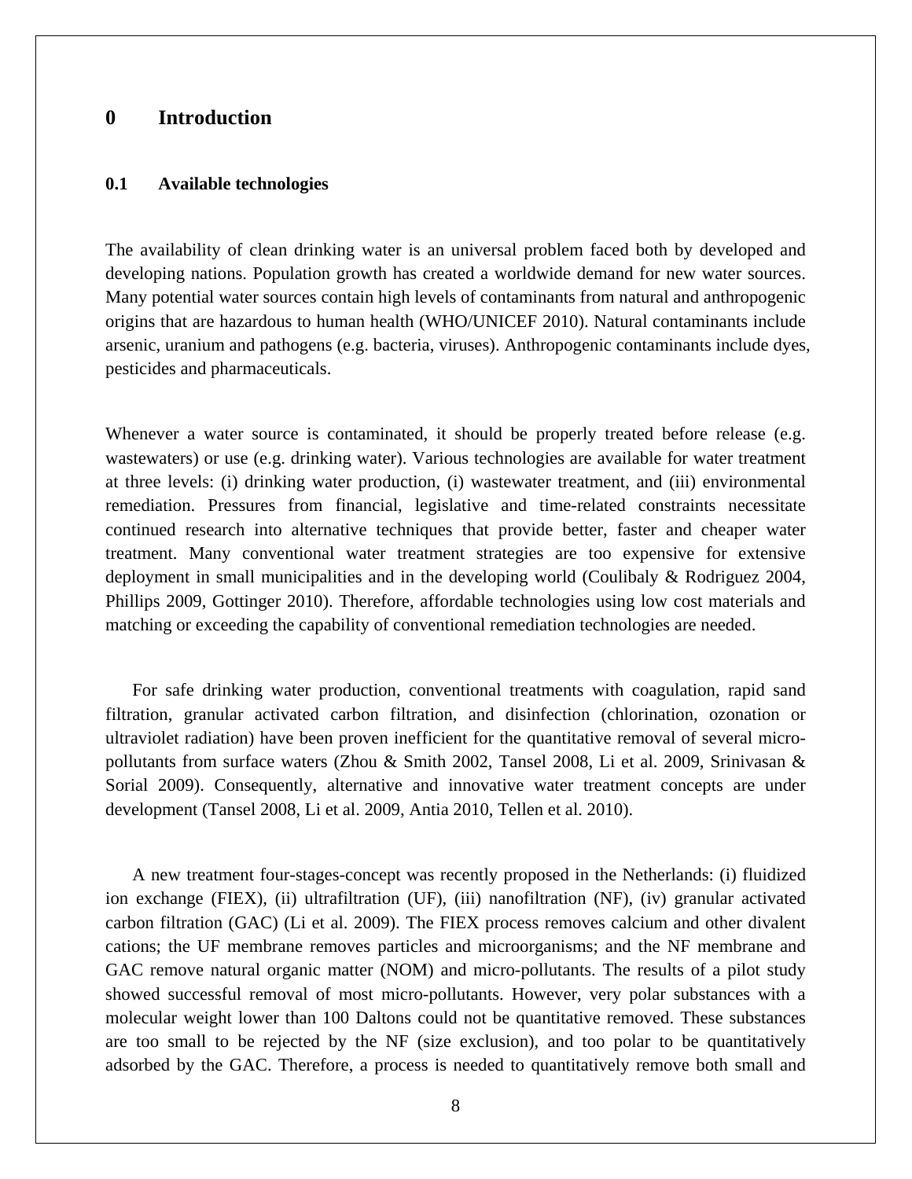# 0 Introduction

## 0.1 Available technologies

The availability of clean drinking water is an universal problem faced both by developed and developing nations. Population growth has created a worldwide demand for new water sources. Many potential water sources contain high levels of contaminants from natural and anthropogenic origins that are hazardous to human health (WHO/UNICEF 2010). Natural contaminants include arsenic, uranium and pathogens (e.g. bacteria, viruses). Anthropogenic contaminants include dyes, pesticides and pharmaceuticals.

Whenever a water source is contaminated, it should be properly treated before release (e.g. wastewaters) or use (e.g. drinking water). Various technologies are available for water treatment at three levels: (i) drinking water production, (i) wastewater treatment, and (iii) environmental remediation. Pressures from financial, legislative and time-related constraints necessitate continued research into alternative techniques that provide better, faster and cheaper water treatment. Many conventional water treatment strategies are too expensive for extensive deployment in small municipalities and in the developing world (Coulibaly & Rodriguez 2004, Phillips 2009, Gottinger 2010). Therefore, affordable technologies using low cost materials and matching or exceeding the capability of conventional remediation technologies are needed.

For safe drinking water production, conventional treatments with coagulation, rapid sand filtration, granular activated carbon filtration, and disinfection (chlorination, ozonation or ultraviolet radiation) have been proven inefficient for the quantitative removal of several micro-pollutants from surface waters (Zhou & Smith 2002, Tansel 2008, Li et al. 2009, Srinivasan & Sorial 2009). Consequently, alternative and innovative water treatment concepts are under development (Tansel 2008, Li et al. 2009, Antia 2010, Tellen et al. 2010).

A new treatment four-stages-concept was recently proposed in the Netherlands: (i) fluidized ion exchange (FIEX), (ii) ultrafiltration (UF), (iii) nanofiltration (NF), (iv) granular activated carbon filtration (GAC) (Li et al. 2009). The FIEX process removes calcium and other divalent cations; the UF membrane removes particles and microorganisms; and the NF membrane and GAC remove natural organic matter (NOM) and micro-pollutants. The results of a pilot study showed successful removal of most micro-pollutants. However, very polar substances with a molecular weight lower than 100 Daltons could not be quantitative removed. These substances are too small to be rejected by the NF (size exclusion), and too polar to be quantitatively adsorbed by the GAC. Therefore, a process is needed to quantitatively remove both small and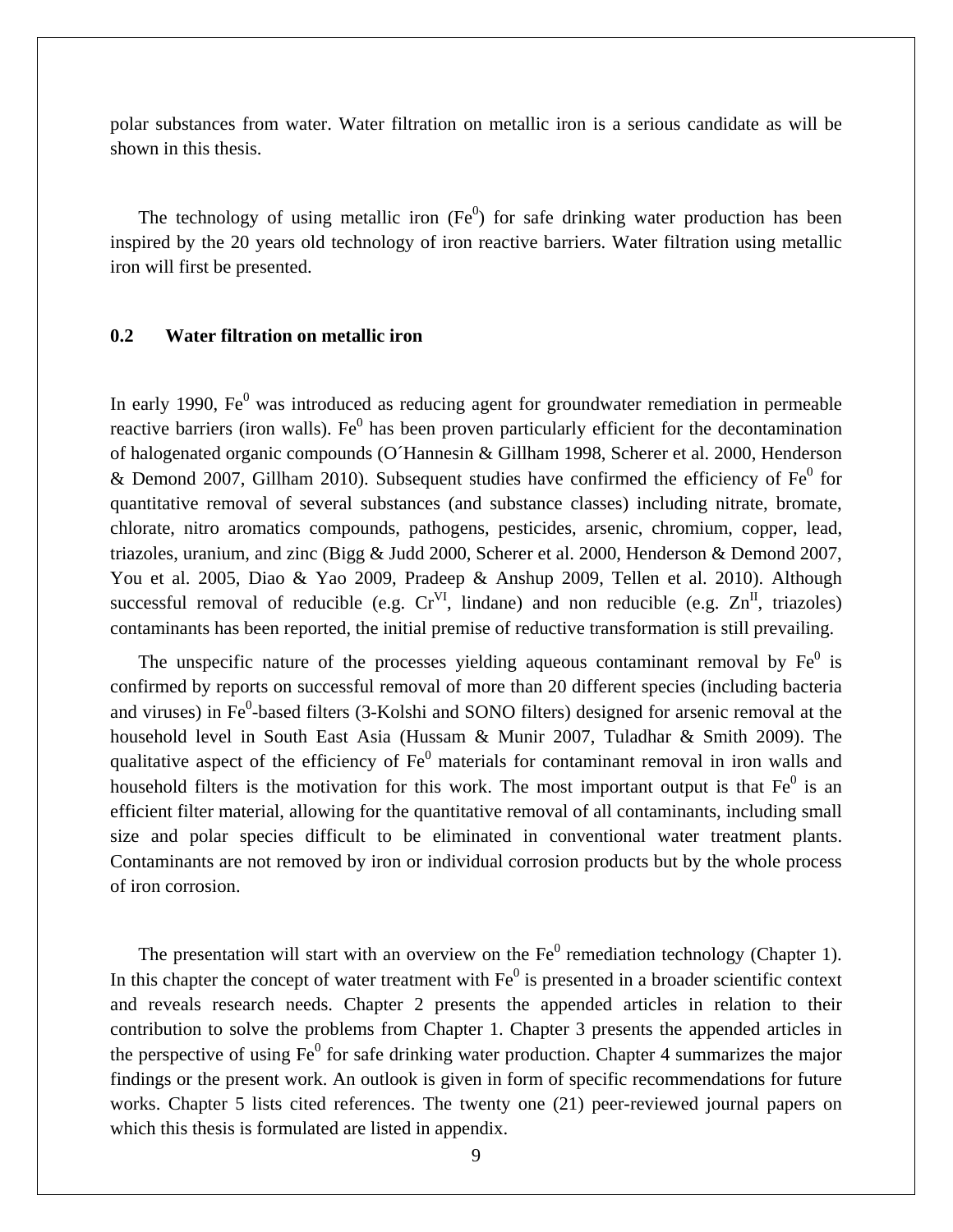polar substances from water. Water filtration on metallic iron is a serious candidate as will be shown in this thesis.

The technology of using metallic iron ($Fe^0$) for safe drinking water production has been inspired by the 20 years old technology of iron reactive barriers. Water filtration using metallic iron will first be presented.

## 0.2 Water filtration on metallic iron

In early 1990, $Fe^0$ was introduced as reducing agent for groundwater remediation in permeable reactive barriers (iron walls). $Fe^0$ has been proven particularly efficient for the decontamination of halogenated organic compounds (O´Hannesin & Gillham 1998, Scherer et al. 2000, Henderson & Demond 2007, Gillham 2010). Subsequent studies have confirmed the efficiency of $Fe^0$ for quantitative removal of several substances (and substance classes) including nitrate, bromate, chlorate, nitro aromatics compounds, pathogens, pesticides, arsenic, chromium, copper, lead, triazoles, uranium, and zinc (Bigg & Judd 2000, Scherer et al. 2000, Henderson & Demond 2007, You et al. 2005, Diao & Yao 2009, Pradeep & Anshup 2009, Tellen et al. 2010). Although successful removal of reducible (e.g. $Cr^{VI}$, lindane) and non reducible (e.g. $Zn^{II}$, triazoles) contaminants has been reported, the initial premise of reductive transformation is still prevailing.

The unspecific nature of the processes yielding aqueous contaminant removal by $Fe^0$ is confirmed by reports on successful removal of more than 20 different species (including bacteria and viruses) in $Fe^0$-based filters (3-Kolshi and SONO filters) designed for arsenic removal at the household level in South East Asia (Hussam & Munir 2007, Tuladhar & Smith 2009). The qualitative aspect of the efficiency of $Fe^0$ materials for contaminant removal in iron walls and household filters is the motivation for this work. The most important output is that $Fe^0$ is an efficient filter material, allowing for the quantitative removal of all contaminants, including small size and polar species difficult to be eliminated in conventional water treatment plants. Contaminants are not removed by iron or individual corrosion products but by the whole process of iron corrosion.

The presentation will start with an overview on the $Fe^0$ remediation technology (Chapter 1). In this chapter the concept of water treatment with $Fe^0$ is presented in a broader scientific context and reveals research needs. Chapter 2 presents the appended articles in relation to their contribution to solve the problems from Chapter 1. Chapter 3 presents the appended articles in the perspective of using $Fe^0$ for safe drinking water production. Chapter 4 summarizes the major findings or the present work. An outlook is given in form of specific recommendations for future works. Chapter 5 lists cited references. The twenty one (21) peer-reviewed journal papers on which this thesis is formulated are listed in appendix.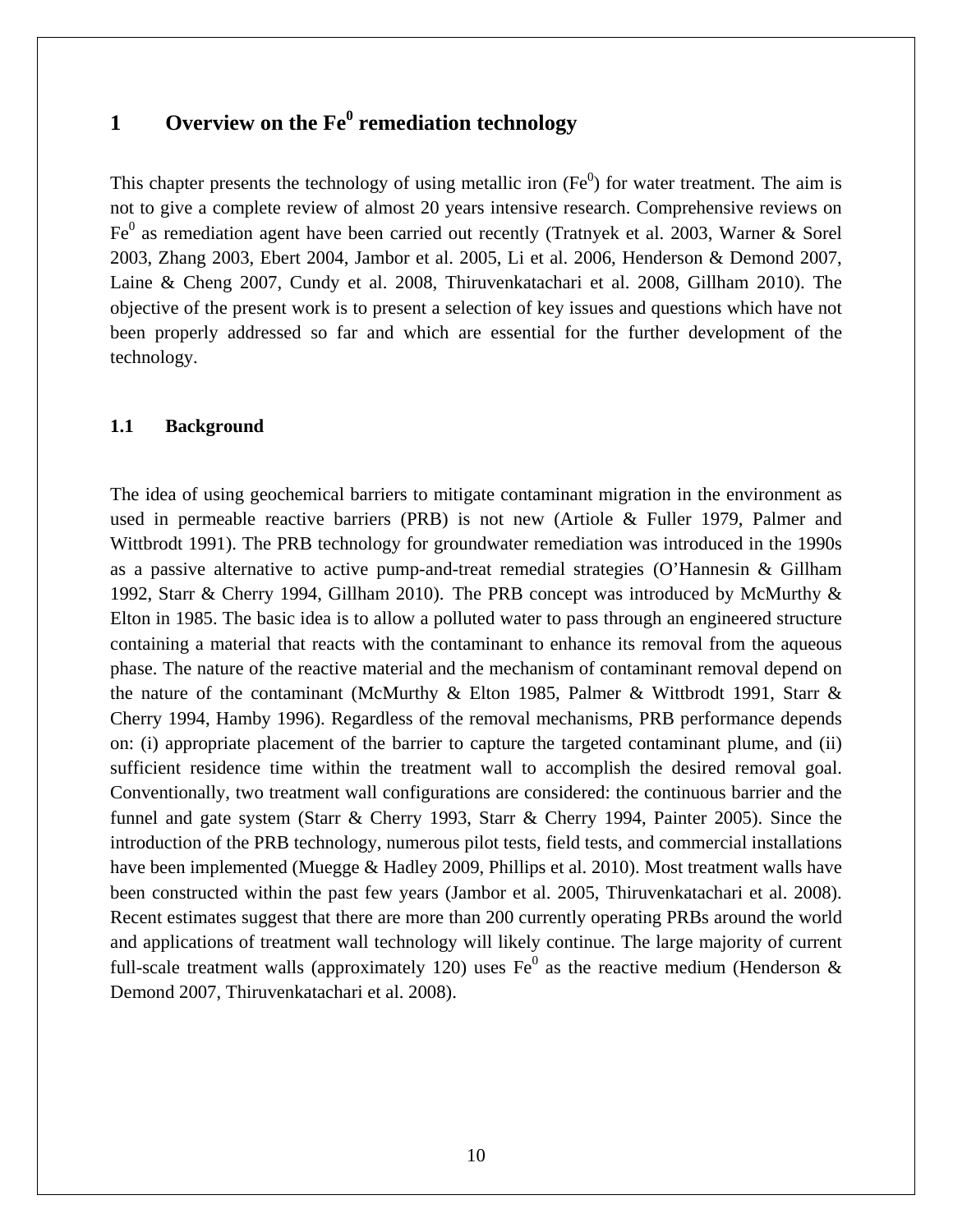# 1 Overview on the $Fe^0$ remediation technology

This chapter presents the technology of using metallic iron ($Fe^0$) for water treatment. The aim is not to give a complete review of almost 20 years intensive research. Comprehensive reviews on $Fe^0$ as remediation agent have been carried out recently (Tratnyek et al. 2003, Warner & Sorel 2003, Zhang 2003, Ebert 2004, Jambor et al. 2005, Li et al. 2006, Henderson & Demond 2007, Laine & Cheng 2007, Cundy et al. 2008, Thiruvenkatachari et al. 2008, Gillham 2010). The objective of the present work is to present a selection of key issues and questions which have not been properly addressed so far and which are essential for the further development of the technology.

## 1.1 Background

The idea of using geochemical barriers to mitigate contaminant migration in the environment as used in permeable reactive barriers (PRB) is not new (Artiole & Fuller 1979, Palmer and Wittbrodt 1991). The PRB technology for groundwater remediation was introduced in the 1990s as a passive alternative to active pump-and-treat remedial strategies (O'Hannesin & Gillham 1992, Starr & Cherry 1994, Gillham 2010). The PRB concept was introduced by McMurthy & Elton in 1985. The basic idea is to allow a polluted water to pass through an engineered structure containing a material that reacts with the contaminant to enhance its removal from the aqueous phase. The nature of the reactive material and the mechanism of contaminant removal depend on the nature of the contaminant (McMurthy & Elton 1985, Palmer & Wittbrodt 1991, Starr & Cherry 1994, Hamby 1996). Regardless of the removal mechanisms, PRB performance depends on: (i) appropriate placement of the barrier to capture the targeted contaminant plume, and (ii) sufficient residence time within the treatment wall to accomplish the desired removal goal. Conventionally, two treatment wall configurations are considered: the continuous barrier and the funnel and gate system (Starr & Cherry 1993, Starr & Cherry 1994, Painter 2005). Since the introduction of the PRB technology, numerous pilot tests, field tests, and commercial installations have been implemented (Muegge & Hadley 2009, Phillips et al. 2010). Most treatment walls have been constructed within the past few years (Jambor et al. 2005, Thiruvenkatachari et al. 2008). Recent estimates suggest that there are more than 200 currently operating PRBs around the world and applications of treatment wall technology will likely continue. The large majority of current full-scale treatment walls (approximately 120) uses $Fe^0$ as the reactive medium (Henderson & Demond 2007, Thiruvenkatachari et al. 2008).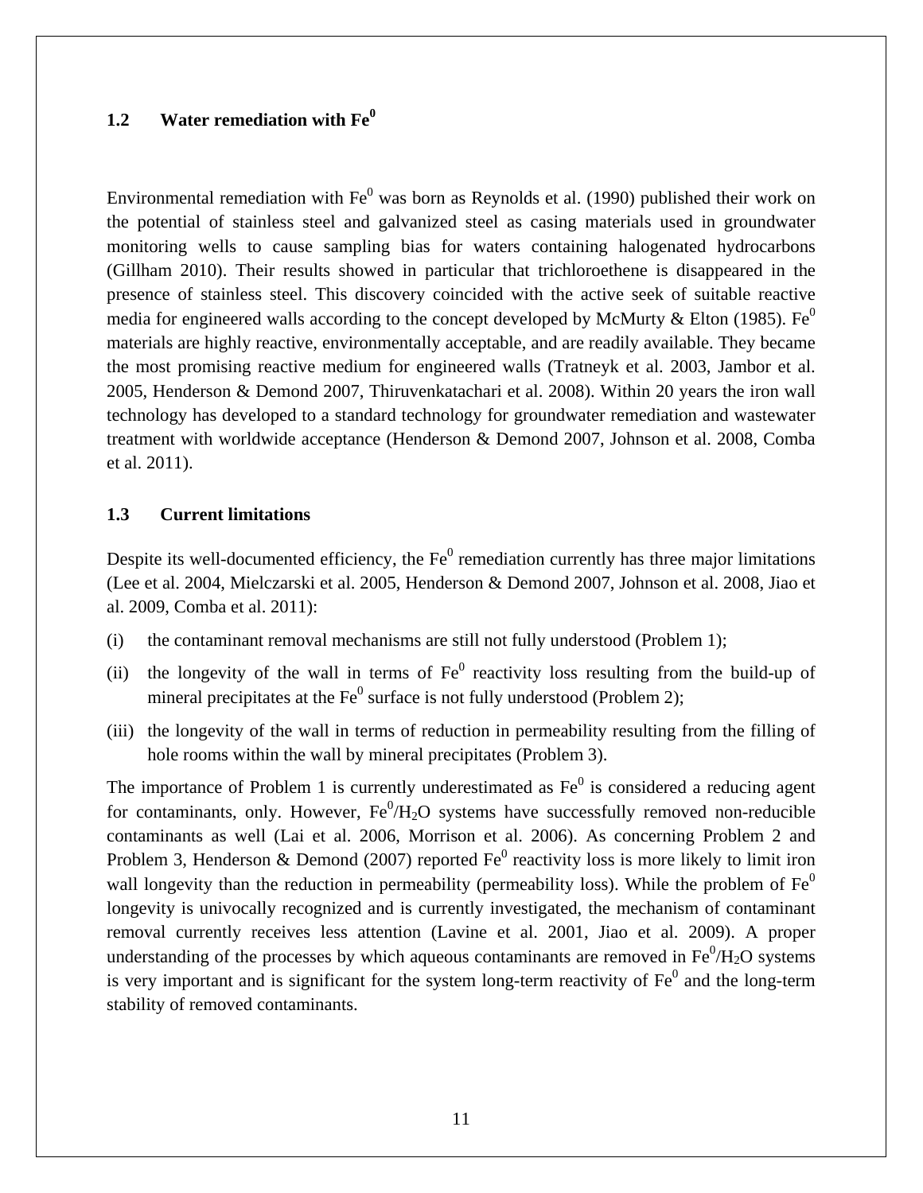## 1.2 Water remediation with $Fe^0$

Environmental remediation with $Fe^0$ was born as Reynolds et al. (1990) published their work on the potential of stainless steel and galvanized steel as casing materials used in groundwater monitoring wells to cause sampling bias for waters containing halogenated hydrocarbons (Gillham 2010). Their results showed in particular that trichloroethene is disappeared in the presence of stainless steel. This discovery coincided with the active seek of suitable reactive media for engineered walls according to the concept developed by McMurty & Elton (1985). $Fe^0$ materials are highly reactive, environmentally acceptable, and are readily available. They became the most promising reactive medium for engineered walls (Tratneyk et al. 2003, Jambor et al. 2005, Henderson & Demond 2007, Thiruvenkatachari et al. 2008). Within 20 years the iron wall technology has developed to a standard technology for groundwater remediation and wastewater treatment with worldwide acceptance (Henderson & Demond 2007, Johnson et al. 2008, Comba et al. 2011).

## 1.3 Current limitations

Despite its well-documented efficiency, the $Fe^0$ remediation currently has three major limitations (Lee et al. 2004, Mielczarski et al. 2005, Henderson & Demond 2007, Johnson et al. 2008, Jiao et al. 2009, Comba et al. 2011):

(i) the contaminant removal mechanisms are still not fully understood (Problem 1);

(ii) the longevity of the wall in terms of $Fe^0$ reactivity loss resulting from the build-up of mineral precipitates at the $Fe^0$ surface is not fully understood (Problem 2);

(iii) the longevity of the wall in terms of reduction in permeability resulting from the filling of hole rooms within the wall by mineral precipitates (Problem 3).

The importance of Problem 1 is currently underestimated as $Fe^0$ is considered a reducing agent for contaminants, only. However, $Fe^0/H_2O$ systems have successfully removed non-reducible contaminants as well (Lai et al. 2006, Morrison et al. 2006). As concerning Problem 2 and Problem 3, Henderson & Demond (2007) reported $Fe^0$ reactivity loss is more likely to limit iron wall longevity than the reduction in permeability (permeability loss). While the problem of $Fe^0$ longevity is univocally recognized and is currently investigated, the mechanism of contaminant removal currently receives less attention (Lavine et al. 2001, Jiao et al. 2009). A proper understanding of the processes by which aqueous contaminants are removed in $Fe^0/H_2O$ systems is very important and is significant for the system long-term reactivity of $Fe^0$ and the long-term stability of removed contaminants.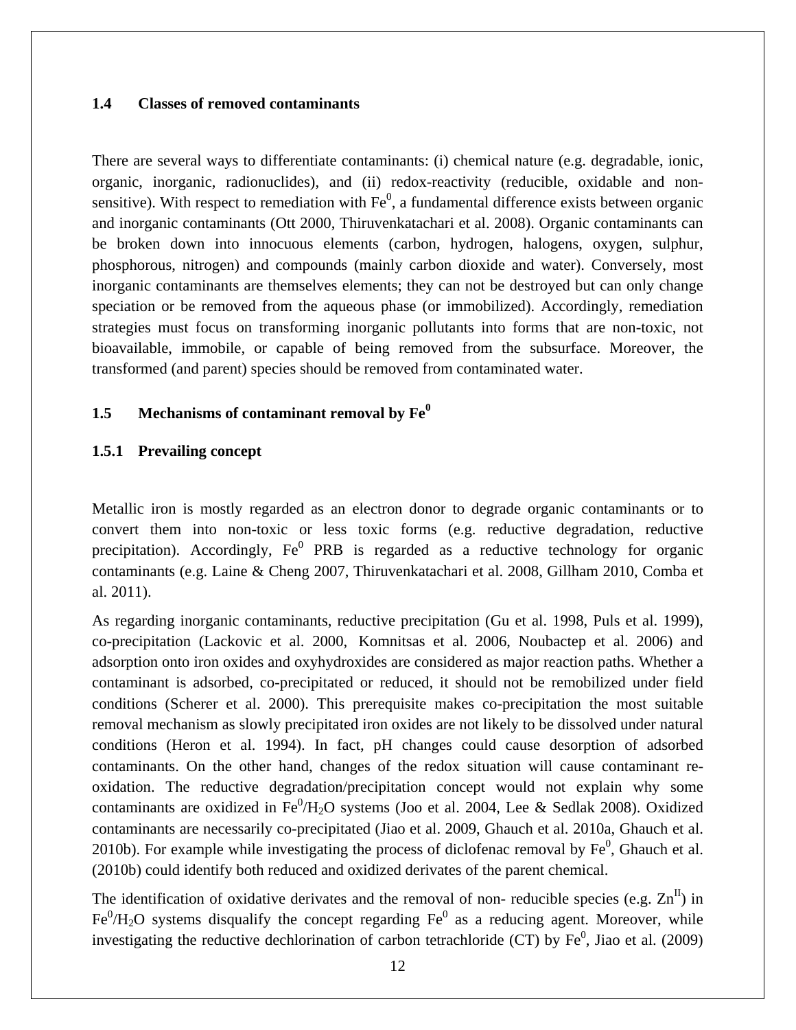### 1.4 Classes of removed contaminants

There are several ways to differentiate contaminants: (i) chemical nature (e.g. degradable, ionic, organic, inorganic, radionuclides), and (ii) redox-reactivity (reducible, oxidable and non-sensitive). With respect to remediation with $Fe^0$, a fundamental difference exists between organic and inorganic contaminants (Ott 2000, Thiruvenkatachari et al. 2008). Organic contaminants can be broken down into innocuous elements (carbon, hydrogen, halogens, oxygen, sulphur, phosphorous, nitrogen) and compounds (mainly carbon dioxide and water). Conversely, most inorganic contaminants are themselves elements; they can not be destroyed but can only change speciation or be removed from the aqueous phase (or immobilized). Accordingly, remediation strategies must focus on transforming inorganic pollutants into forms that are non-toxic, not bioavailable, immobile, or capable of being removed from the subsurface. Moreover, the transformed (and parent) species should be removed from contaminated water.

### 1.5 Mechanisms of contaminant removal by $Fe^0$

#### 1.5.1 Prevailing concept

Metallic iron is mostly regarded as an electron donor to degrade organic contaminants or to convert them into non-toxic or less toxic forms (e.g. reductive degradation, reductive precipitation). Accordingly, $Fe^0$ PRB is regarded as a reductive technology for organic contaminants (e.g. Laine & Cheng 2007, Thiruvenkatachari et al. 2008, Gillham 2010, Comba et al. 2011).

As regarding inorganic contaminants, reductive precipitation (Gu et al. 1998, Puls et al. 1999), co-precipitation (Lackovic et al. 2000, Komnitsas et al. 2006, Noubactep et al. 2006) and adsorption onto iron oxides and oxyhydroxides are considered as major reaction paths. Whether a contaminant is adsorbed, co-precipitated or reduced, it should not be remobilized under field conditions (Scherer et al. 2000). This prerequisite makes co-precipitation the most suitable removal mechanism as slowly precipitated iron oxides are not likely to be dissolved under natural conditions (Heron et al. 1994). In fact, pH changes could cause desorption of adsorbed contaminants. On the other hand, changes of the redox situation will cause contaminant re-oxidation. The reductive degradation/precipitation concept would not explain why some contaminants are oxidized in $Fe^0/H_2O$ systems (Joo et al. 2004, Lee & Sedlak 2008). Oxidized contaminants are necessarily co-precipitated (Jiao et al. 2009, Ghauch et al. 2010a, Ghauch et al. 2010b). For example while investigating the process of diclofenac removal by $Fe^0$, Ghauch et al. (2010b) could identify both reduced and oxidized derivates of the parent chemical.

The identification of oxidative derivates and the removal of non- reducible species (e.g. $Zn^{II}$) in $Fe^0/H_2O$ systems disqualify the concept regarding $Fe^0$ as a reducing agent. Moreover, while investigating the reductive dechlorination of carbon tetrachloride (CT) by $Fe^0$, Jiao et al. (2009)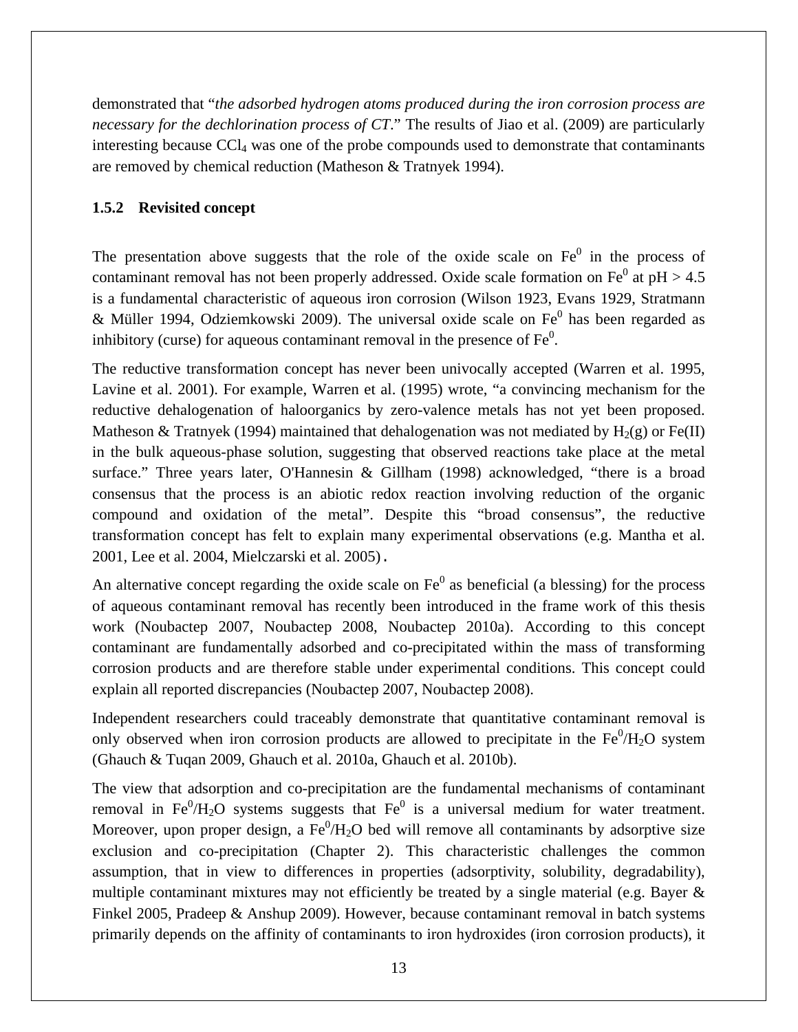demonstrated that "*the adsorbed hydrogen atoms produced during the iron corrosion process are necessary for the dechlorination process of CT*." The results of Jiao et al. (2009) are particularly interesting because $CCl_4$ was one of the probe compounds used to demonstrate that contaminants are removed by chemical reduction (Matheson & Tratnyek 1994).

### 1.5.2 Revisited concept

The presentation above suggests that the role of the oxide scale on $Fe^0$ in the process of contaminant removal has not been properly addressed. Oxide scale formation on $Fe^0$ at pH > 4.5 is a fundamental characteristic of aqueous iron corrosion (Wilson 1923, Evans 1929, Stratmann & Müller 1994, Odziemkowski 2009). The universal oxide scale on $Fe^0$ has been regarded as inhibitory (curse) for aqueous contaminant removal in the presence of $Fe^0$.

The reductive transformation concept has never been univocally accepted (Warren et al. 1995, Lavine et al. 2001). For example, Warren et al. (1995) wrote, "a convincing mechanism for the reductive dehalogenation of haloorganics by zero-valence metals has not yet been proposed. Matheson & Tratnyek (1994) maintained that dehalogenation was not mediated by $H_2$(g) or Fe(II) in the bulk aqueous-phase solution, suggesting that observed reactions take place at the metal surface." Three years later, O'Hannesin & Gillham (1998) acknowledged, "there is a broad consensus that the process is an abiotic redox reaction involving reduction of the organic compound and oxidation of the metal". Despite this "broad consensus", the reductive transformation concept has felt to explain many experimental observations (e.g. Mantha et al. 2001, Lee et al. 2004, Mielczarski et al. 2005).

An alternative concept regarding the oxide scale on $Fe^0$ as beneficial (a blessing) for the process of aqueous contaminant removal has recently been introduced in the frame work of this thesis work (Noubactep 2007, Noubactep 2008, Noubactep 2010a). According to this concept contaminant are fundamentally adsorbed and co-precipitated within the mass of transforming corrosion products and are therefore stable under experimental conditions. This concept could explain all reported discrepancies (Noubactep 2007, Noubactep 2008).

Independent researchers could traceably demonstrate that quantitative contaminant removal is only observed when iron corrosion products are allowed to precipitate in the $Fe^0/H_2O$ system (Ghauch & Tuqan 2009, Ghauch et al. 2010a, Ghauch et al. 2010b).

The view that adsorption and co-precipitation are the fundamental mechanisms of contaminant removal in $Fe^0/H_2O$ systems suggests that $Fe^0$ is a universal medium for water treatment. Moreover, upon proper design, a $Fe^0/H_2O$ bed will remove all contaminants by adsorptive size exclusion and co-precipitation (Chapter 2). This characteristic challenges the common assumption, that in view to differences in properties (adsorptivity, solubility, degradability), multiple contaminant mixtures may not efficiently be treated by a single material (e.g. Bayer & Finkel 2005, Pradeep & Anshup 2009). However, because contaminant removal in batch systems primarily depends on the affinity of contaminants to iron hydroxides (iron corrosion products), it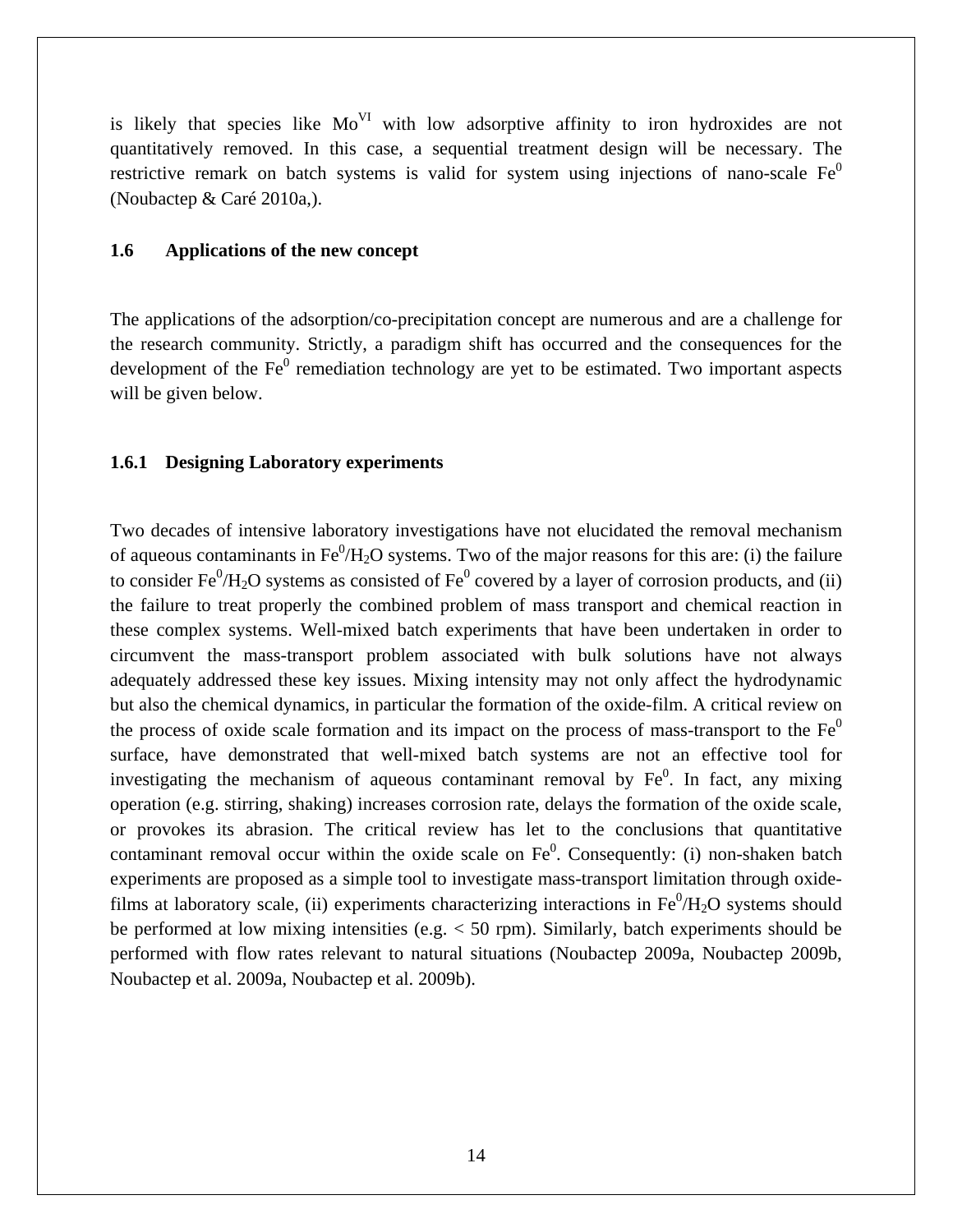is likely that species like $Mo^{VI}$ with low adsorptive affinity to iron hydroxides are not quantitatively removed. In this case, a sequential treatment design will be necessary. The restrictive remark on batch systems is valid for system using injections of nano-scale $Fe^0$ (Noubactep & Caré 2010a,).

## 1.6 Applications of the new concept

The applications of the adsorption/co-precipitation concept are numerous and are a challenge for the research community. Strictly, a paradigm shift has occurred and the consequences for the development of the $Fe^0$ remediation technology are yet to be estimated. Two important aspects will be given below.

### 1.6.1 Designing Laboratory experiments

Two decades of intensive laboratory investigations have not elucidated the removal mechanism of aqueous contaminants in $Fe^0/H_2O$ systems. Two of the major reasons for this are: (i) the failure to consider $Fe^0/H_2O$ systems as consisted of $Fe^0$ covered by a layer of corrosion products, and (ii) the failure to treat properly the combined problem of mass transport and chemical reaction in these complex systems. Well-mixed batch experiments that have been undertaken in order to circumvent the mass-transport problem associated with bulk solutions have not always adequately addressed these key issues. Mixing intensity may not only affect the hydrodynamic but also the chemical dynamics, in particular the formation of the oxide-film. A critical review on the process of oxide scale formation and its impact on the process of mass-transport to the $Fe^0$ surface, have demonstrated that well-mixed batch systems are not an effective tool for investigating the mechanism of aqueous contaminant removal by $Fe^0$. In fact, any mixing operation (e.g. stirring, shaking) increases corrosion rate, delays the formation of the oxide scale, or provokes its abrasion. The critical review has let to the conclusions that quantitative contaminant removal occur within the oxide scale on $Fe^0$. Consequently: (i) non-shaken batch experiments are proposed as a simple tool to investigate mass-transport limitation through oxide-films at laboratory scale, (ii) experiments characterizing interactions in $Fe^0/H_2O$ systems should be performed at low mixing intensities (e.g. < 50 rpm). Similarly, batch experiments should be performed with flow rates relevant to natural situations (Noubactep 2009a, Noubactep 2009b, Noubactep et al. 2009a, Noubactep et al. 2009b).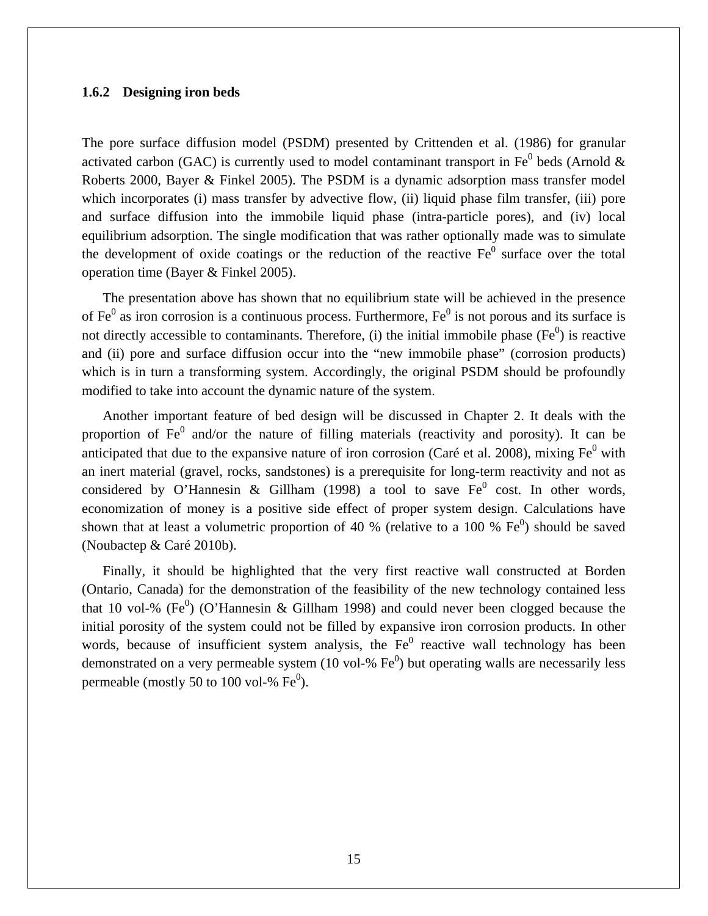### 1.6.2 Designing iron beds

The pore surface diffusion model (PSDM) presented by Crittenden et al. (1986) for granular activated carbon (GAC) is currently used to model contaminant transport in $Fe^0$ beds (Arnold & Roberts 2000, Bayer & Finkel 2005). The PSDM is a dynamic adsorption mass transfer model which incorporates (i) mass transfer by advective flow, (ii) liquid phase film transfer, (iii) pore and surface diffusion into the immobile liquid phase (intra-particle pores), and (iv) local equilibrium adsorption. The single modification that was rather optionally made was to simulate the development of oxide coatings or the reduction of the reactive $Fe^0$ surface over the total operation time (Bayer & Finkel 2005).

The presentation above has shown that no equilibrium state will be achieved in the presence of $Fe^0$ as iron corrosion is a continuous process. Furthermore, $Fe^0$ is not porous and its surface is not directly accessible to contaminants. Therefore, (i) the initial immobile phase ($Fe^0$) is reactive and (ii) pore and surface diffusion occur into the "new immobile phase" (corrosion products) which is in turn a transforming system. Accordingly, the original PSDM should be profoundly modified to take into account the dynamic nature of the system.

Another important feature of bed design will be discussed in Chapter 2. It deals with the proportion of $Fe^0$ and/or the nature of filling materials (reactivity and porosity). It can be anticipated that due to the expansive nature of iron corrosion (Caré et al. 2008), mixing $Fe^0$ with an inert material (gravel, rocks, sandstones) is a prerequisite for long-term reactivity and not as considered by O'Hannesin & Gillham (1998) a tool to save $Fe^0$ cost. In other words, economization of money is a positive side effect of proper system design. Calculations have shown that at least a volumetric proportion of 40 % (relative to a 100 % $Fe^0$) should be saved (Noubactep & Caré 2010b).

Finally, it should be highlighted that the very first reactive wall constructed at Borden (Ontario, Canada) for the demonstration of the feasibility of the new technology contained less that 10 vol-% ($Fe^0$) (O'Hannesin & Gillham 1998) and could never been clogged because the initial porosity of the system could not be filled by expansive iron corrosion products. In other words, because of insufficient system analysis, the $Fe^0$ reactive wall technology has been demonstrated on a very permeable system (10 vol-% $Fe^0$) but operating walls are necessarily less permeable (mostly 50 to 100 vol-% $Fe^0$).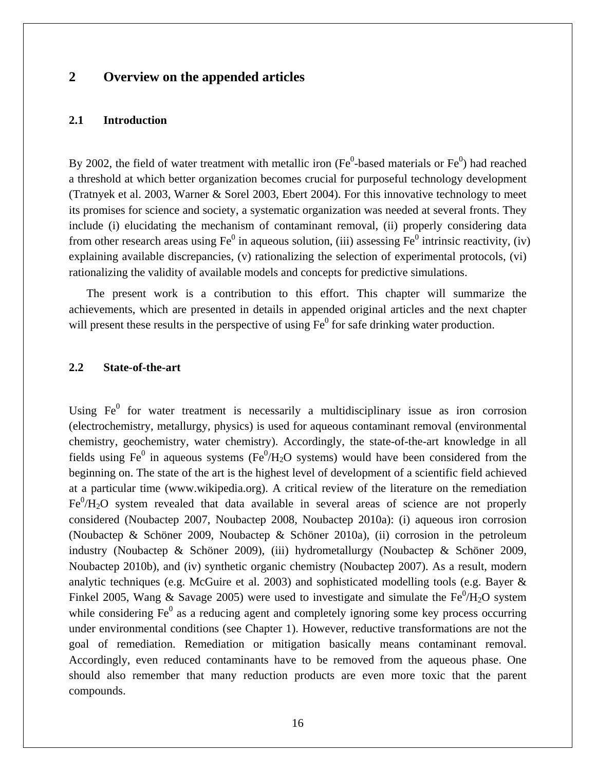# 2 Overview on the appended articles

## 2.1 Introduction

By 2002, the field of water treatment with metallic iron ($Fe^0$-based materials or $Fe^0$) had reached a threshold at which better organization becomes crucial for purposeful technology development (Tratnyek et al. 2003, Warner & Sorel 2003, Ebert 2004). For this innovative technology to meet its promises for science and society, a systematic organization was needed at several fronts. They include (i) elucidating the mechanism of contaminant removal, (ii) properly considering data from other research areas using $Fe^0$ in aqueous solution, (iii) assessing $Fe^0$ intrinsic reactivity, (iv) explaining available discrepancies, (v) rationalizing the selection of experimental protocols, (vi) rationalizing the validity of available models and concepts for predictive simulations.

The present work is a contribution to this effort. This chapter will summarize the achievements, which are presented in details in appended original articles and the next chapter will present these results in the perspective of using $Fe^0$ for safe drinking water production.

## 2.2 State-of-the-art

Using $Fe^0$ for water treatment is necessarily a multidisciplinary issue as iron corrosion (electrochemistry, metallurgy, physics) is used for aqueous contaminant removal (environmental chemistry, geochemistry, water chemistry). Accordingly, the state-of-the-art knowledge in all fields using $Fe^0$ in aqueous systems ($Fe^0/H_2O$ systems) would have been considered from the beginning on. The state of the art is the highest level of development of a scientific field achieved at a particular time (www.wikipedia.org). A critical review of the literature on the remediation $Fe^0/H_2O$ system revealed that data available in several areas of science are not properly considered (Noubactep 2007, Noubactep 2008, Noubactep 2010a): (i) aqueous iron corrosion (Noubactep & Schöner 2009, Noubactep & Schöner 2010a), (ii) corrosion in the petroleum industry (Noubactep & Schöner 2009), (iii) hydrometallurgy (Noubactep & Schöner 2009, Noubactep 2010b), and (iv) synthetic organic chemistry (Noubactep 2007). As a result, modern analytic techniques (e.g. McGuire et al. 2003) and sophisticated modelling tools (e.g. Bayer & Finkel 2005, Wang & Savage 2005) were used to investigate and simulate the $Fe^0/H_2O$ system while considering $Fe^0$ as a reducing agent and completely ignoring some key process occurring under environmental conditions (see Chapter 1). However, reductive transformations are not the goal of remediation. Remediation or mitigation basically means contaminant removal. Accordingly, even reduced contaminants have to be removed from the aqueous phase. One should also remember that many reduction products are even more toxic that the parent compounds.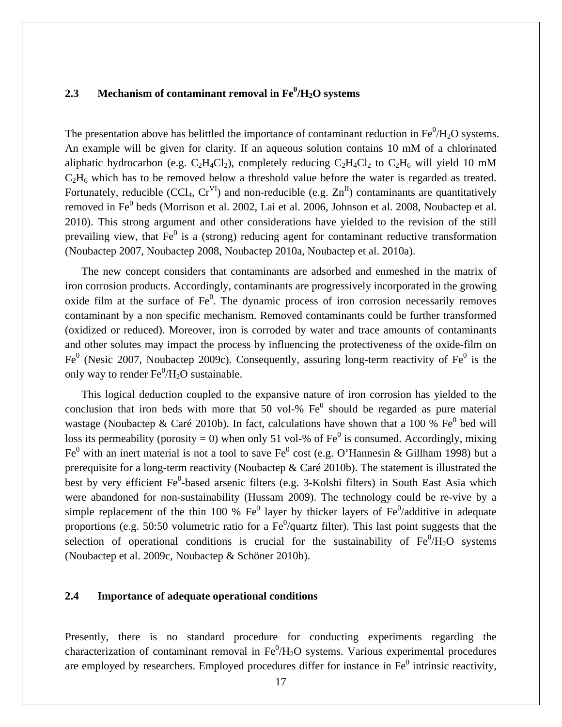## 2.3 Mechanism of contaminant removal in $Fe^0/H_2O$ systems

The presentation above has belittled the importance of contaminant reduction in $Fe^0/H_2O$ systems. An example will be given for clarity. If an aqueous solution contains 10 mM of a chlorinated aliphatic hydrocarbon (e.g. $C_2H_4Cl_2$), completely reducing $C_2H_4Cl_2$ to $C_2H_6$ will yield 10 mM $C_2H_6$ which has to be removed below a threshold value before the water is regarded as treated. Fortunately, reducible ($CCl_4$, $Cr^{VI}$) and non-reducible (e.g. $Zn^{II}$) contaminants are quantitatively removed in $Fe^0$ beds (Morrison et al. 2002, Lai et al. 2006, Johnson et al. 2008, Noubactep et al. 2010). This strong argument and other considerations have yielded to the revision of the still prevailing view, that $Fe^0$ is a (strong) reducing agent for contaminant reductive transformation (Noubactep 2007, Noubactep 2008, Noubactep 2010a, Noubactep et al. 2010a).

The new concept considers that contaminants are adsorbed and enmeshed in the matrix of iron corrosion products. Accordingly, contaminants are progressively incorporated in the growing oxide film at the surface of $Fe^0$. The dynamic process of iron corrosion necessarily removes contaminant by a non specific mechanism. Removed contaminants could be further transformed (oxidized or reduced). Moreover, iron is corroded by water and trace amounts of contaminants and other solutes may impact the process by influencing the protectiveness of the oxide-film on $Fe^0$ (Nesic 2007, Noubactep 2009c). Consequently, assuring long-term reactivity of $Fe^0$ is the only way to render $Fe^0/H_2O$ sustainable.

This logical deduction coupled to the expansive nature of iron corrosion has yielded to the conclusion that iron beds with more that 50 vol-% $Fe^0$ should be regarded as pure material wastage (Noubactep & Caré 2010b). In fact, calculations have shown that a 100 % $Fe^0$ bed will loss its permeability (porosity = 0) when only 51 vol-% of $Fe^0$ is consumed. Accordingly, mixing $Fe^0$ with an inert material is not a tool to save $Fe^0$ cost (e.g. O'Hannesin & Gillham 1998) but a prerequisite for a long-term reactivity (Noubactep & Caré 2010b). The statement is illustrated the best by very efficient $Fe^0$-based arsenic filters (e.g. 3-Kolshi filters) in South East Asia which were abandoned for non-sustainability (Hussam 2009). The technology could be re-vive by a simple replacement of the thin 100 % $Fe^0$ layer by thicker layers of $Fe^0$/additive in adequate proportions (e.g. 50:50 volumetric ratio for a $Fe^0$/quartz filter). This last point suggests that the selection of operational conditions is crucial for the sustainability of $Fe^0/H_2O$ systems (Noubactep et al. 2009c, Noubactep & Schöner 2010b).

## 2.4 Importance of adequate operational conditions

Presently, there is no standard procedure for conducting experiments regarding the characterization of contaminant removal in $Fe^0/H_2O$ systems. Various experimental procedures are employed by researchers. Employed procedures differ for instance in $Fe^0$ intrinsic reactivity,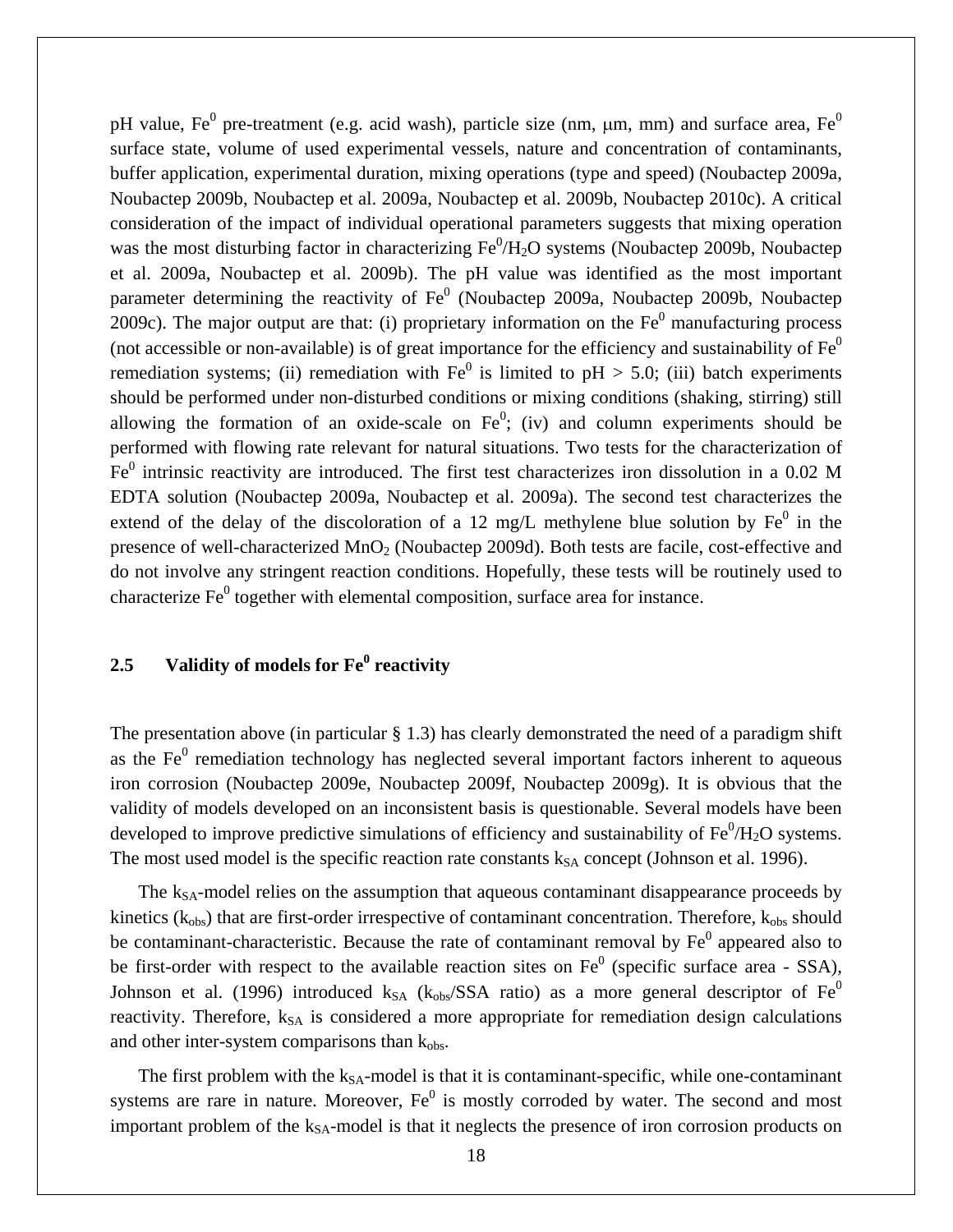pH value, $Fe^0$ pre-treatment (e.g. acid wash), particle size (nm, μm, mm) and surface area, $Fe^0$ surface state, volume of used experimental vessels, nature and concentration of contaminants, buffer application, experimental duration, mixing operations (type and speed) (Noubactep 2009a, Noubactep 2009b, Noubactep et al. 2009a, Noubactep et al. 2009b, Noubactep 2010c). A critical consideration of the impact of individual operational parameters suggests that mixing operation was the most disturbing factor in characterizing $Fe^0/H_2O$ systems (Noubactep 2009b, Noubactep et al. 2009a, Noubactep et al. 2009b). The pH value was identified as the most important parameter determining the reactivity of $Fe^0$ (Noubactep 2009a, Noubactep 2009b, Noubactep 2009c). The major output are that: (i) proprietary information on the $Fe^0$ manufacturing process (not accessible or non-available) is of great importance for the efficiency and sustainability of $Fe^0$ remediation systems; (ii) remediation with $Fe^0$ is limited to pH > 5.0; (iii) batch experiments should be performed under non-disturbed conditions or mixing conditions (shaking, stirring) still allowing the formation of an oxide-scale on $Fe^0$; (iv) and column experiments should be performed with flowing rate relevant for natural situations. Two tests for the characterization of $Fe^0$ intrinsic reactivity are introduced. The first test characterizes iron dissolution in a 0.02 M EDTA solution (Noubactep 2009a, Noubactep et al. 2009a). The second test characterizes the extend of the delay of the discoloration of a 12 mg/L methylene blue solution by $Fe^0$ in the presence of well-characterized $MnO_2$ (Noubactep 2009d). Both tests are facile, cost-effective and do not involve any stringent reaction conditions. Hopefully, these tests will be routinely used to characterize $Fe^0$ together with elemental composition, surface area for instance.

## 2.5 Validity of models for $Fe^0$ reactivity

The presentation above (in particular § 1.3) has clearly demonstrated the need of a paradigm shift as the $Fe^0$ remediation technology has neglected several important factors inherent to aqueous iron corrosion (Noubactep 2009e, Noubactep 2009f, Noubactep 2009g). It is obvious that the validity of models developed on an inconsistent basis is questionable. Several models have been developed to improve predictive simulations of efficiency and sustainability of $Fe^0/H_2O$ systems. The most used model is the specific reaction rate constants $k_{SA}$ concept (Johnson et al. 1996).

The $k_{SA}$-model relies on the assumption that aqueous contaminant disappearance proceeds by kinetics ($k_{obs}$) that are first-order irrespective of contaminant concentration. Therefore, $k_{obs}$ should be contaminant-characteristic. Because the rate of contaminant removal by $Fe^0$ appeared also to be first-order with respect to the available reaction sites on $Fe^0$ (specific surface area - SSA), Johnson et al. (1996) introduced $k_{SA}$ ($k_{obs}$/SSA ratio) as a more general descriptor of $Fe^0$ reactivity. Therefore, $k_{SA}$ is considered a more appropriate for remediation design calculations and other inter-system comparisons than $k_{obs}$.

The first problem with the $k_{SA}$-model is that it is contaminant-specific, while one-contaminant systems are rare in nature. Moreover, $Fe^0$ is mostly corroded by water. The second and most important problem of the $k_{SA}$-model is that it neglects the presence of iron corrosion products on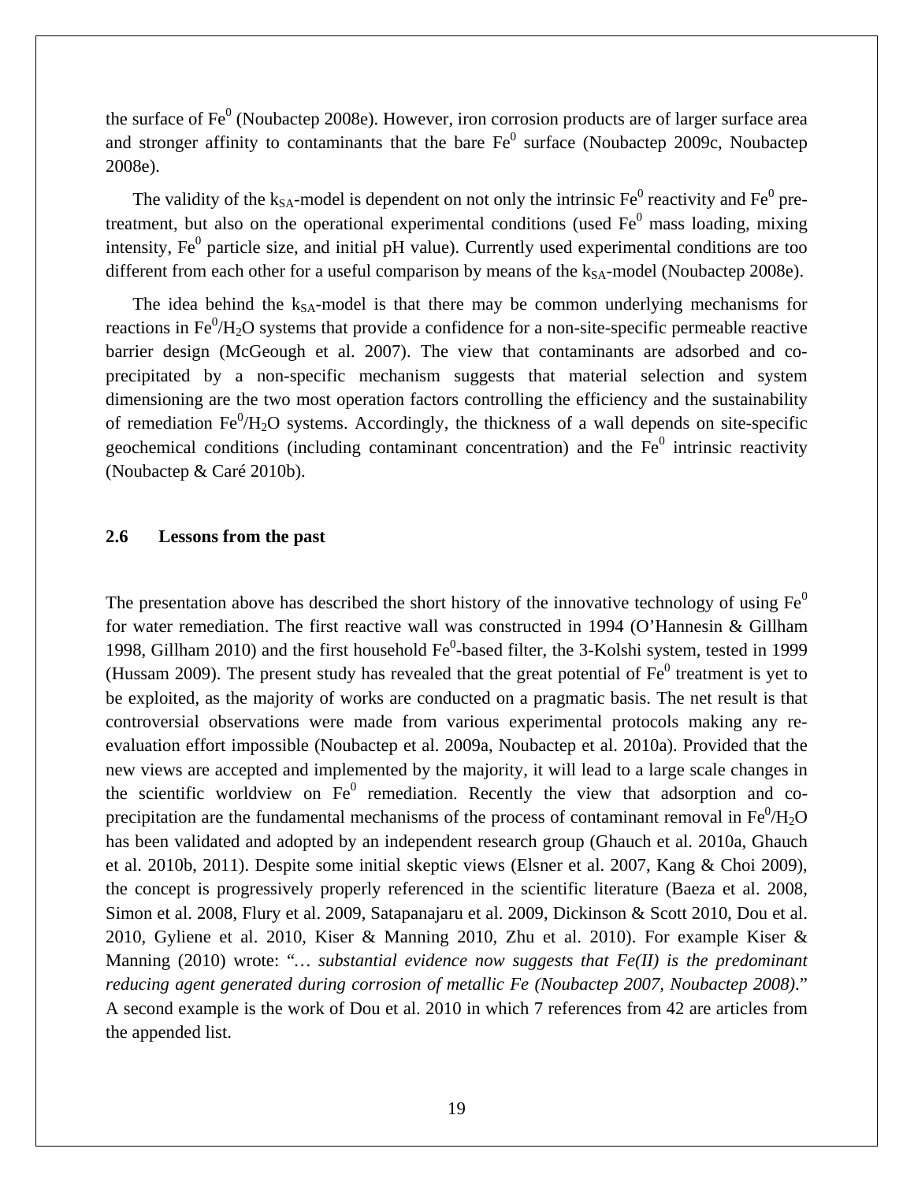the surface of $Fe^0$ (Noubactep 2008e). However, iron corrosion products are of larger surface area and stronger affinity to contaminants that the bare $Fe^0$ surface (Noubactep 2009c, Noubactep 2008e).

The validity of the $k_{SA}$-model is dependent on not only the intrinsic $Fe^0$ reactivity and $Fe^0$ pre-treatment, but also on the operational experimental conditions (used $Fe^0$ mass loading, mixing intensity, $Fe^0$ particle size, and initial pH value). Currently used experimental conditions are too different from each other for a useful comparison by means of the $k_{SA}$-model (Noubactep 2008e).

The idea behind the $k_{SA}$-model is that there may be common underlying mechanisms for reactions in $Fe^0/H_2O$ systems that provide a confidence for a non-site-specific permeable reactive barrier design (McGeough et al. 2007). The view that contaminants are adsorbed and co-precipitated by a non-specific mechanism suggests that material selection and system dimensioning are the two most operation factors controlling the efficiency and the sustainability of remediation $Fe^0/H_2O$ systems. Accordingly, the thickness of a wall depends on site-specific geochemical conditions (including contaminant concentration) and the $Fe^0$ intrinsic reactivity (Noubactep & Caré 2010b).

### 2.6 Lessons from the past

The presentation above has described the short history of the innovative technology of using $Fe^0$ for water remediation. The first reactive wall was constructed in 1994 (O'Hannesin & Gillham 1998, Gillham 2010) and the first household $Fe^0$-based filter, the 3-Kolshi system, tested in 1999 (Hussam 2009). The present study has revealed that the great potential of $Fe^0$ treatment is yet to be exploited, as the majority of works are conducted on a pragmatic basis. The net result is that controversial observations were made from various experimental protocols making any re-evaluation effort impossible (Noubactep et al. 2009a, Noubactep et al. 2010a). Provided that the new views are accepted and implemented by the majority, it will lead to a large scale changes in the scientific worldview on $Fe^0$ remediation. Recently the view that adsorption and co-precipitation are the fundamental mechanisms of the process of contaminant removal in $Fe^0/H_2O$ has been validated and adopted by an independent research group (Ghauch et al. 2010a, Ghauch et al. 2010b, 2011). Despite some initial skeptic views (Elsner et al. 2007, Kang & Choi 2009), the concept is progressively properly referenced in the scientific literature (Baeza et al. 2008, Simon et al. 2008, Flury et al. 2009, Satapanajaru et al. 2009, Dickinson & Scott 2010, Dou et al. 2010, Gyliene et al. 2010, Kiser & Manning 2010, Zhu et al. 2010). For example Kiser & Manning (2010) wrote: "*… substantial evidence now suggests that Fe(II) is the predominant reducing agent generated during corrosion of metallic Fe (Noubactep 2007, Noubactep 2008)*." A second example is the work of Dou et al. 2010 in which 7 references from 42 are articles from the appended list.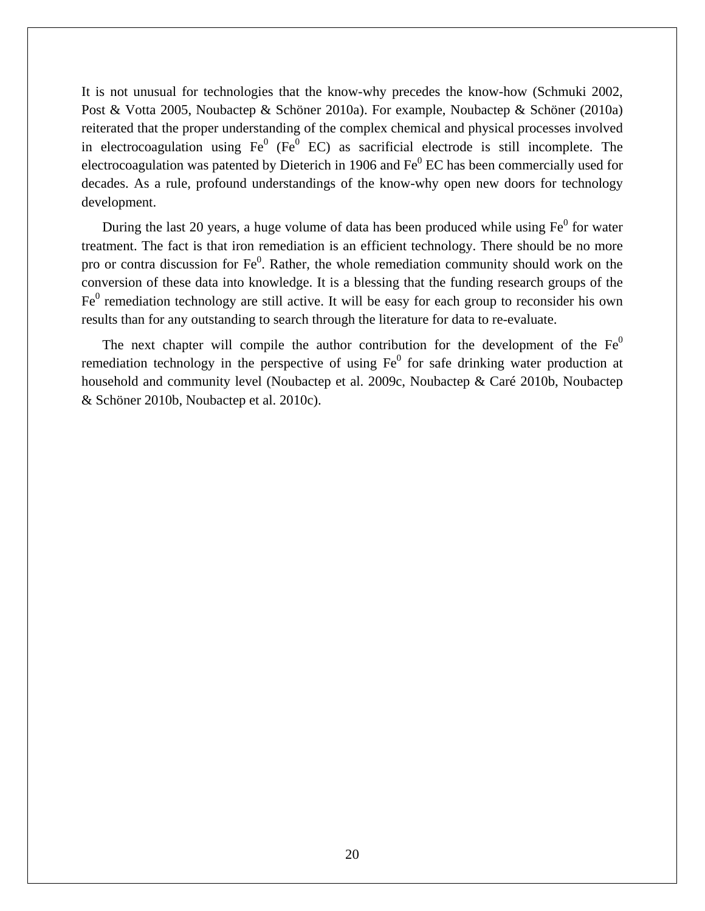It is not unusual for technologies that the know-why precedes the know-how (Schmuki 2002, Post & Votta 2005, Noubactep & Schöner 2010a). For example, Noubactep & Schöner (2010a) reiterated that the proper understanding of the complex chemical and physical processes involved in electrocoagulation using $Fe^0$ ($Fe^0$ EC) as sacrificial electrode is still incomplete. The electrocoagulation was patented by Dieterich in 1906 and $Fe^0$ EC has been commercially used for decades. As a rule, profound understandings of the know-why open new doors for technology development.

During the last 20 years, a huge volume of data has been produced while using $Fe^0$ for water treatment. The fact is that iron remediation is an efficient technology. There should be no more pro or contra discussion for $Fe^0$. Rather, the whole remediation community should work on the conversion of these data into knowledge. It is a blessing that the funding research groups of the $Fe^0$ remediation technology are still active. It will be easy for each group to reconsider his own results than for any outstanding to search through the literature for data to re-evaluate.

The next chapter will compile the author contribution for the development of the $Fe^0$ remediation technology in the perspective of using $Fe^0$ for safe drinking water production at household and community level (Noubactep et al. 2009c, Noubactep & Caré 2010b, Noubactep & Schöner 2010b, Noubactep et al. 2010c).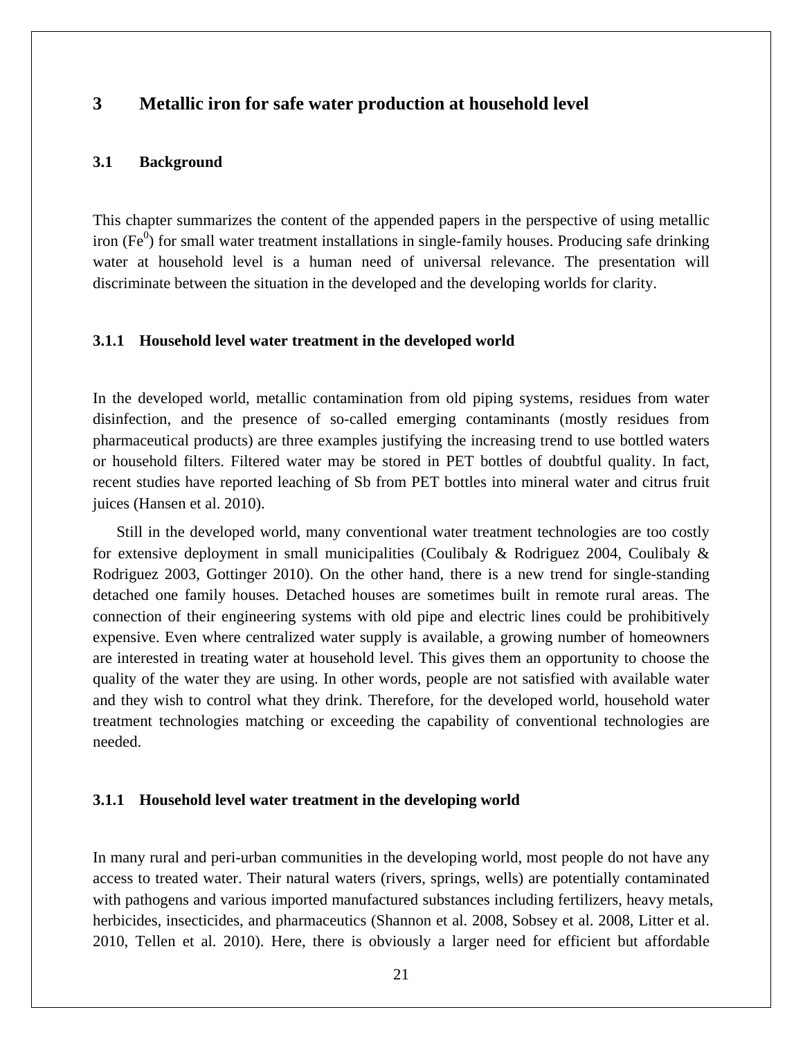# 3 Metallic iron for safe water production at household level

## 3.1 Background

This chapter summarizes the content of the appended papers in the perspective of using metallic iron ($Fe^0$) for small water treatment installations in single-family houses. Producing safe drinking water at household level is a human need of universal relevance. The presentation will discriminate between the situation in the developed and the developing worlds for clarity.

### 3.1.1 Household level water treatment in the developed world

In the developed world, metallic contamination from old piping systems, residues from water disinfection, and the presence of so-called emerging contaminants (mostly residues from pharmaceutical products) are three examples justifying the increasing trend to use bottled waters or household filters. Filtered water may be stored in PET bottles of doubtful quality. In fact, recent studies have reported leaching of Sb from PET bottles into mineral water and citrus fruit juices (Hansen et al. 2010).

Still in the developed world, many conventional water treatment technologies are too costly for extensive deployment in small municipalities (Coulibaly & Rodriguez 2004, Coulibaly & Rodriguez 2003, Gottinger 2010). On the other hand, there is a new trend for single-standing detached one family houses. Detached houses are sometimes built in remote rural areas. The connection of their engineering systems with old pipe and electric lines could be prohibitively expensive. Even where centralized water supply is available, a growing number of homeowners are interested in treating water at household level. This gives them an opportunity to choose the quality of the water they are using. In other words, people are not satisfied with available water and they wish to control what they drink. Therefore, for the developed world, household water treatment technologies matching or exceeding the capability of conventional technologies are needed.

### 3.1.1 Household level water treatment in the developing world

In many rural and peri-urban communities in the developing world, most people do not have any access to treated water. Their natural waters (rivers, springs, wells) are potentially contaminated with pathogens and various imported manufactured substances including fertilizers, heavy metals, herbicides, insecticides, and pharmaceutics (Shannon et al. 2008, Sobsey et al. 2008, Litter et al. 2010, Tellen et al. 2010). Here, there is obviously a larger need for efficient but affordable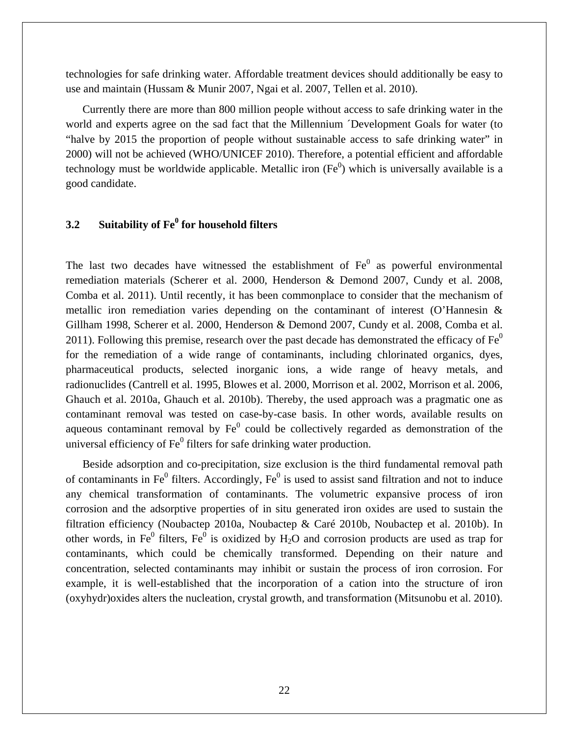technologies for safe drinking water. Affordable treatment devices should additionally be easy to use and maintain (Hussam & Munir 2007, Ngai et al. 2007, Tellen et al. 2010).

Currently there are more than 800 million people without access to safe drinking water in the world and experts agree on the sad fact that the Millennium ´Development Goals for water (to "halve by 2015 the proportion of people without sustainable access to safe drinking water" in 2000) will not be achieved (WHO/UNICEF 2010). Therefore, a potential efficient and affordable technology must be worldwide applicable. Metallic iron ($Fe^0$) which is universally available is a good candidate.

### 3.2 Suitability of $Fe^0$ for household filters

The last two decades have witnessed the establishment of $Fe^0$ as powerful environmental remediation materials (Scherer et al. 2000, Henderson & Demond 2007, Cundy et al. 2008, Comba et al. 2011). Until recently, it has been commonplace to consider that the mechanism of metallic iron remediation varies depending on the contaminant of interest (O'Hannesin & Gillham 1998, Scherer et al. 2000, Henderson & Demond 2007, Cundy et al. 2008, Comba et al. 2011). Following this premise, research over the past decade has demonstrated the efficacy of $Fe^0$ for the remediation of a wide range of contaminants, including chlorinated organics, dyes, pharmaceutical products, selected inorganic ions, a wide range of heavy metals, and radionuclides (Cantrell et al. 1995, Blowes et al. 2000, Morrison et al. 2002, Morrison et al. 2006, Ghauch et al. 2010a, Ghauch et al. 2010b). Thereby, the used approach was a pragmatic one as contaminant removal was tested on case-by-case basis. In other words, available results on aqueous contaminant removal by $Fe^0$ could be collectively regarded as demonstration of the universal efficiency of $Fe^0$ filters for safe drinking water production.

Beside adsorption and co-precipitation, size exclusion is the third fundamental removal path of contaminants in $Fe^0$ filters. Accordingly, $Fe^0$ is used to assist sand filtration and not to induce any chemical transformation of contaminants. The volumetric expansive process of iron corrosion and the adsorptive properties of in situ generated iron oxides are used to sustain the filtration efficiency (Noubactep 2010a, Noubactep & Caré 2010b, Noubactep et al. 2010b). In other words, in $Fe^0$ filters, $Fe^0$ is oxidized by $H_2O$ and corrosion products are used as trap for contaminants, which could be chemically transformed. Depending on their nature and concentration, selected contaminants may inhibit or sustain the process of iron corrosion. For example, it is well-established that the incorporation of a cation into the structure of iron (oxyhydr)oxides alters the nucleation, crystal growth, and transformation (Mitsunobu et al. 2010).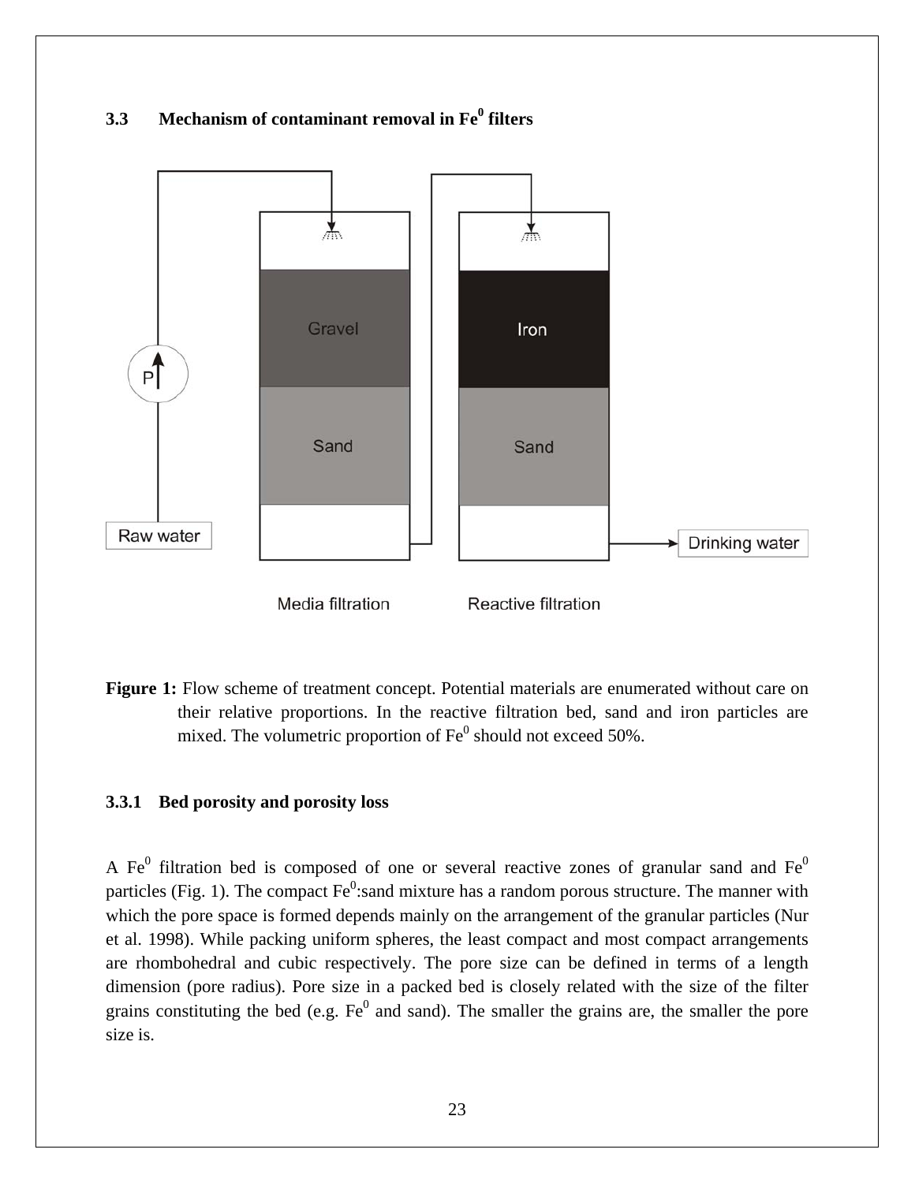### 3.3 Mechanism of contaminant removal in $Fe^0$ filters

**Figure 1:** Flow scheme of treatment concept. Potential materials are enumerated without care on their relative proportions. In the reactive filtration bed, sand and iron particles are mixed. The volumetric proportion of $Fe^0$ should not exceed 50%.

#### 3.3.1 Bed porosity and porosity loss

A $Fe^0$ filtration bed is composed of one or several reactive zones of granular sand and $Fe^0$ particles (Fig. 1). The compact $Fe^0$:sand mixture has a random porous structure. The manner with which the pore space is formed depends mainly on the arrangement of the granular particles (Nur et al. 1998). While packing uniform spheres, the least compact and most compact arrangements are rhombohedral and cubic respectively. The pore size can be defined in terms of a length dimension (pore radius). Pore size in a packed bed is closely related with the size of the filter grains constituting the bed (e.g. $Fe^0$ and sand). The smaller the grains are, the smaller the pore size is.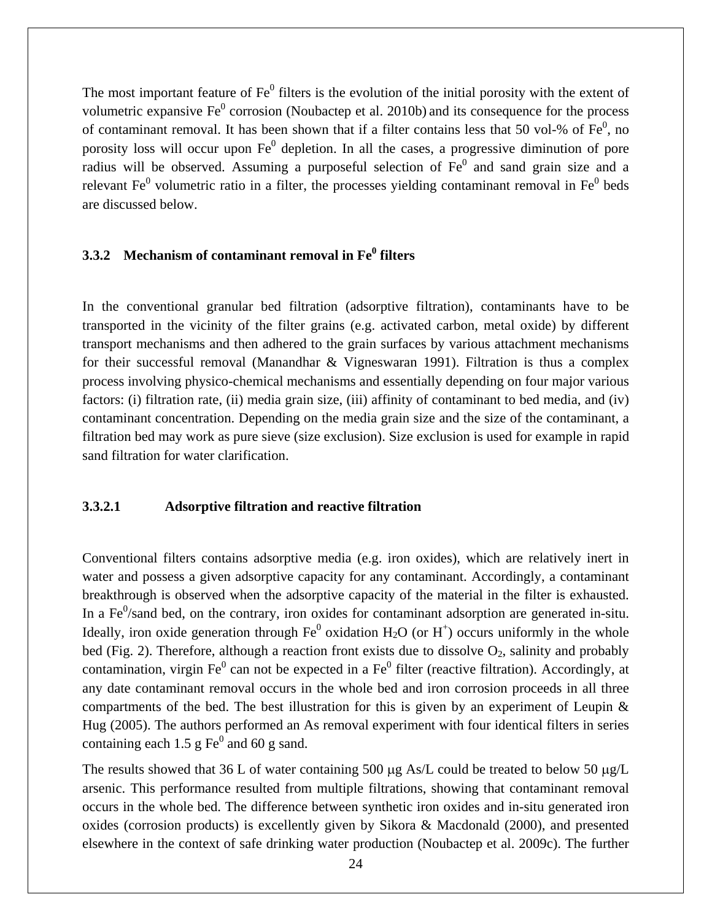The most important feature of $Fe^0$ filters is the evolution of the initial porosity with the extent of volumetric expansive $Fe^0$ corrosion (Noubactep et al. 2010b) and its consequence for the process of contaminant removal. It has been shown that if a filter contains less that 50 vol-% of $Fe^0$, no porosity loss will occur upon $Fe^0$ depletion. In all the cases, a progressive diminution of pore radius will be observed. Assuming a purposeful selection of $Fe^0$ and sand grain size and a relevant $Fe^0$ volumetric ratio in a filter, the processes yielding contaminant removal in $Fe^0$ beds are discussed below.

### 3.3.2 Mechanism of contaminant removal in $Fe^0$ filters

In the conventional granular bed filtration (adsorptive filtration), contaminants have to be transported in the vicinity of the filter grains (e.g. activated carbon, metal oxide) by different transport mechanisms and then adhered to the grain surfaces by various attachment mechanisms for their successful removal (Manandhar & Vigneswaran 1991). Filtration is thus a complex process involving physico-chemical mechanisms and essentially depending on four major various factors: (i) filtration rate, (ii) media grain size, (iii) affinity of contaminant to bed media, and (iv) contaminant concentration. Depending on the media grain size and the size of the contaminant, a filtration bed may work as pure sieve (size exclusion). Size exclusion is used for example in rapid sand filtration for water clarification.

#### 3.3.2.1 Adsorptive filtration and reactive filtration

Conventional filters contains adsorptive media (e.g. iron oxides), which are relatively inert in water and possess a given adsorptive capacity for any contaminant. Accordingly, a contaminant breakthrough is observed when the adsorptive capacity of the material in the filter is exhausted. In a $Fe^0$/sand bed, on the contrary, iron oxides for contaminant adsorption are generated in-situ. Ideally, iron oxide generation through $Fe^0$ oxidation $H_2O$ (or $H^+$) occurs uniformly in the whole bed (Fig. 2). Therefore, although a reaction front exists due to dissolve $O_2$, salinity and probably contamination, virgin $Fe^0$ can not be expected in a $Fe^0$ filter (reactive filtration). Accordingly, at any date contaminant removal occurs in the whole bed and iron corrosion proceeds in all three compartments of the bed. The best illustration for this is given by an experiment of Leupin & Hug (2005). The authors performed an As removal experiment with four identical filters in series containing each 1.5 g $Fe^0$ and 60 g sand.

The results showed that 36 L of water containing 500 μg As/L could be treated to below 50 μg/L arsenic. This performance resulted from multiple filtrations, showing that contaminant removal occurs in the whole bed. The difference between synthetic iron oxides and in-situ generated iron oxides (corrosion products) is excellently given by Sikora & Macdonald (2000), and presented elsewhere in the context of safe drinking water production (Noubactep et al. 2009c). The further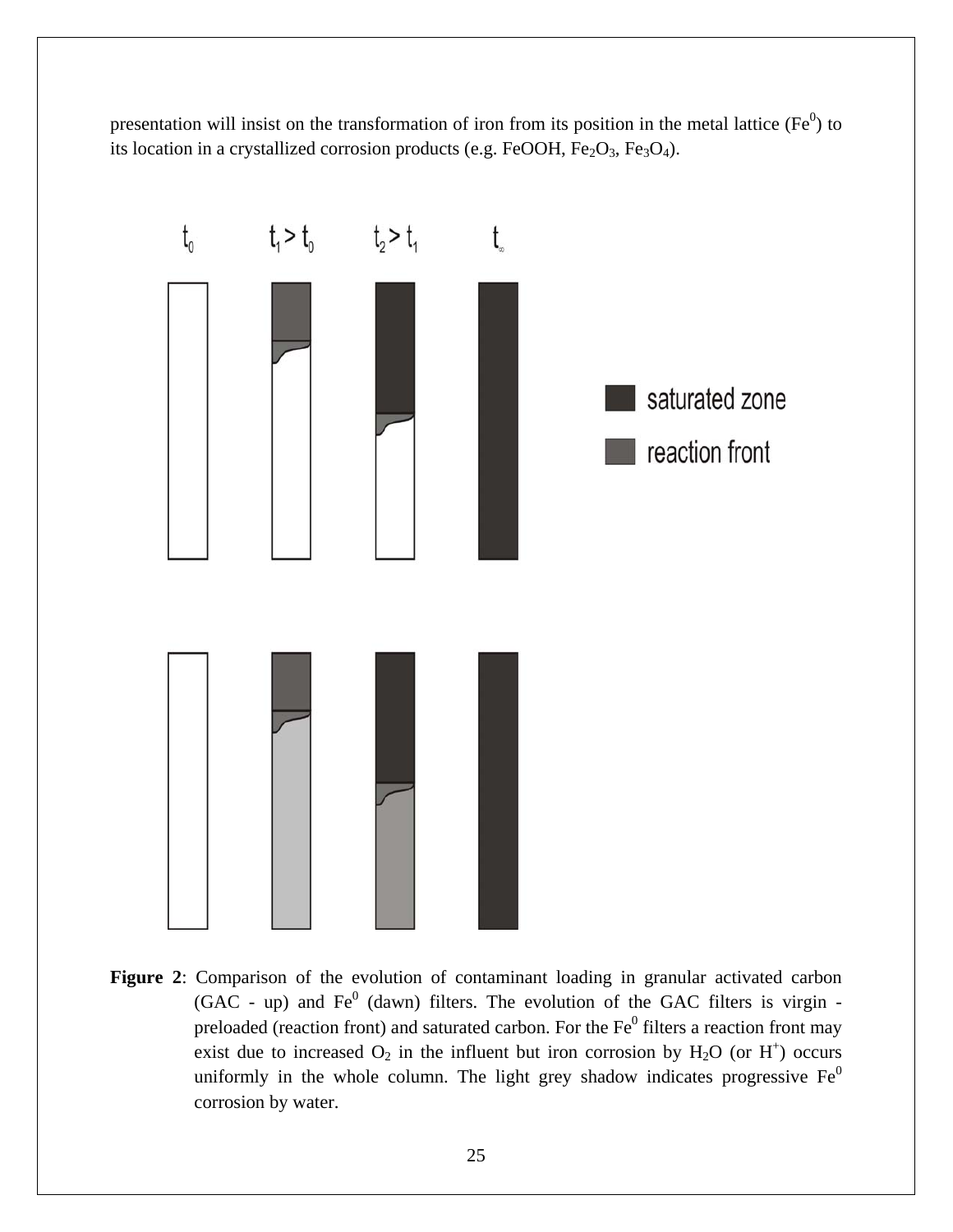presentation will insist on the transformation of iron from its position in the metal lattice ($Fe^0$) to its location in a crystallized corrosion products (e.g. FeOOH, $Fe_2O_3$, $Fe_3O_4$).

**Figure 2**: Comparison of the evolution of contaminant loading in granular activated carbon (GAC - up) and $Fe^0$ (dawn) filters. The evolution of the GAC filters is virgin - preloaded (reaction front) and saturated carbon. For the $Fe^0$ filters a reaction front may exist due to increased $O_2$ in the influent but iron corrosion by $H_2O$ (or $H^+$) occurs uniformly in the whole column. The light grey shadow indicates progressive $Fe^0$ corrosion by water.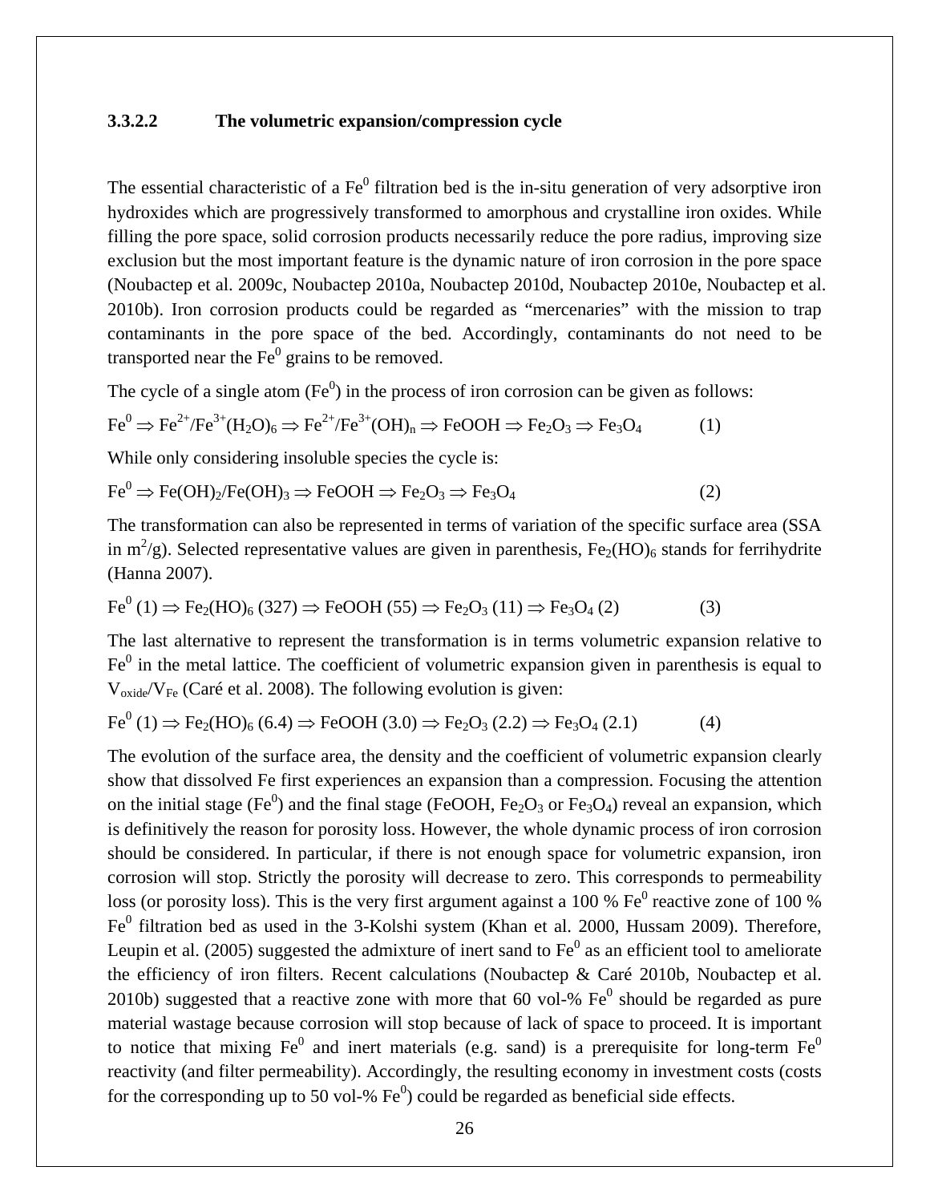#### 3.3.2.2 The volumetric expansion/compression cycle

The essential characteristic of a $Fe^0$ filtration bed is the in-situ generation of very adsorptive iron hydroxides which are progressively transformed to amorphous and crystalline iron oxides. While filling the pore space, solid corrosion products necessarily reduce the pore radius, improving size exclusion but the most important feature is the dynamic nature of iron corrosion in the pore space (Noubactep et al. 2009c, Noubactep 2010a, Noubactep 2010d, Noubactep 2010e, Noubactep et al. 2010b). Iron corrosion products could be regarded as "mercenaries" with the mission to trap contaminants in the pore space of the bed. Accordingly, contaminants do not need to be transported near the $Fe^0$ grains to be removed.

The cycle of a single atom ($Fe^0$) in the process of iron corrosion can be given as follows:

$$Fe^0 \Rightarrow Fe^{2+}/Fe^{3+}(H_2O)_6 \Rightarrow Fe^{2+}/Fe^{3+}(OH)_n \Rightarrow FeOOH \Rightarrow Fe_2O_3 \Rightarrow Fe_3O_4 \quad (1)$$

While only considering insoluble species the cycle is:

$$Fe^0 \Rightarrow Fe(OH)_2/Fe(OH)_3 \Rightarrow FeOOH \Rightarrow Fe_2O_3 \Rightarrow Fe_3O_4 \quad (2)$$

The transformation can also be represented in terms of variation of the specific surface area (SSA in $m^2/g$). Selected representative values are given in parenthesis, $Fe_2(HO)_6$ stands for ferrihydrite (Hanna 2007).

$$Fe^0\ (1) \Rightarrow Fe_2(HO)_6\ (327) \Rightarrow FeOOH\ (55) \Rightarrow Fe_2O_3\ (11) \Rightarrow Fe_3O_4\ (2) \quad (3)$$

The last alternative to represent the transformation is in terms volumetric expansion relative to $Fe^0$ in the metal lattice. The coefficient of volumetric expansion given in parenthesis is equal to $V_{oxide}/V_{Fe}$ (Caré et al. 2008). The following evolution is given:

$$Fe^0\ (1) \Rightarrow Fe_2(HO)_6\ (6.4) \Rightarrow FeOOH\ (3.0) \Rightarrow Fe_2O_3\ (2.2) \Rightarrow Fe_3O_4\ (2.1) \quad (4)$$

The evolution of the surface area, the density and the coefficient of volumetric expansion clearly show that dissolved Fe first experiences an expansion than a compression. Focusing the attention on the initial stage ($Fe^0$) and the final stage (FeOOH, $Fe_2O_3$ or $Fe_3O_4$) reveal an expansion, which is definitively the reason for porosity loss. However, the whole dynamic process of iron corrosion should be considered. In particular, if there is not enough space for volumetric expansion, iron corrosion will stop. Strictly the porosity will decrease to zero. This corresponds to permeability loss (or porosity loss). This is the very first argument against a 100 % $Fe^0$ reactive zone of 100 % $Fe^0$ filtration bed as used in the 3-Kolshi system (Khan et al. 2000, Hussam 2009). Therefore, Leupin et al. (2005) suggested the admixture of inert sand to $Fe^0$ as an efficient tool to ameliorate the efficiency of iron filters. Recent calculations (Noubactep & Caré 2010b, Noubactep et al. 2010b) suggested that a reactive zone with more that 60 vol-% $Fe^0$ should be regarded as pure material wastage because corrosion will stop because of lack of space to proceed. It is important to notice that mixing $Fe^0$ and inert materials (e.g. sand) is a prerequisite for long-term $Fe^0$ reactivity (and filter permeability). Accordingly, the resulting economy in investment costs (costs for the corresponding up to 50 vol-% $Fe^0$) could be regarded as beneficial side effects.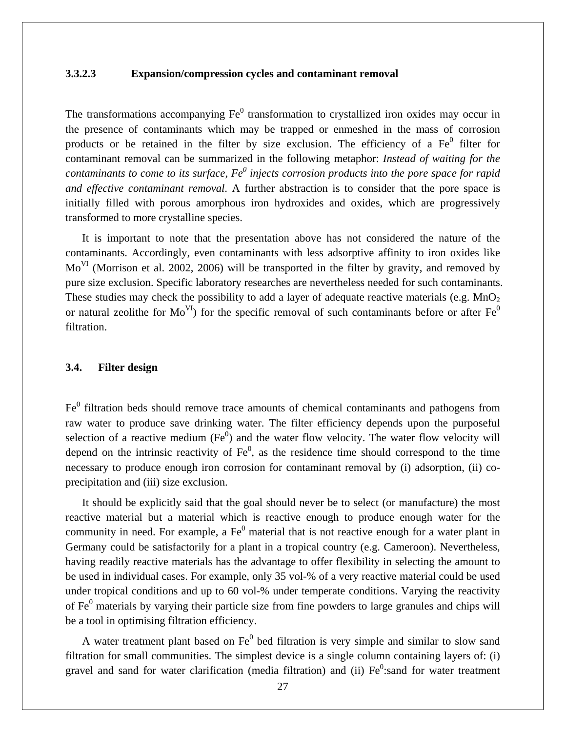### 3.3.2.3 Expansion/compression cycles and contaminant removal

The transformations accompanying $Fe^0$ transformation to crystallized iron oxides may occur in the presence of contaminants which may be trapped or enmeshed in the mass of corrosion products or be retained in the filter by size exclusion. The efficiency of a $Fe^0$ filter for contaminant removal can be summarized in the following metaphor: *Instead of waiting for the contaminants to come to its surface, $Fe^0$ injects corrosion products into the pore space for rapid and effective contaminant removal*. A further abstraction is to consider that the pore space is initially filled with porous amorphous iron hydroxides and oxides, which are progressively transformed to more crystalline species.

It is important to note that the presentation above has not considered the nature of the contaminants. Accordingly, even contaminants with less adsorptive affinity to iron oxides like $Mo^{VI}$ (Morrison et al. 2002, 2006) will be transported in the filter by gravity, and removed by pure size exclusion. Specific laboratory researches are nevertheless needed for such contaminants. These studies may check the possibility to add a layer of adequate reactive materials (e.g. $MnO_2$ or natural zeolithe for $Mo^{VI}$) for the specific removal of such contaminants before or after $Fe^0$ filtration.

## 3.4. Filter design

$Fe^0$ filtration beds should remove trace amounts of chemical contaminants and pathogens from raw water to produce save drinking water. The filter efficiency depends upon the purposeful selection of a reactive medium ($Fe^0$) and the water flow velocity. The water flow velocity will depend on the intrinsic reactivity of $Fe^0$, as the residence time should correspond to the time necessary to produce enough iron corrosion for contaminant removal by (i) adsorption, (ii) co-precipitation and (iii) size exclusion.

It should be explicitly said that the goal should never be to select (or manufacture) the most reactive material but a material which is reactive enough to produce enough water for the community in need. For example, a $Fe^0$ material that is not reactive enough for a water plant in Germany could be satisfactorily for a plant in a tropical country (e.g. Cameroon). Nevertheless, having readily reactive materials has the advantage to offer flexibility in selecting the amount to be used in individual cases. For example, only 35 vol-% of a very reactive material could be used under tropical conditions and up to 60 vol-% under temperate conditions. Varying the reactivity of $Fe^0$ materials by varying their particle size from fine powders to large granules and chips will be a tool in optimising filtration efficiency.

A water treatment plant based on $Fe^0$ bed filtration is very simple and similar to slow sand filtration for small communities. The simplest device is a single column containing layers of: (i) gravel and sand for water clarification (media filtration) and (ii) $Fe^0$:sand for water treatment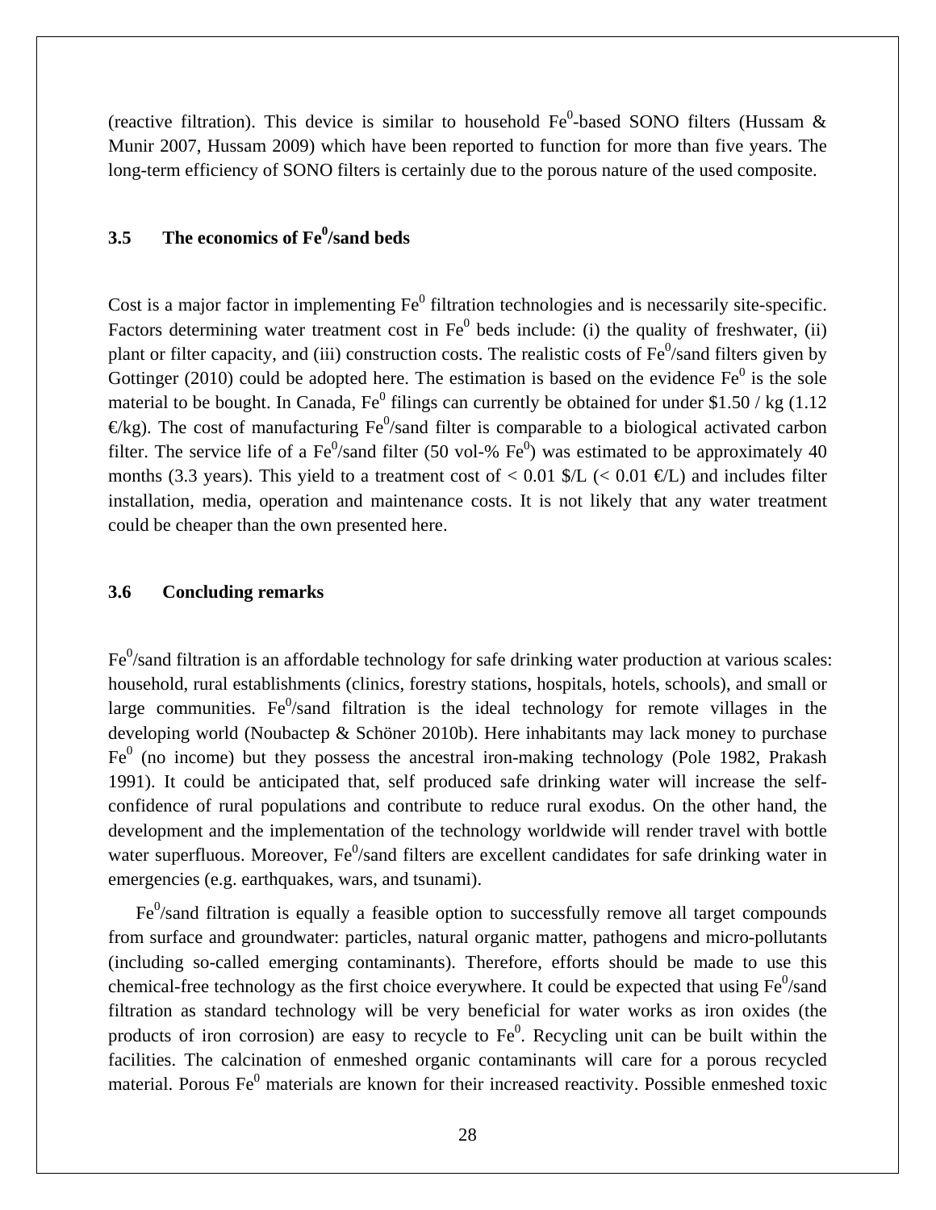(reactive filtration). This device is similar to household $Fe^0$-based SONO filters (Hussam & Munir 2007, Hussam 2009) which have been reported to function for more than five years. The long-term efficiency of SONO filters is certainly due to the porous nature of the used composite.

### 3.5 The economics of $Fe^0$/sand beds

Cost is a major factor in implementing $Fe^0$ filtration technologies and is necessarily site-specific. Factors determining water treatment cost in $Fe^0$ beds include: (i) the quality of freshwater, (ii) plant or filter capacity, and (iii) construction costs. The realistic costs of $Fe^0$/sand filters given by Gottinger (2010) could be adopted here. The estimation is based on the evidence $Fe^0$ is the sole material to be bought. In Canada, $Fe^0$ filings can currently be obtained for under $1.50 / kg (1.12 €/kg). The cost of manufacturing $Fe^0$/sand filter is comparable to a biological activated carbon filter. The service life of a $Fe^0$/sand filter (50 vol-% $Fe^0$) was estimated to be approximately 40 months (3.3 years). This yield to a treatment cost of < 0.01 $/L (< 0.01 €/L) and includes filter installation, media, operation and maintenance costs. It is not likely that any water treatment could be cheaper than the own presented here.

### 3.6 Concluding remarks

$Fe^0$/sand filtration is an affordable technology for safe drinking water production at various scales: household, rural establishments (clinics, forestry stations, hospitals, hotels, schools), and small or large communities. $Fe^0$/sand filtration is the ideal technology for remote villages in the developing world (Noubactep & Schöner 2010b). Here inhabitants may lack money to purchase $Fe^0$ (no income) but they possess the ancestral iron-making technology (Pole 1982, Prakash 1991). It could be anticipated that, self produced safe drinking water will increase the self-confidence of rural populations and contribute to reduce rural exodus. On the other hand, the development and the implementation of the technology worldwide will render travel with bottle water superfluous. Moreover, $Fe^0$/sand filters are excellent candidates for safe drinking water in emergencies (e.g. earthquakes, wars, and tsunami).

$Fe^0$/sand filtration is equally a feasible option to successfully remove all target compounds from surface and groundwater: particles, natural organic matter, pathogens and micro-pollutants (including so-called emerging contaminants). Therefore, efforts should be made to use this chemical-free technology as the first choice everywhere. It could be expected that using $Fe^0$/sand filtration as standard technology will be very beneficial for water works as iron oxides (the products of iron corrosion) are easy to recycle to $Fe^0$. Recycling unit can be built within the facilities. The calcination of enmeshed organic contaminants will care for a porous recycled material. Porous $Fe^0$ materials are known for their increased reactivity. Possible enmeshed toxic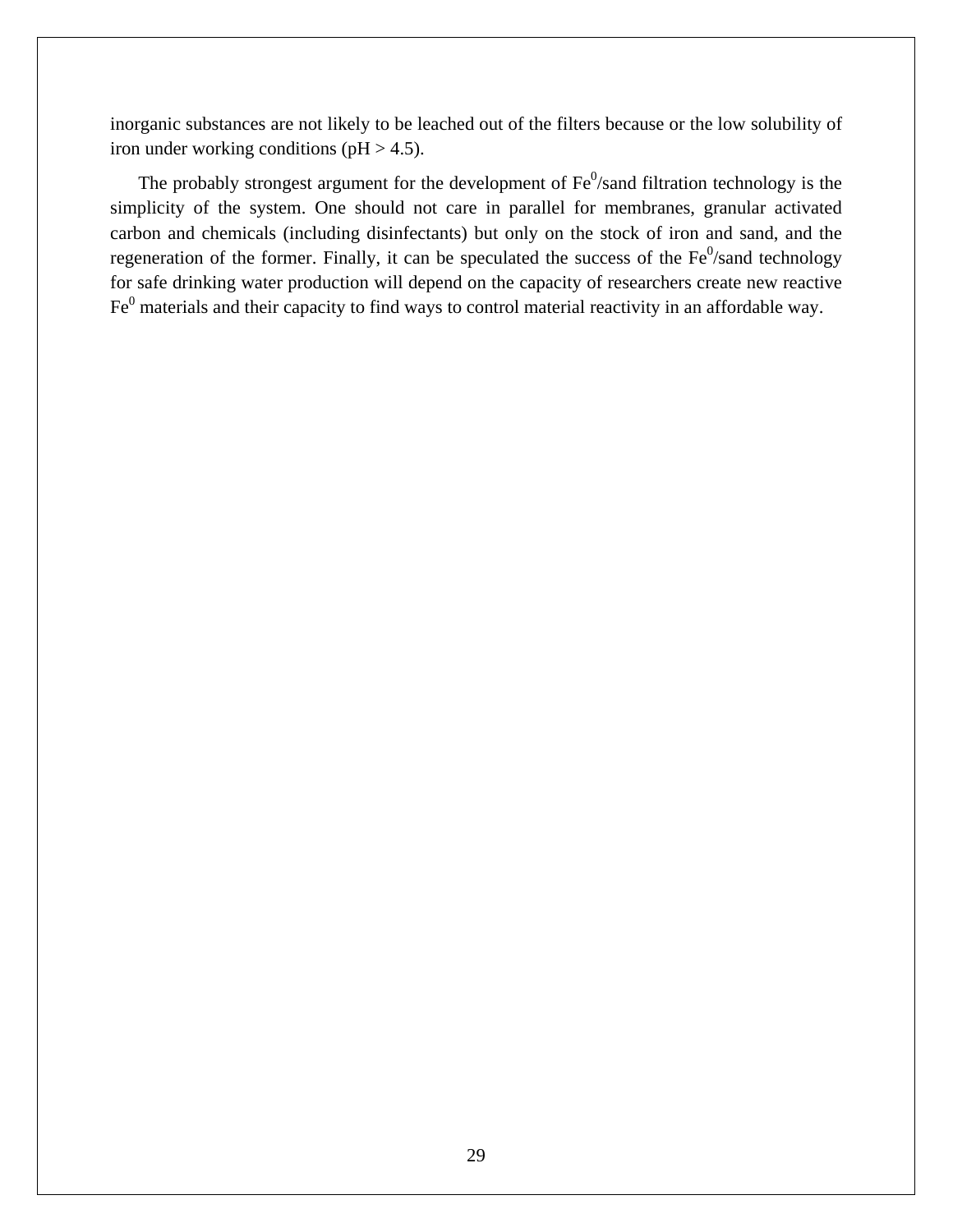inorganic substances are not likely to be leached out of the filters because or the low solubility of iron under working conditions (pH > 4.5).

The probably strongest argument for the development of $Fe^0$/sand filtration technology is the simplicity of the system. One should not care in parallel for membranes, granular activated carbon and chemicals (including disinfectants) but only on the stock of iron and sand, and the regeneration of the former. Finally, it can be speculated the success of the $Fe^0$/sand technology for safe drinking water production will depend on the capacity of researchers create new reactive $Fe^0$ materials and their capacity to find ways to control material reactivity in an affordable way.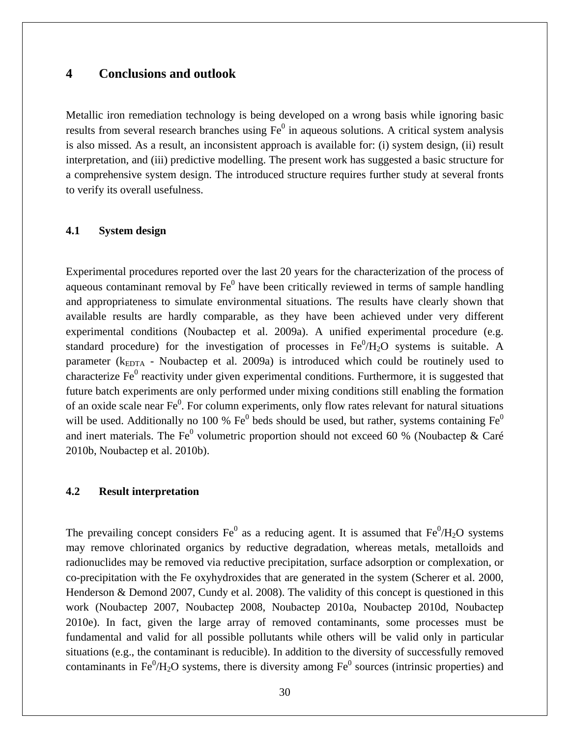# 4 Conclusions and outlook

Metallic iron remediation technology is being developed on a wrong basis while ignoring basic results from several research branches using $Fe^0$ in aqueous solutions. A critical system analysis is also missed. As a result, an inconsistent approach is available for: (i) system design, (ii) result interpretation, and (iii) predictive modelling. The present work has suggested a basic structure for a comprehensive system design. The introduced structure requires further study at several fronts to verify its overall usefulness.

## 4.1 System design

Experimental procedures reported over the last 20 years for the characterization of the process of aqueous contaminant removal by $Fe^0$ have been critically reviewed in terms of sample handling and appropriateness to simulate environmental situations. The results have clearly shown that available results are hardly comparable, as they have been achieved under very different experimental conditions (Noubactep et al. 2009a). A unified experimental procedure (e.g. standard procedure) for the investigation of processes in $Fe^0/H_2O$ systems is suitable. A parameter ($k_{EDTA}$ - Noubactep et al. 2009a) is introduced which could be routinely used to characterize $Fe^0$ reactivity under given experimental conditions. Furthermore, it is suggested that future batch experiments are only performed under mixing conditions still enabling the formation of an oxide scale near $Fe^0$. For column experiments, only flow rates relevant for natural situations will be used. Additionally no 100 % $Fe^0$ beds should be used, but rather, systems containing $Fe^0$ and inert materials. The $Fe^0$ volumetric proportion should not exceed 60 % (Noubactep & Caré 2010b, Noubactep et al. 2010b).

## 4.2 Result interpretation

The prevailing concept considers $Fe^0$ as a reducing agent. It is assumed that $Fe^0/H_2O$ systems may remove chlorinated organics by reductive degradation, whereas metals, metalloids and radionuclides may be removed via reductive precipitation, surface adsorption or complexation, or co-precipitation with the Fe oxyhydroxides that are generated in the system (Scherer et al. 2000, Henderson & Demond 2007, Cundy et al. 2008). The validity of this concept is questioned in this work (Noubactep 2007, Noubactep 2008, Noubactep 2010a, Noubactep 2010d, Noubactep 2010e). In fact, given the large array of removed contaminants, some processes must be fundamental and valid for all possible pollutants while others will be valid only in particular situations (e.g., the contaminant is reducible). In addition to the diversity of successfully removed contaminants in $Fe^0/H_2O$ systems, there is diversity among $Fe^0$ sources (intrinsic properties) and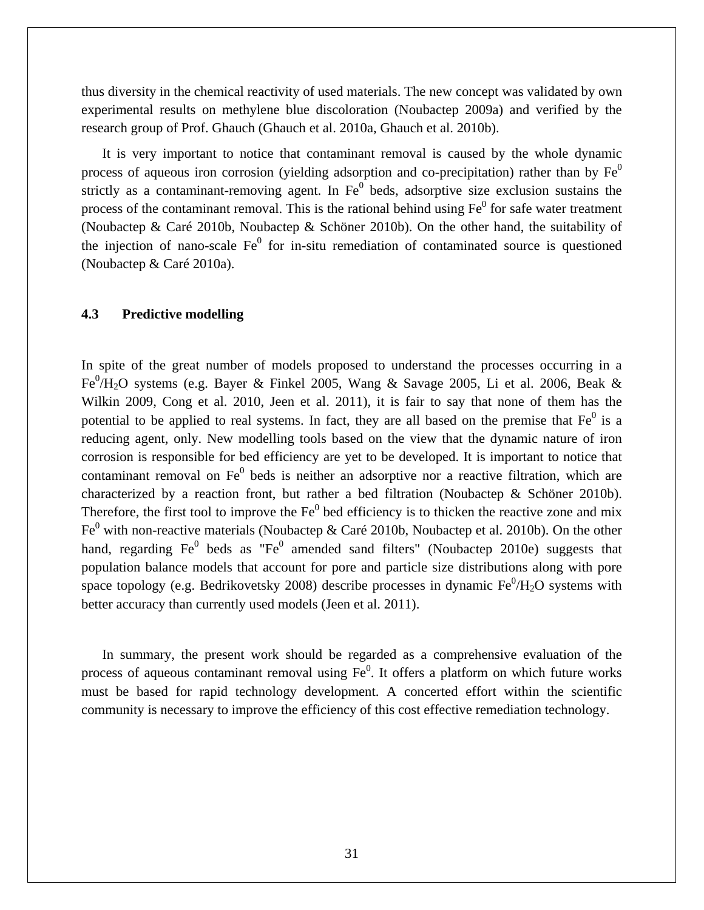thus diversity in the chemical reactivity of used materials. The new concept was validated by own experimental results on methylene blue discoloration (Noubactep 2009a) and verified by the research group of Prof. Ghauch (Ghauch et al. 2010a, Ghauch et al. 2010b).

It is very important to notice that contaminant removal is caused by the whole dynamic process of aqueous iron corrosion (yielding adsorption and co-precipitation) rather than by $Fe^0$ strictly as a contaminant-removing agent. In $Fe^0$ beds, adsorptive size exclusion sustains the process of the contaminant removal. This is the rational behind using $Fe^0$ for safe water treatment (Noubactep & Caré 2010b, Noubactep & Schöner 2010b). On the other hand, the suitability of the injection of nano-scale $Fe^0$ for in-situ remediation of contaminated source is questioned (Noubactep & Caré 2010a).

### 4.3 Predictive modelling

In spite of the great number of models proposed to understand the processes occurring in a $Fe^0/H_2O$ systems (e.g. Bayer & Finkel 2005, Wang & Savage 2005, Li et al. 2006, Beak & Wilkin 2009, Cong et al. 2010, Jeen et al. 2011), it is fair to say that none of them has the potential to be applied to real systems. In fact, they are all based on the premise that $Fe^0$ is a reducing agent, only. New modelling tools based on the view that the dynamic nature of iron corrosion is responsible for bed efficiency are yet to be developed. It is important to notice that contaminant removal on $Fe^0$ beds is neither an adsorptive nor a reactive filtration, which are characterized by a reaction front, but rather a bed filtration (Noubactep & Schöner 2010b). Therefore, the first tool to improve the $Fe^0$ bed efficiency is to thicken the reactive zone and mix $Fe^0$ with non-reactive materials (Noubactep & Caré 2010b, Noubactep et al. 2010b). On the other hand, regarding $Fe^0$ beds as "$Fe^0$ amended sand filters" (Noubactep 2010e) suggests that population balance models that account for pore and particle size distributions along with pore space topology (e.g. Bedrikovetsky 2008) describe processes in dynamic $Fe^0/H_2O$ systems with better accuracy than currently used models (Jeen et al. 2011).

In summary, the present work should be regarded as a comprehensive evaluation of the process of aqueous contaminant removal using $Fe^0$. It offers a platform on which future works must be based for rapid technology development. A concerted effort within the scientific community is necessary to improve the efficiency of this cost effective remediation technology.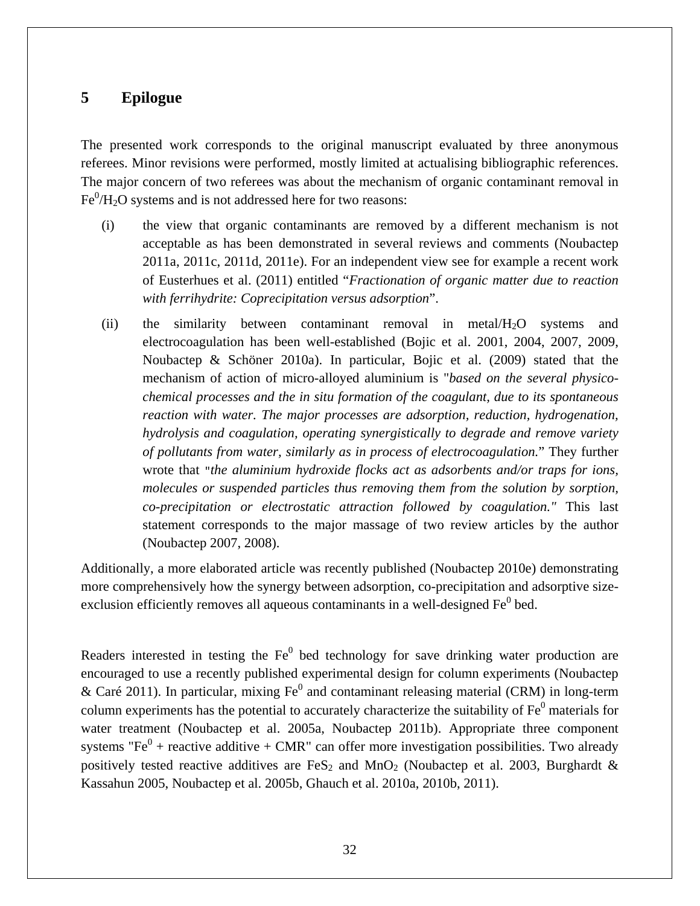# 5 Epilogue

The presented work corresponds to the original manuscript evaluated by three anonymous referees. Minor revisions were performed, mostly limited at actualising bibliographic references. The major concern of two referees was about the mechanism of organic contaminant removal in $Fe^0/H_2O$ systems and is not addressed here for two reasons:

(i) the view that organic contaminants are removed by a different mechanism is not acceptable as has been demonstrated in several reviews and comments (Noubactep 2011a, 2011c, 2011d, 2011e). For an independent view see for example a recent work of Eusterhues et al. (2011) entitled "*Fractionation of organic matter due to reaction with ferrihydrite: Coprecipitation versus adsorption*".

(ii) the similarity between contaminant removal in metal/$H_2O$ systems and electrocoagulation has been well-established (Bojic et al. 2001, 2004, 2007, 2009, Noubactep & Schöner 2010a). In particular, Bojic et al. (2009) stated that the mechanism of action of micro-alloyed aluminium is "*based on the several physico-chemical processes and the in situ formation of the coagulant, due to its spontaneous reaction with water. The major processes are adsorption, reduction, hydrogenation, hydrolysis and coagulation, operating synergistically to degrade and remove variety of pollutants from water, similarly as in process of electrocoagulation.*" They further wrote that "*the aluminium hydroxide flocks act as adsorbents and/or traps for ions, molecules or suspended particles thus removing them from the solution by sorption, co-precipitation or electrostatic attraction followed by coagulation."* This last statement corresponds to the major massage of two review articles by the author (Noubactep 2007, 2008).

Additionally, a more elaborated article was recently published (Noubactep 2010e) demonstrating more comprehensively how the synergy between adsorption, co-precipitation and adsorptive size-exclusion efficiently removes all aqueous contaminants in a well-designed $Fe^0$ bed.

Readers interested in testing the $Fe^0$ bed technology for save drinking water production are encouraged to use a recently published experimental design for column experiments (Noubactep & Caré 2011). In particular, mixing $Fe^0$ and contaminant releasing material (CRM) in long-term column experiments has the potential to accurately characterize the suitability of $Fe^0$ materials for water treatment (Noubactep et al. 2005a, Noubactep 2011b). Appropriate three component systems "$Fe^0$ + reactive additive + CMR" can offer more investigation possibilities. Two already positively tested reactive additives are $FeS_2$ and $MnO_2$ (Noubactep et al. 2003, Burghardt & Kassahun 2005, Noubactep et al. 2005b, Ghauch et al. 2010a, 2010b, 2011).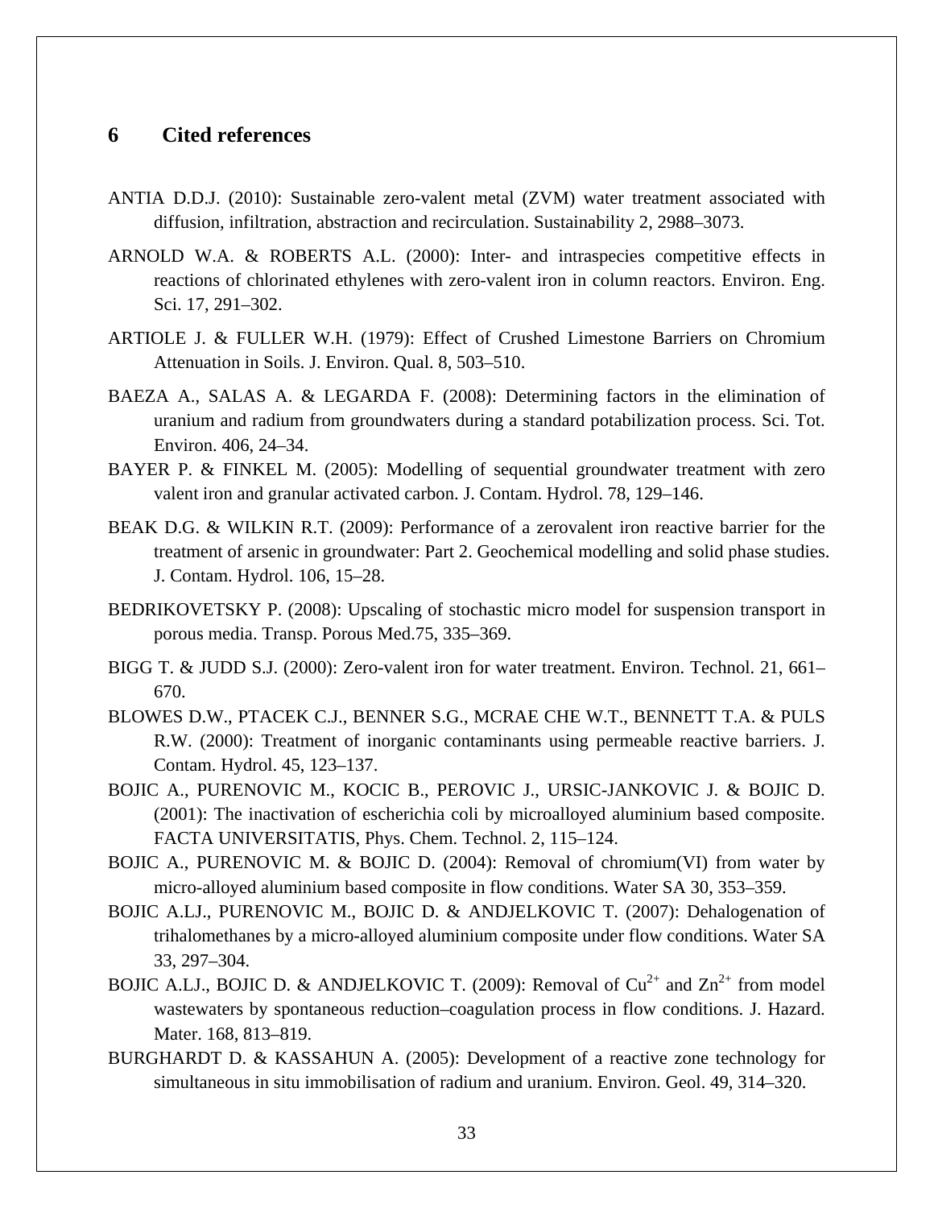# 6 Cited references

ANTIA D.D.J. (2010): Sustainable zero-valent metal (ZVM) water treatment associated with diffusion, infiltration, abstraction and recirculation. Sustainability 2, 2988–3073.

ARNOLD W.A. & ROBERTS A.L. (2000): Inter- and intraspecies competitive effects in reactions of chlorinated ethylenes with zero-valent iron in column reactors. Environ. Eng. Sci. 17, 291–302.

ARTIOLE J. & FULLER W.H. (1979): Effect of Crushed Limestone Barriers on Chromium Attenuation in Soils. J. Environ. Qual. 8, 503–510.

BAEZA A., SALAS A. & LEGARDA F. (2008): Determining factors in the elimination of uranium and radium from groundwaters during a standard potabilization process. Sci. Tot. Environ. 406, 24–34.

BAYER P. & FINKEL M. (2005): Modelling of sequential groundwater treatment with zero valent iron and granular activated carbon. J. Contam. Hydrol. 78, 129–146.

BEAK D.G. & WILKIN R.T. (2009): Performance of a zerovalent iron reactive barrier for the treatment of arsenic in groundwater: Part 2. Geochemical modelling and solid phase studies. J. Contam. Hydrol. 106, 15–28.

BEDRIKOVETSKY P. (2008): Upscaling of stochastic micro model for suspension transport in porous media. Transp. Porous Med.75, 335–369.

BIGG T. & JUDD S.J. (2000): Zero-valent iron for water treatment. Environ. Technol. 21, 661–670.

BLOWES D.W., PTACEK C.J., BENNER S.G., MCRAE CHE W.T., BENNETT T.A. & PULS R.W. (2000): Treatment of inorganic contaminants using permeable reactive barriers. J. Contam. Hydrol. 45, 123–137.

BOJIC A., PURENOVIC M., KOCIC B., PEROVIC J., URSIC-JANKOVIC J. & BOJIC D. (2001): The inactivation of escherichia coli by microalloyed aluminium based composite. FACTA UNIVERSITATIS, Phys. Chem. Technol. 2, 115–124.

BOJIC A., PURENOVIC M. & BOJIC D. (2004): Removal of chromium(VI) from water by micro-alloyed aluminium based composite in flow conditions. Water SA 30, 353–359.

BOJIC A.LJ., PURENOVIC M., BOJIC D. & ANDJELKOVIC T. (2007): Dehalogenation of trihalomethanes by a micro-alloyed aluminium composite under flow conditions. Water SA 33, 297–304.

BOJIC A.LJ., BOJIC D. & ANDJELKOVIC T. (2009): Removal of $Cu^{2+}$ and $Zn^{2+}$ from model wastewaters by spontaneous reduction–coagulation process in flow conditions. J. Hazard. Mater. 168, 813–819.

BURGHARDT D. & KASSAHUN A. (2005): Development of a reactive zone technology for simultaneous in situ immobilisation of radium and uranium. Environ. Geol. 49, 314–320.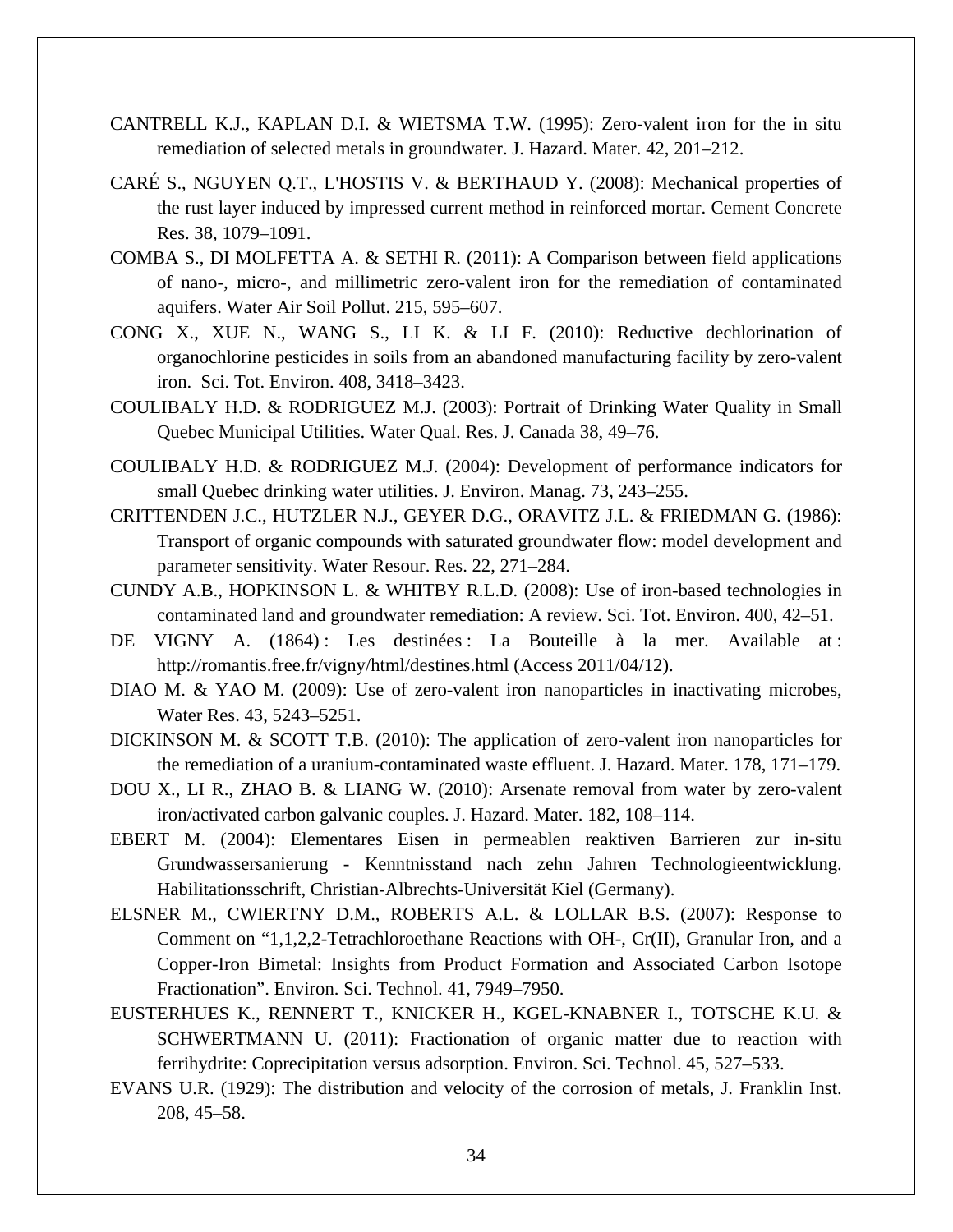CANTRELL K.J., KAPLAN D.I. & WIETSMA T.W. (1995): Zero-valent iron for the in situ remediation of selected metals in groundwater. J. Hazard. Mater. 42, 201–212.

CARÉ S., NGUYEN Q.T., L'HOSTIS V. & BERTHAUD Y. (2008): Mechanical properties of the rust layer induced by impressed current method in reinforced mortar. Cement Concrete Res. 38, 1079–1091.

COMBA S., DI MOLFETTA A. & SETHI R. (2011): A Comparison between field applications of nano-, micro-, and millimetric zero-valent iron for the remediation of contaminated aquifers. Water Air Soil Pollut. 215, 595–607.

CONG X., XUE N., WANG S., LI K. & LI F. (2010): Reductive dechlorination of organochlorine pesticides in soils from an abandoned manufacturing facility by zero-valent iron. Sci. Tot. Environ. 408, 3418–3423.

COULIBALY H.D. & RODRIGUEZ M.J. (2003): Portrait of Drinking Water Quality in Small Quebec Municipal Utilities. Water Qual. Res. J. Canada 38, 49–76.

COULIBALY H.D. & RODRIGUEZ M.J. (2004): Development of performance indicators for small Quebec drinking water utilities. J. Environ. Manag. 73, 243–255.

CRITTENDEN J.C., HUTZLER N.J., GEYER D.G., ORAVITZ J.L. & FRIEDMAN G. (1986): Transport of organic compounds with saturated groundwater flow: model development and parameter sensitivity. Water Resour. Res. 22, 271–284.

CUNDY A.B., HOPKINSON L. & WHITBY R.L.D. (2008): Use of iron-based technologies in contaminated land and groundwater remediation: A review. Sci. Tot. Environ. 400, 42–51.

DE VIGNY A. (1864) : Les destinées : La Bouteille à la mer. Available at : http://romantis.free.fr/vigny/html/destines.html (Access 2011/04/12).

DIAO M. & YAO M. (2009): Use of zero-valent iron nanoparticles in inactivating microbes, Water Res. 43, 5243–5251.

DICKINSON M. & SCOTT T.B. (2010): The application of zero-valent iron nanoparticles for the remediation of a uranium-contaminated waste effluent. J. Hazard. Mater. 178, 171–179.

DOU X., LI R., ZHAO B. & LIANG W. (2010): Arsenate removal from water by zero-valent iron/activated carbon galvanic couples. J. Hazard. Mater. 182, 108–114.

EBERT M. (2004): Elementares Eisen in permeablen reaktiven Barrieren zur in-situ Grundwassersanierung - Kenntnisstand nach zehn Jahren Technologieentwicklung. Habilitationsschrift, Christian-Albrechts-Universität Kiel (Germany).

ELSNER M., CWIERTNY D.M., ROBERTS A.L. & LOLLAR B.S. (2007): Response to Comment on "1,1,2,2-Tetrachloroethane Reactions with OH-, Cr(II), Granular Iron, and a Copper-Iron Bimetal: Insights from Product Formation and Associated Carbon Isotope Fractionation". Environ. Sci. Technol. 41, 7949–7950.

EUSTERHUES K., RENNERT T., KNICKER H., KGEL-KNABNER I., TOTSCHE K.U. & SCHWERTMANN U. (2011): Fractionation of organic matter due to reaction with ferrihydrite: Coprecipitation versus adsorption. Environ. Sci. Technol. 45, 527–533.

EVANS U.R. (1929): The distribution and velocity of the corrosion of metals, J. Franklin Inst. 208, 45–58.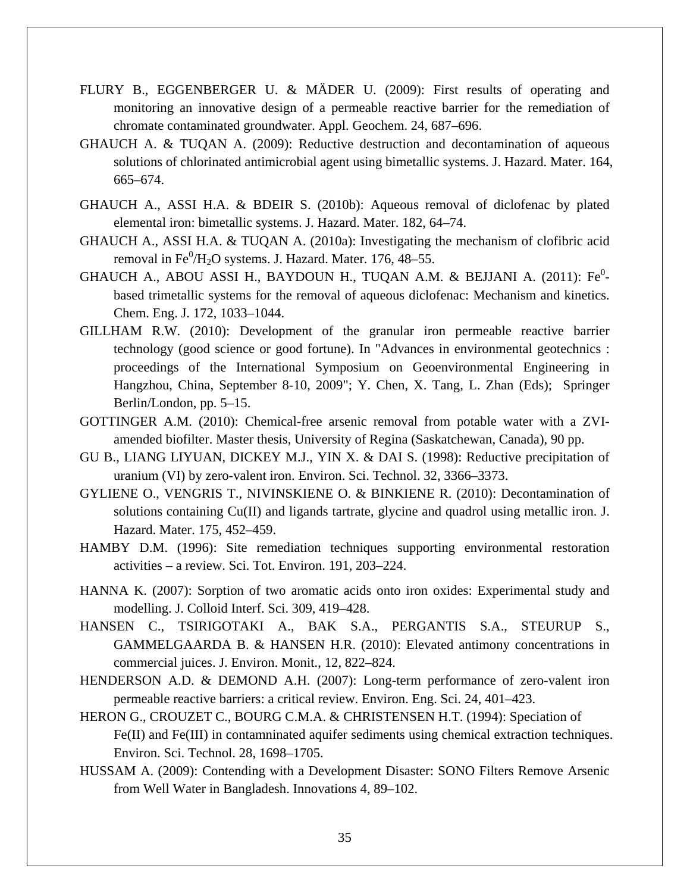FLURY B., EGGENBERGER U. & MÄDER U. (2009): First results of operating and monitoring an innovative design of a permeable reactive barrier for the remediation of chromate contaminated groundwater. Appl. Geochem. 24, 687–696.

GHAUCH A. & TUQAN A. (2009): Reductive destruction and decontamination of aqueous solutions of chlorinated antimicrobial agent using bimetallic systems. J. Hazard. Mater. 164, 665–674.

GHAUCH A., ASSI H.A. & BDEIR S. (2010b): Aqueous removal of diclofenac by plated elemental iron: bimetallic systems. J. Hazard. Mater. 182, 64–74.

GHAUCH A., ASSI H.A. & TUQAN A. (2010a): Investigating the mechanism of clofibric acid removal in $Fe^0/H_2O$ systems. J. Hazard. Mater. 176, 48–55.

GHAUCH A., ABOU ASSI H., BAYDOUN H., TUQAN A.M. & BEJJANI A. (2011): $Fe^0$-based trimetallic systems for the removal of aqueous diclofenac: Mechanism and kinetics. Chem. Eng. J. 172, 1033–1044.

GILLHAM R.W. (2010): Development of the granular iron permeable reactive barrier technology (good science or good fortune). In "Advances in environmental geotechnics : proceedings of the International Symposium on Geoenvironmental Engineering in Hangzhou, China, September 8-10, 2009"; Y. Chen, X. Tang, L. Zhan (Eds); Springer Berlin/London, pp. 5–15.

GOTTINGER A.M. (2010): Chemical-free arsenic removal from potable water with a ZVI-amended biofilter. Master thesis, University of Regina (Saskatchewan, Canada), 90 pp.

GU B., LIANG LIYUAN, DICKEY M.J., YIN X. & DAI S. (1998): Reductive precipitation of uranium (VI) by zero-valent iron. Environ. Sci. Technol. 32, 3366–3373.

GYLIENE O., VENGRIS T., NIVINSKIENE O. & BINKIENE R. (2010): Decontamination of solutions containing Cu(II) and ligands tartrate, glycine and quadrol using metallic iron. J. Hazard. Mater. 175, 452–459.

HAMBY D.M. (1996): Site remediation techniques supporting environmental restoration activities – a review. Sci. Tot. Environ. 191, 203–224.

HANNA K. (2007): Sorption of two aromatic acids onto iron oxides: Experimental study and modelling. J. Colloid Interf. Sci. 309, 419–428.

HANSEN C., TSIRIGOTAKI A., BAK S.A., PERGANTIS S.A., STEURUP S., GAMMELGAARDA B. & HANSEN H.R. (2010): Elevated antimony concentrations in commercial juices. J. Environ. Monit., 12, 822–824.

HENDERSON A.D. & DEMOND A.H. (2007): Long-term performance of zero-valent iron permeable reactive barriers: a critical review. Environ. Eng. Sci. 24, 401–423.

HERON G., CROUZET C., BOURG C.M.A. & CHRISTENSEN H.T. (1994): Speciation of Fe(II) and Fe(III) in contamninated aquifer sediments using chemical extraction techniques. Environ. Sci. Technol. 28, 1698–1705.

HUSSAM A. (2009): Contending with a Development Disaster: SONO Filters Remove Arsenic from Well Water in Bangladesh. Innovations 4, 89–102.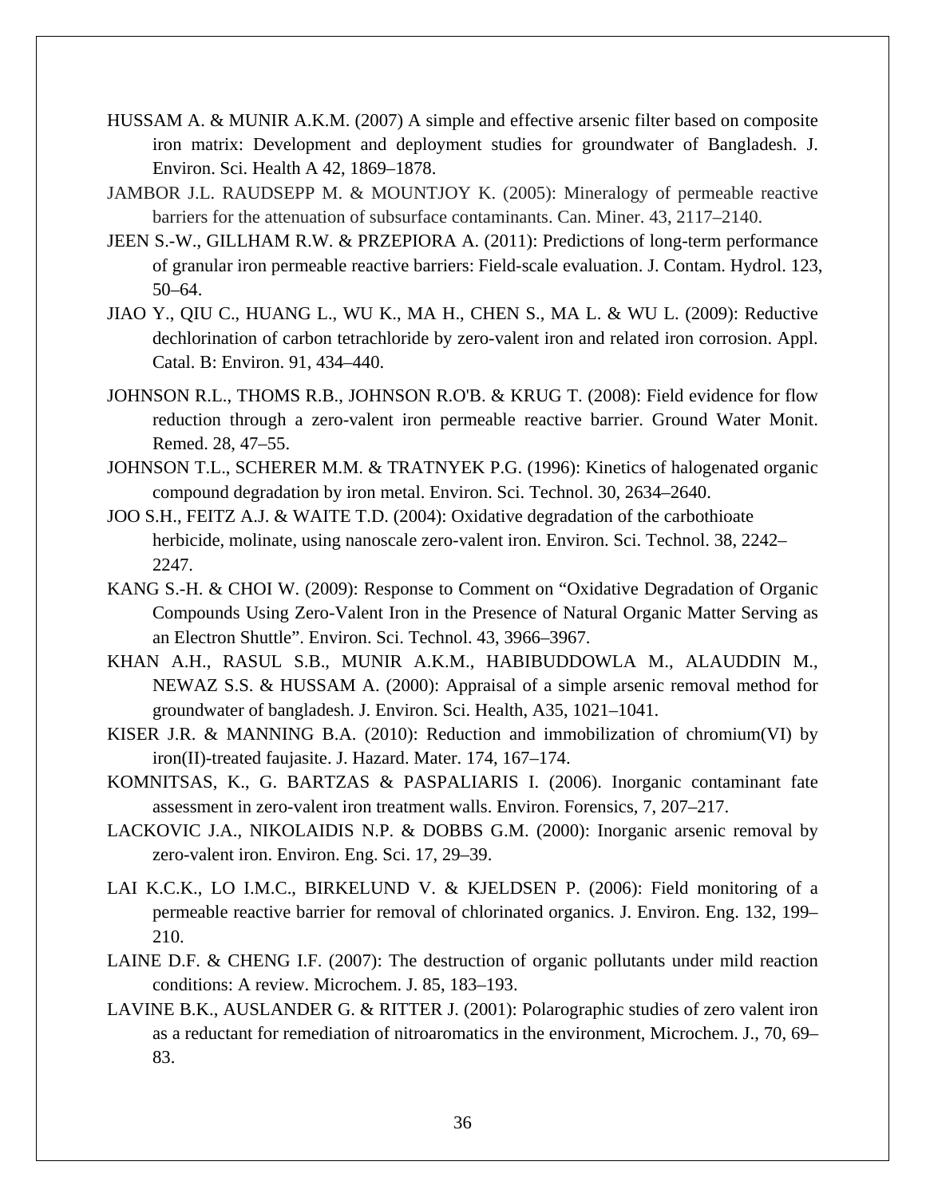HUSSAM A. & MUNIR A.K.M. (2007) A simple and effective arsenic filter based on composite iron matrix: Development and deployment studies for groundwater of Bangladesh. J. Environ. Sci. Health A 42, 1869–1878.

JAMBOR J.L. RAUDSEPP M. & MOUNTJOY K. (2005): Mineralogy of permeable reactive barriers for the attenuation of subsurface contaminants. Can. Miner. 43, 2117–2140.

JEEN S.-W., GILLHAM R.W. & PRZEPIORA A. (2011): Predictions of long-term performance of granular iron permeable reactive barriers: Field-scale evaluation. J. Contam. Hydrol. 123, 50–64.

JIAO Y., QIU C., HUANG L., WU K., MA H., CHEN S., MA L. & WU L. (2009): Reductive dechlorination of carbon tetrachloride by zero-valent iron and related iron corrosion. Appl. Catal. B: Environ. 91, 434–440.

JOHNSON R.L., THOMS R.B., JOHNSON R.O'B. & KRUG T. (2008): Field evidence for flow reduction through a zero-valent iron permeable reactive barrier. Ground Water Monit. Remed. 28, 47–55.

JOHNSON T.L., SCHERER M.M. & TRATNYEK P.G. (1996): Kinetics of halogenated organic compound degradation by iron metal. Environ. Sci. Technol. 30, 2634–2640.

JOO S.H., FEITZ A.J. & WAITE T.D. (2004): Oxidative degradation of the carbothioate herbicide, molinate, using nanoscale zero-valent iron. Environ. Sci. Technol. 38, 2242–2247.

KANG S.-H. & CHOI W. (2009): Response to Comment on "Oxidative Degradation of Organic Compounds Using Zero-Valent Iron in the Presence of Natural Organic Matter Serving as an Electron Shuttle". Environ. Sci. Technol. 43, 3966–3967.

KHAN A.H., RASUL S.B., MUNIR A.K.M., HABIBUDDOWLA M., ALAUDDIN M., NEWAZ S.S. & HUSSAM A. (2000): Appraisal of a simple arsenic removal method for groundwater of bangladesh. J. Environ. Sci. Health, A35, 1021–1041.

KISER J.R. & MANNING B.A. (2010): Reduction and immobilization of chromium(VI) by iron(II)-treated faujasite. J. Hazard. Mater. 174, 167–174.

KOMNITSAS, K., G. BARTZAS & PASPALIARIS I. (2006). Inorganic contaminant fate assessment in zero-valent iron treatment walls. Environ. Forensics, 7, 207–217.

LACKOVIC J.A., NIKOLAIDIS N.P. & DOBBS G.M. (2000): Inorganic arsenic removal by zero-valent iron. Environ. Eng. Sci. 17, 29–39.

LAI K.C.K., LO I.M.C., BIRKELUND V. & KJELDSEN P. (2006): Field monitoring of a permeable reactive barrier for removal of chlorinated organics. J. Environ. Eng. 132, 199–210.

LAINE D.F. & CHENG I.F. (2007): The destruction of organic pollutants under mild reaction conditions: A review. Microchem. J. 85, 183–193.

LAVINE B.K., AUSLANDER G. & RITTER J. (2001): Polarographic studies of zero valent iron as a reductant for remediation of nitroaromatics in the environment, Microchem. J., 70, 69–83.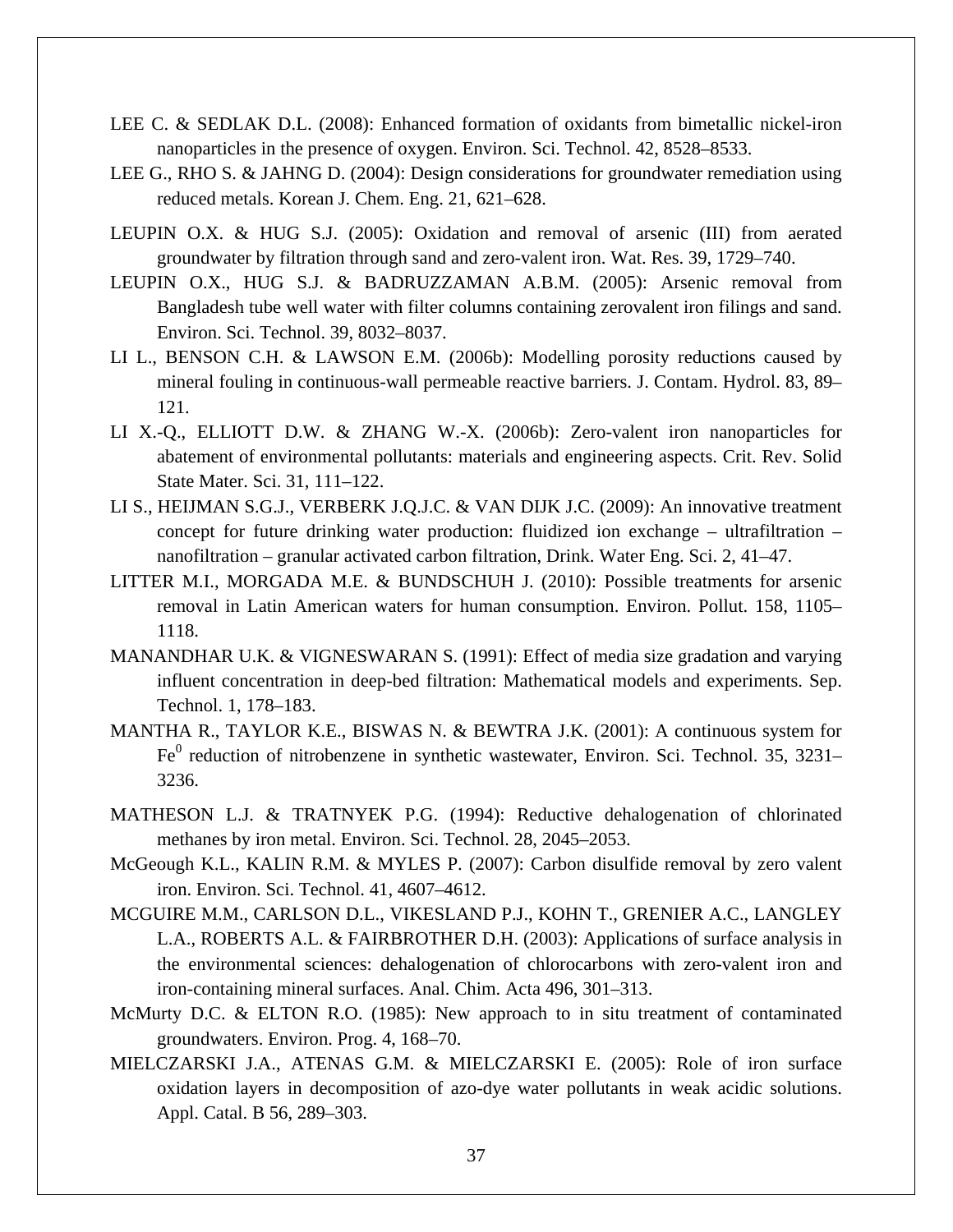LEE C. & SEDLAK D.L. (2008): Enhanced formation of oxidants from bimetallic nickel-iron nanoparticles in the presence of oxygen. Environ. Sci. Technol. 42, 8528–8533.

LEE G., RHO S. & JAHNG D. (2004): Design considerations for groundwater remediation using reduced metals. Korean J. Chem. Eng. 21, 621–628.

LEUPIN O.X. & HUG S.J. (2005): Oxidation and removal of arsenic (III) from aerated groundwater by filtration through sand and zero-valent iron. Wat. Res. 39, 1729–740.

LEUPIN O.X., HUG S.J. & BADRUZZAMAN A.B.M. (2005): Arsenic removal from Bangladesh tube well water with filter columns containing zerovalent iron filings and sand. Environ. Sci. Technol. 39, 8032–8037.

LI L., BENSON C.H. & LAWSON E.M. (2006b): Modelling porosity reductions caused by mineral fouling in continuous-wall permeable reactive barriers. J. Contam. Hydrol. 83, 89–121.

LI X.-Q., ELLIOTT D.W. & ZHANG W.-X. (2006b): Zero-valent iron nanoparticles for abatement of environmental pollutants: materials and engineering aspects. Crit. Rev. Solid State Mater. Sci. 31, 111–122.

LI S., HEIJMAN S.G.J., VERBERK J.Q.J.C. & VAN DIJK J.C. (2009): An innovative treatment concept for future drinking water production: fluidized ion exchange – ultrafiltration – nanofiltration – granular activated carbon filtration, Drink. Water Eng. Sci. 2, 41–47.

LITTER M.I., MORGADA M.E. & BUNDSCHUH J. (2010): Possible treatments for arsenic removal in Latin American waters for human consumption. Environ. Pollut. 158, 1105–1118.

MANANDHAR U.K. & VIGNESWARAN S. (1991): Effect of media size gradation and varying influent concentration in deep-bed filtration: Mathematical models and experiments. Sep. Technol. 1, 178–183.

MANTHA R., TAYLOR K.E., BISWAS N. & BEWTRA J.K. (2001): A continuous system for $Fe^0$ reduction of nitrobenzene in synthetic wastewater, Environ. Sci. Technol. 35, 3231–3236.

MATHESON L.J. & TRATNYEK P.G. (1994): Reductive dehalogenation of chlorinated methanes by iron metal. Environ. Sci. Technol. 28, 2045–2053.

McGeough K.L., KALIN R.M. & MYLES P. (2007): Carbon disulfide removal by zero valent iron. Environ. Sci. Technol. 41, 4607–4612.

MCGUIRE M.M., CARLSON D.L., VIKESLAND P.J., KOHN T., GRENIER A.C., LANGLEY L.A., ROBERTS A.L. & FAIRBROTHER D.H. (2003): Applications of surface analysis in the environmental sciences: dehalogenation of chlorocarbons with zero-valent iron and iron-containing mineral surfaces. Anal. Chim. Acta 496, 301–313.

McMurty D.C. & ELTON R.O. (1985): New approach to in situ treatment of contaminated groundwaters. Environ. Prog. 4, 168–70.

MIELCZARSKI J.A., ATENAS G.M. & MIELCZARSKI E. (2005): Role of iron surface oxidation layers in decomposition of azo-dye water pollutants in weak acidic solutions. Appl. Catal. B 56, 289–303.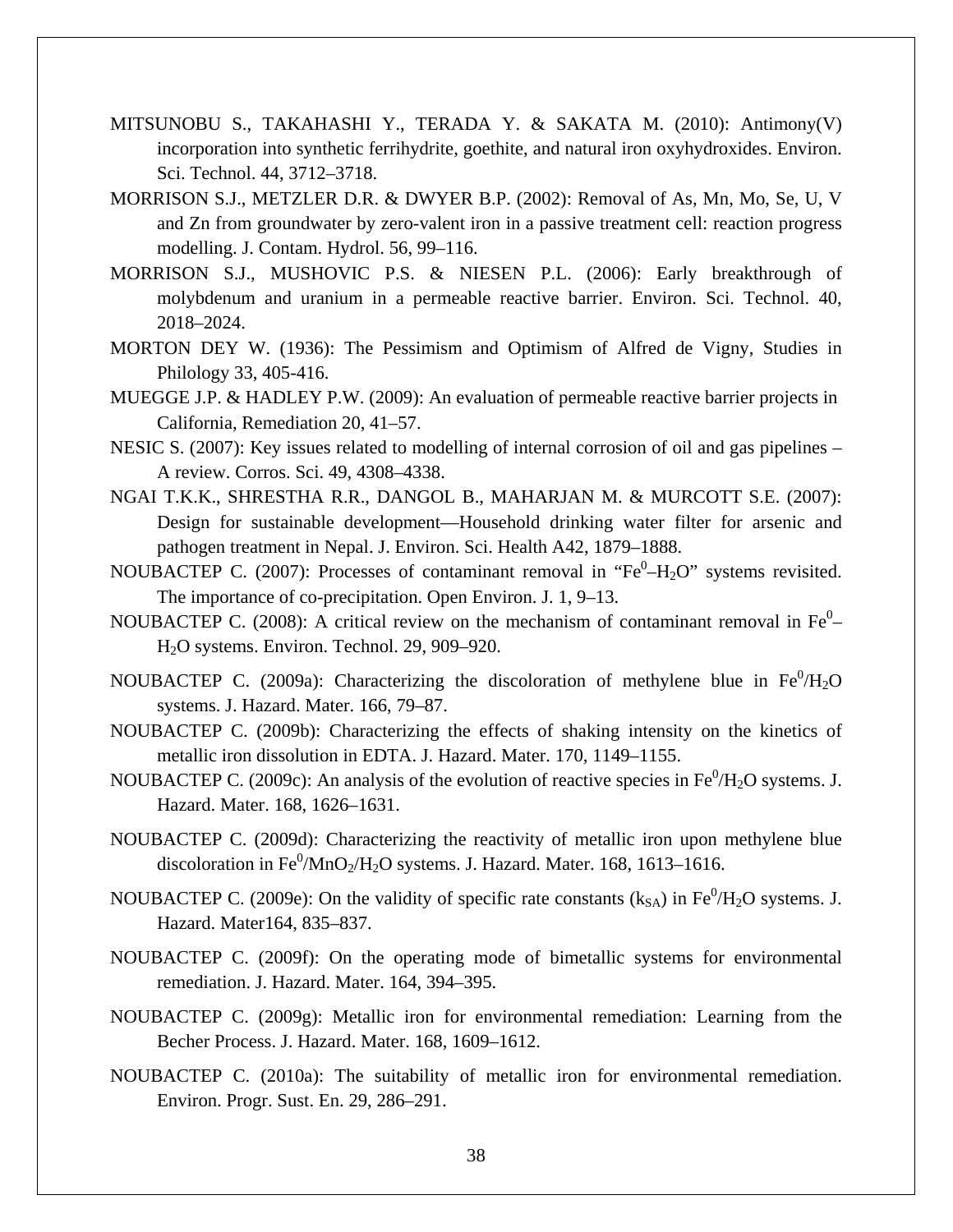MITSUNOBU S., TAKAHASHI Y., TERADA Y. & SAKATA M. (2010): Antimony(V) incorporation into synthetic ferrihydrite, goethite, and natural iron oxyhydroxides. Environ. Sci. Technol. 44, 3712–3718.

MORRISON S.J., METZLER D.R. & DWYER B.P. (2002): Removal of As, Mn, Mo, Se, U, V and Zn from groundwater by zero-valent iron in a passive treatment cell: reaction progress modelling. J. Contam. Hydrol. 56, 99–116.

MORRISON S.J., MUSHOVIC P.S. & NIESEN P.L. (2006): Early breakthrough of molybdenum and uranium in a permeable reactive barrier. Environ. Sci. Technol. 40, 2018–2024.

MORTON DEY W. (1936): The Pessimism and Optimism of Alfred de Vigny, Studies in Philology 33, 405-416.

MUEGGE J.P. & HADLEY P.W. (2009): An evaluation of permeable reactive barrier projects in California, Remediation 20, 41–57.

NESIC S. (2007): Key issues related to modelling of internal corrosion of oil and gas pipelines – A review. Corros. Sci. 49, 4308–4338.

NGAI T.K.K., SHRESTHA R.R., DANGOL B., MAHARJAN M. & MURCOTT S.E. (2007): Design for sustainable development—Household drinking water filter for arsenic and pathogen treatment in Nepal. J. Environ. Sci. Health A42, 1879–1888.

NOUBACTEP C. (2007): Processes of contaminant removal in "$Fe^0$–$H_2O$" systems revisited. The importance of co-precipitation. Open Environ. J. 1, 9–13.

NOUBACTEP C. (2008): A critical review on the mechanism of contaminant removal in $Fe^0$–$H_2O$ systems. Environ. Technol. 29, 909–920.

NOUBACTEP C. (2009a): Characterizing the discoloration of methylene blue in $Fe^0/H_2O$ systems. J. Hazard. Mater. 166, 79–87.

NOUBACTEP C. (2009b): Characterizing the effects of shaking intensity on the kinetics of metallic iron dissolution in EDTA. J. Hazard. Mater. 170, 1149–1155.

NOUBACTEP C. (2009c): An analysis of the evolution of reactive species in $Fe^0/H_2O$ systems. J. Hazard. Mater. 168, 1626–1631.

NOUBACTEP C. (2009d): Characterizing the reactivity of metallic iron upon methylene blue discoloration in $Fe^0/MnO_2/H_2O$ systems. J. Hazard. Mater. 168, 1613–1616.

NOUBACTEP C. (2009e): On the validity of specific rate constants ($k_{SA}$) in $Fe^0/H_2O$ systems. J. Hazard. Mater164, 835–837.

NOUBACTEP C. (2009f): On the operating mode of bimetallic systems for environmental remediation. J. Hazard. Mater. 164, 394–395.

NOUBACTEP C. (2009g): Metallic iron for environmental remediation: Learning from the Becher Process. J. Hazard. Mater. 168, 1609–1612.

NOUBACTEP C. (2010a): The suitability of metallic iron for environmental remediation. Environ. Progr. Sust. En. 29, 286–291.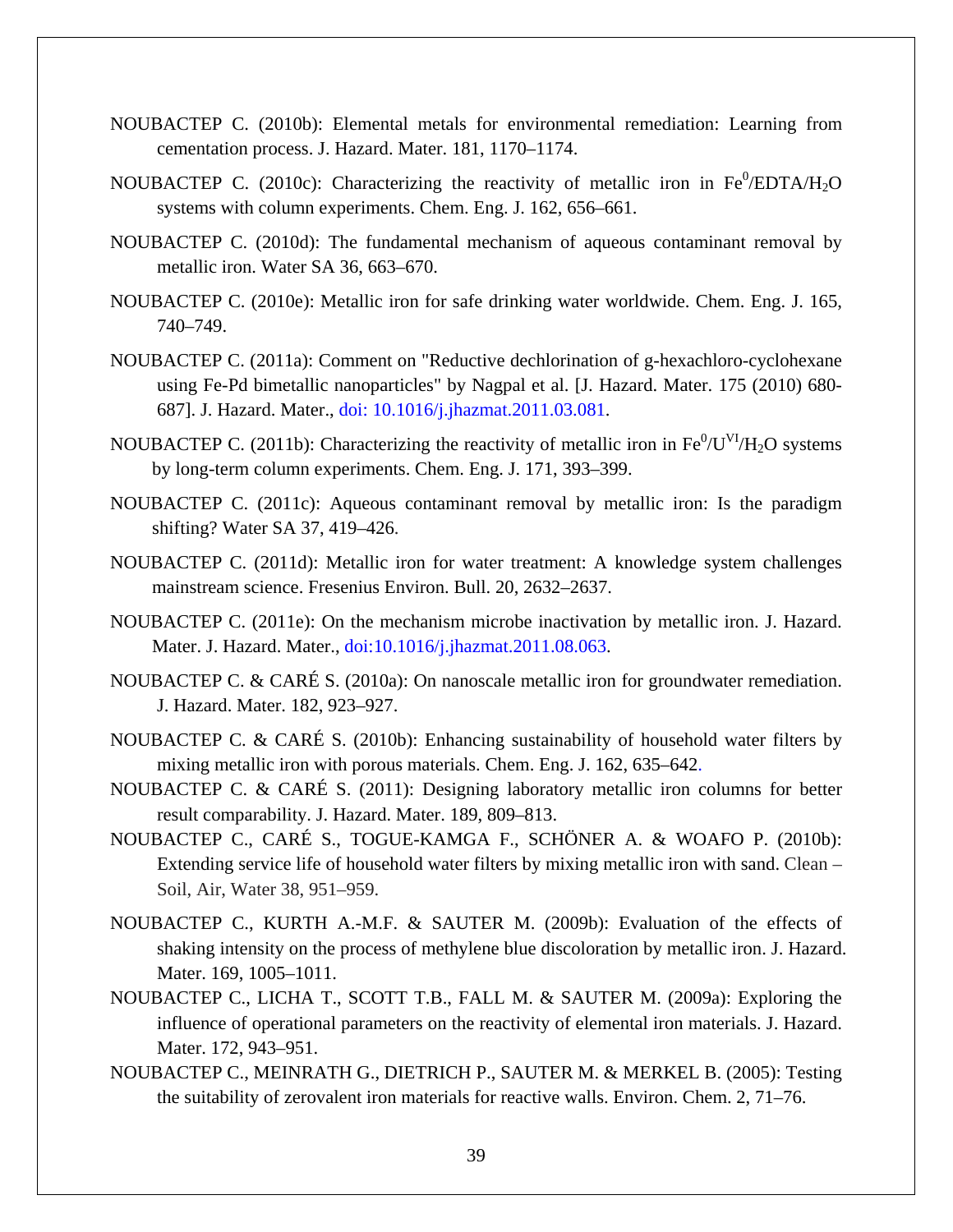NOUBACTEP C. (2010b): Elemental metals for environmental remediation: Learning from cementation process. J. Hazard. Mater. 181, 1170–1174.

NOUBACTEP C. (2010c): Characterizing the reactivity of metallic iron in $Fe^0$/EDTA/$H_2O$ systems with column experiments. Chem. Eng. J. 162, 656–661.

NOUBACTEP C. (2010d): The fundamental mechanism of aqueous contaminant removal by metallic iron. Water SA 36, 663–670.

NOUBACTEP C. (2010e): Metallic iron for safe drinking water worldwide. Chem. Eng. J. 165, 740–749.

NOUBACTEP C. (2011a): Comment on "Reductive dechlorination of g-hexachloro-cyclohexane using Fe-Pd bimetallic nanoparticles" by Nagpal et al. [J. Hazard. Mater. 175 (2010) 680-687]. J. Hazard. Mater., doi: 10.1016/j.jhazmat.2011.03.081.

NOUBACTEP C. (2011b): Characterizing the reactivity of metallic iron in $Fe^0/U^{VI}/H_2O$ systems by long-term column experiments. Chem. Eng. J. 171, 393–399.

NOUBACTEP C. (2011c): Aqueous contaminant removal by metallic iron: Is the paradigm shifting? Water SA 37, 419–426.

NOUBACTEP C. (2011d): Metallic iron for water treatment: A knowledge system challenges mainstream science. Fresenius Environ. Bull. 20, 2632–2637.

NOUBACTEP C. (2011e): On the mechanism microbe inactivation by metallic iron. J. Hazard. Mater. J. Hazard. Mater., doi:10.1016/j.jhazmat.2011.08.063.

NOUBACTEP C. & CARÉ S. (2010a): On nanoscale metallic iron for groundwater remediation. J. Hazard. Mater. 182, 923–927.

NOUBACTEP C. & CARÉ S. (2010b): Enhancing sustainability of household water filters by mixing metallic iron with porous materials. Chem. Eng. J. 162, 635–642.

NOUBACTEP C. & CARÉ S. (2011): Designing laboratory metallic iron columns for better result comparability. J. Hazard. Mater. 189, 809–813.

NOUBACTEP C., CARÉ S., TOGUE-KAMGA F., SCHÖNER A. & WOAFO P. (2010b): Extending service life of household water filters by mixing metallic iron with sand. Clean – Soil, Air, Water 38, 951–959.

NOUBACTEP C., KURTH A.-M.F. & SAUTER M. (2009b): Evaluation of the effects of shaking intensity on the process of methylene blue discoloration by metallic iron. J. Hazard. Mater. 169, 1005–1011.

NOUBACTEP C., LICHA T., SCOTT T.B., FALL M. & SAUTER M. (2009a): Exploring the influence of operational parameters on the reactivity of elemental iron materials. J. Hazard. Mater. 172, 943–951.

NOUBACTEP C., MEINRATH G., DIETRICH P., SAUTER M. & MERKEL B. (2005): Testing the suitability of zerovalent iron materials for reactive walls. Environ. Chem. 2, 71–76.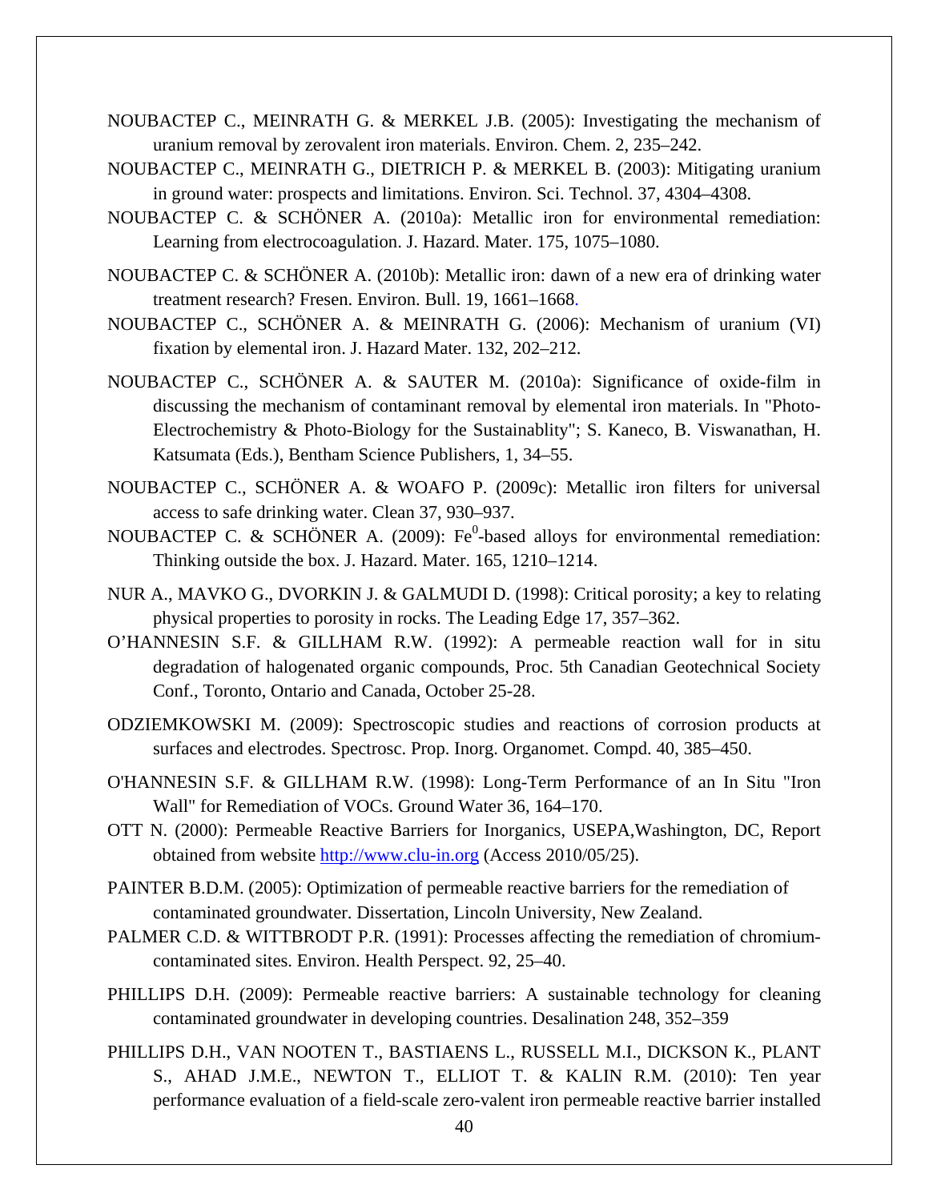NOUBACTEP C., MEINRATH G. & MERKEL J.B. (2005): Investigating the mechanism of uranium removal by zerovalent iron materials. Environ. Chem. 2, 235–242.

NOUBACTEP C., MEINRATH G., DIETRICH P. & MERKEL B. (2003): Mitigating uranium in ground water: prospects and limitations. Environ. Sci. Technol. 37, 4304–4308.

NOUBACTEP C. & SCHÖNER A. (2010a): Metallic iron for environmental remediation: Learning from electrocoagulation. J. Hazard. Mater. 175, 1075–1080.

NOUBACTEP C. & SCHÖNER A. (2010b): Metallic iron: dawn of a new era of drinking water treatment research? Fresen. Environ. Bull. 19, 1661–1668.

NOUBACTEP C., SCHÖNER A. & MEINRATH G. (2006): Mechanism of uranium (VI) fixation by elemental iron. J. Hazard Mater. 132, 202–212.

NOUBACTEP C., SCHÖNER A. & SAUTER M. (2010a): Significance of oxide-film in discussing the mechanism of contaminant removal by elemental iron materials. In "Photo-Electrochemistry & Photo-Biology for the Sustainablity"; S. Kaneco, B. Viswanathan, H. Katsumata (Eds.), Bentham Science Publishers, 1, 34–55.

NOUBACTEP C., SCHÖNER A. & WOAFO P. (2009c): Metallic iron filters for universal access to safe drinking water. Clean 37, 930–937.

NOUBACTEP C. & SCHÖNER A. (2009): $Fe^0$-based alloys for environmental remediation: Thinking outside the box. J. Hazard. Mater. 165, 1210–1214.

NUR A., MAVKO G., DVORKIN J. & GALMUDI D. (1998): Critical porosity; a key to relating physical properties to porosity in rocks. The Leading Edge 17, 357–362.

O'HANNESIN S.F. & GILLHAM R.W. (1992): A permeable reaction wall for in situ degradation of halogenated organic compounds, Proc. 5th Canadian Geotechnical Society Conf., Toronto, Ontario and Canada, October 25-28.

ODZIEMKOWSKI M. (2009): Spectroscopic studies and reactions of corrosion products at surfaces and electrodes. Spectrosc. Prop. Inorg. Organomet. Compd. 40, 385–450.

O'HANNESIN S.F. & GILLHAM R.W. (1998): Long-Term Performance of an In Situ "Iron Wall" for Remediation of VOCs. Ground Water 36, 164–170.

OTT N. (2000): Permeable Reactive Barriers for Inorganics, USEPA,Washington, DC, Report obtained from website http://www.clu-in.org (Access 2010/05/25).

PAINTER B.D.M. (2005): Optimization of permeable reactive barriers for the remediation of contaminated groundwater. Dissertation, Lincoln University, New Zealand.

PALMER C.D. & WITTBRODT P.R. (1991): Processes affecting the remediation of chromium-contaminated sites. Environ. Health Perspect. 92, 25–40.

PHILLIPS D.H. (2009): Permeable reactive barriers: A sustainable technology for cleaning contaminated groundwater in developing countries. Desalination 248, 352–359

PHILLIPS D.H., VAN NOOTEN T., BASTIAENS L., RUSSELL M.I., DICKSON K., PLANT S., AHAD J.M.E., NEWTON T., ELLIOT T. & KALIN R.M. (2010): Ten year performance evaluation of a field-scale zero-valent iron permeable reactive barrier installed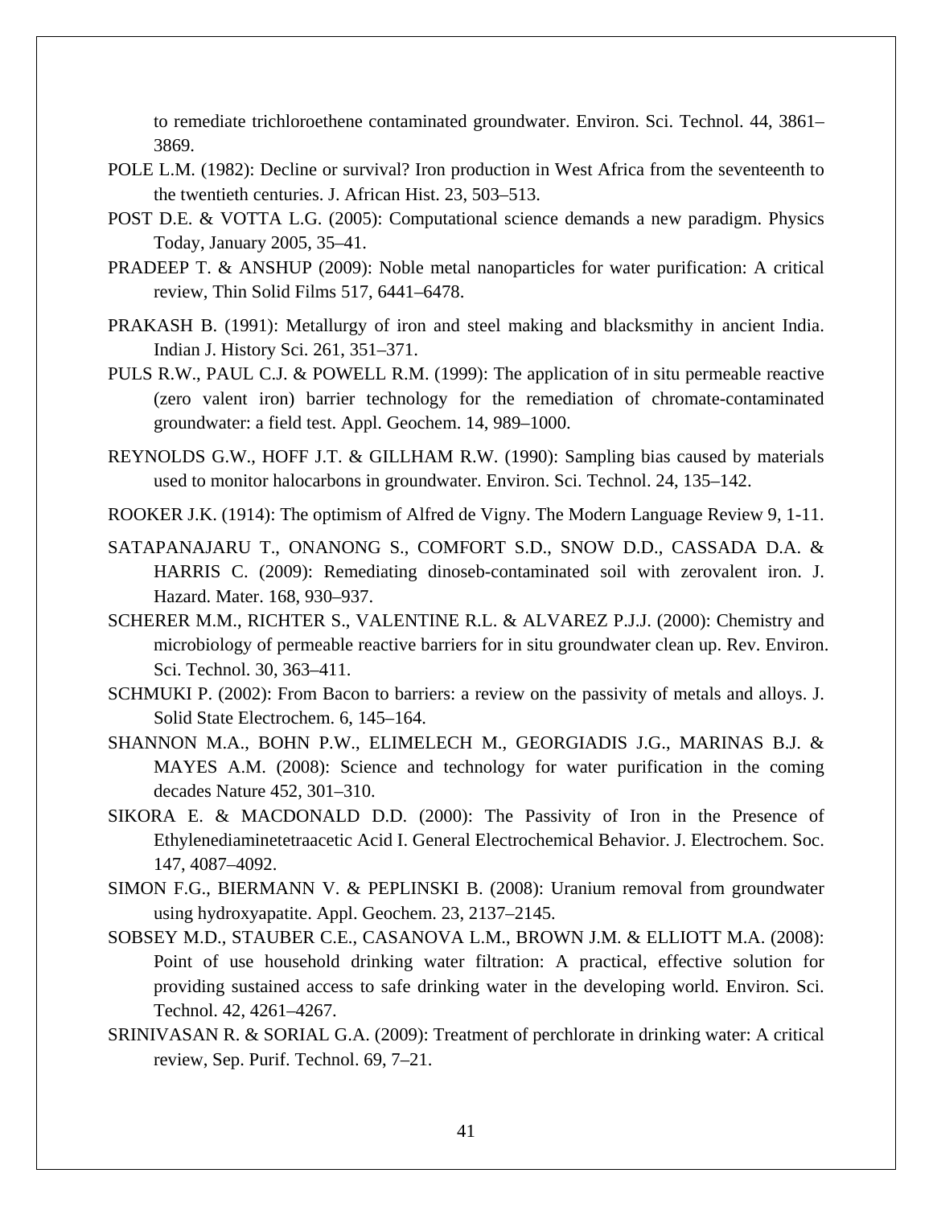to remediate trichloroethene contaminated groundwater. Environ. Sci. Technol. 44, 3861–3869.

POLE L.M. (1982): Decline or survival? Iron production in West Africa from the seventeenth to the twentieth centuries. J. African Hist. 23, 503–513.

POST D.E. & VOTTA L.G. (2005): Computational science demands a new paradigm. Physics Today, January 2005, 35–41.

PRADEEP T. & ANSHUP (2009): Noble metal nanoparticles for water purification: A critical review, Thin Solid Films 517, 6441–6478.

PRAKASH B. (1991): Metallurgy of iron and steel making and blacksmithy in ancient India. Indian J. History Sci. 261, 351–371.

PULS R.W., PAUL C.J. & POWELL R.M. (1999): The application of in situ permeable reactive (zero valent iron) barrier technology for the remediation of chromate-contaminated groundwater: a field test. Appl. Geochem. 14, 989–1000.

REYNOLDS G.W., HOFF J.T. & GILLHAM R.W. (1990): Sampling bias caused by materials used to monitor halocarbons in groundwater. Environ. Sci. Technol. 24, 135–142.

ROOKER J.K. (1914): The optimism of Alfred de Vigny. The Modern Language Review 9, 1-11.

SATAPANAJARU T., ONANONG S., COMFORT S.D., SNOW D.D., CASSADA D.A. & HARRIS C. (2009): Remediating dinoseb-contaminated soil with zerovalent iron. J. Hazard. Mater. 168, 930–937.

SCHERER M.M., RICHTER S., VALENTINE R.L. & ALVAREZ P.J.J. (2000): Chemistry and microbiology of permeable reactive barriers for in situ groundwater clean up. Rev. Environ. Sci. Technol. 30, 363–411.

SCHMUKI P. (2002): From Bacon to barriers: a review on the passivity of metals and alloys. J. Solid State Electrochem. 6, 145–164.

SHANNON M.A., BOHN P.W., ELIMELECH M., GEORGIADIS J.G., MARINAS B.J. & MAYES A.M. (2008): Science and technology for water purification in the coming decades Nature 452, 301–310.

SIKORA E. & MACDONALD D.D. (2000): The Passivity of Iron in the Presence of Ethylenediaminetetraacetic Acid I. General Electrochemical Behavior. J. Electrochem. Soc. 147, 4087–4092.

SIMON F.G., BIERMANN V. & PEPLINSKI B. (2008): Uranium removal from groundwater using hydroxyapatite. Appl. Geochem. 23, 2137–2145.

SOBSEY M.D., STAUBER C.E., CASANOVA L.M., BROWN J.M. & ELLIOTT M.A. (2008): Point of use household drinking water filtration: A practical, effective solution for providing sustained access to safe drinking water in the developing world. Environ. Sci. Technol. 42, 4261–4267.

SRINIVASAN R. & SORIAL G.A. (2009): Treatment of perchlorate in drinking water: A critical review, Sep. Purif. Technol. 69, 7–21.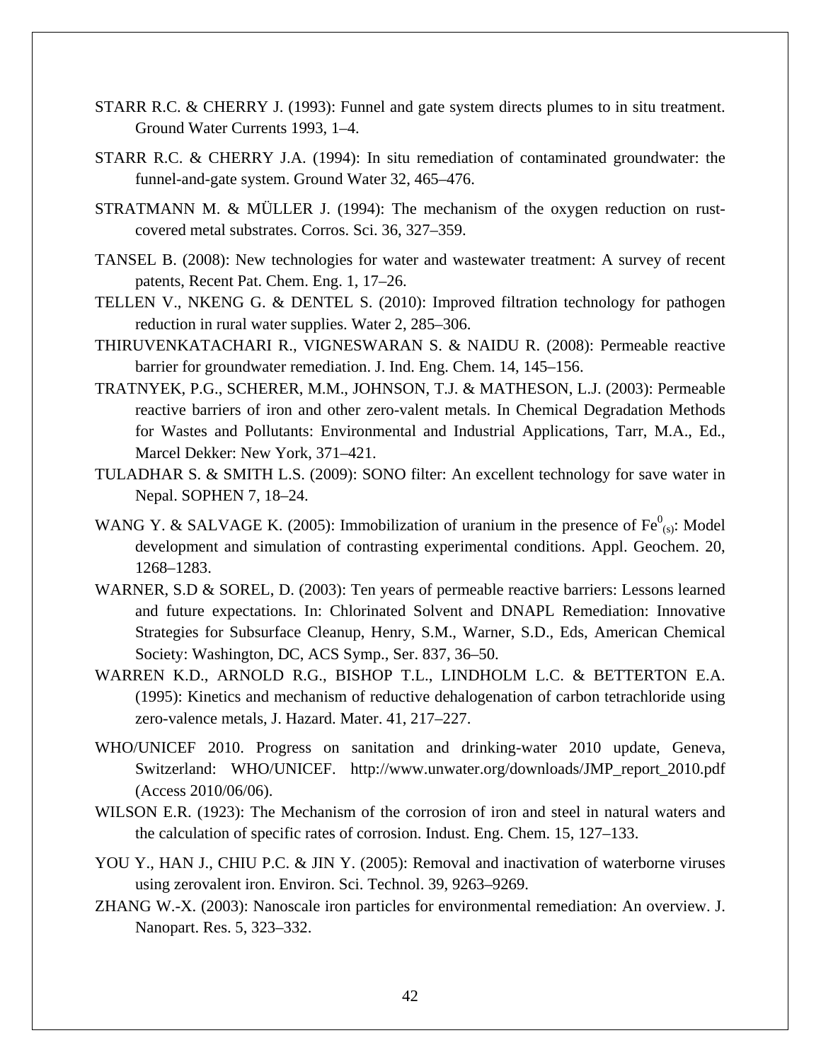STARR R.C. & CHERRY J. (1993): Funnel and gate system directs plumes to in situ treatment. Ground Water Currents 1993, 1–4.

STARR R.C. & CHERRY J.A. (1994): In situ remediation of contaminated groundwater: the funnel-and-gate system. Ground Water 32, 465–476.

STRATMANN M. & MÜLLER J. (1994): The mechanism of the oxygen reduction on rust-covered metal substrates. Corros. Sci. 36, 327–359.

TANSEL B. (2008): New technologies for water and wastewater treatment: A survey of recent patents, Recent Pat. Chem. Eng. 1, 17–26.

TELLEN V., NKENG G. & DENTEL S. (2010): Improved filtration technology for pathogen reduction in rural water supplies. Water 2, 285–306.

THIRUVENKATACHARI R., VIGNESWARAN S. & NAIDU R. (2008): Permeable reactive barrier for groundwater remediation. J. Ind. Eng. Chem. 14, 145–156.

TRATNYEK, P.G., SCHERER, M.M., JOHNSON, T.J. & MATHESON, L.J. (2003): Permeable reactive barriers of iron and other zero-valent metals. In Chemical Degradation Methods for Wastes and Pollutants: Environmental and Industrial Applications, Tarr, M.A., Ed., Marcel Dekker: New York, 371–421.

TULADHAR S. & SMITH L.S. (2009): SONO filter: An excellent technology for save water in Nepal. SOPHEN 7, 18–24.

WANG Y. & SALVAGE K. (2005): Immobilization of uranium in the presence of $Fe^0_{(s)}$: Model development and simulation of contrasting experimental conditions. Appl. Geochem. 20, 1268–1283.

WARNER, S.D & SOREL, D. (2003): Ten years of permeable reactive barriers: Lessons learned and future expectations. In: Chlorinated Solvent and DNAPL Remediation: Innovative Strategies for Subsurface Cleanup, Henry, S.M., Warner, S.D., Eds, American Chemical Society: Washington, DC, ACS Symp., Ser. 837, 36–50.

WARREN K.D., ARNOLD R.G., BISHOP T.L., LINDHOLM L.C. & BETTERTON E.A. (1995): Kinetics and mechanism of reductive dehalogenation of carbon tetrachloride using zero-valence metals, J. Hazard. Mater. 41, 217–227.

WHO/UNICEF 2010. Progress on sanitation and drinking-water 2010 update, Geneva, Switzerland: WHO/UNICEF. http://www.unwater.org/downloads/JMP_report_2010.pdf (Access 2010/06/06).

WILSON E.R. (1923): The Mechanism of the corrosion of iron and steel in natural waters and the calculation of specific rates of corrosion. Indust. Eng. Chem. 15, 127–133.

YOU Y., HAN J., CHIU P.C. & JIN Y. (2005): Removal and inactivation of waterborne viruses using zerovalent iron. Environ. Sci. Technol. 39, 9263–9269.

ZHANG W.-X. (2003): Nanoscale iron particles for environmental remediation: An overview. J. Nanopart. Res. 5, 323–332.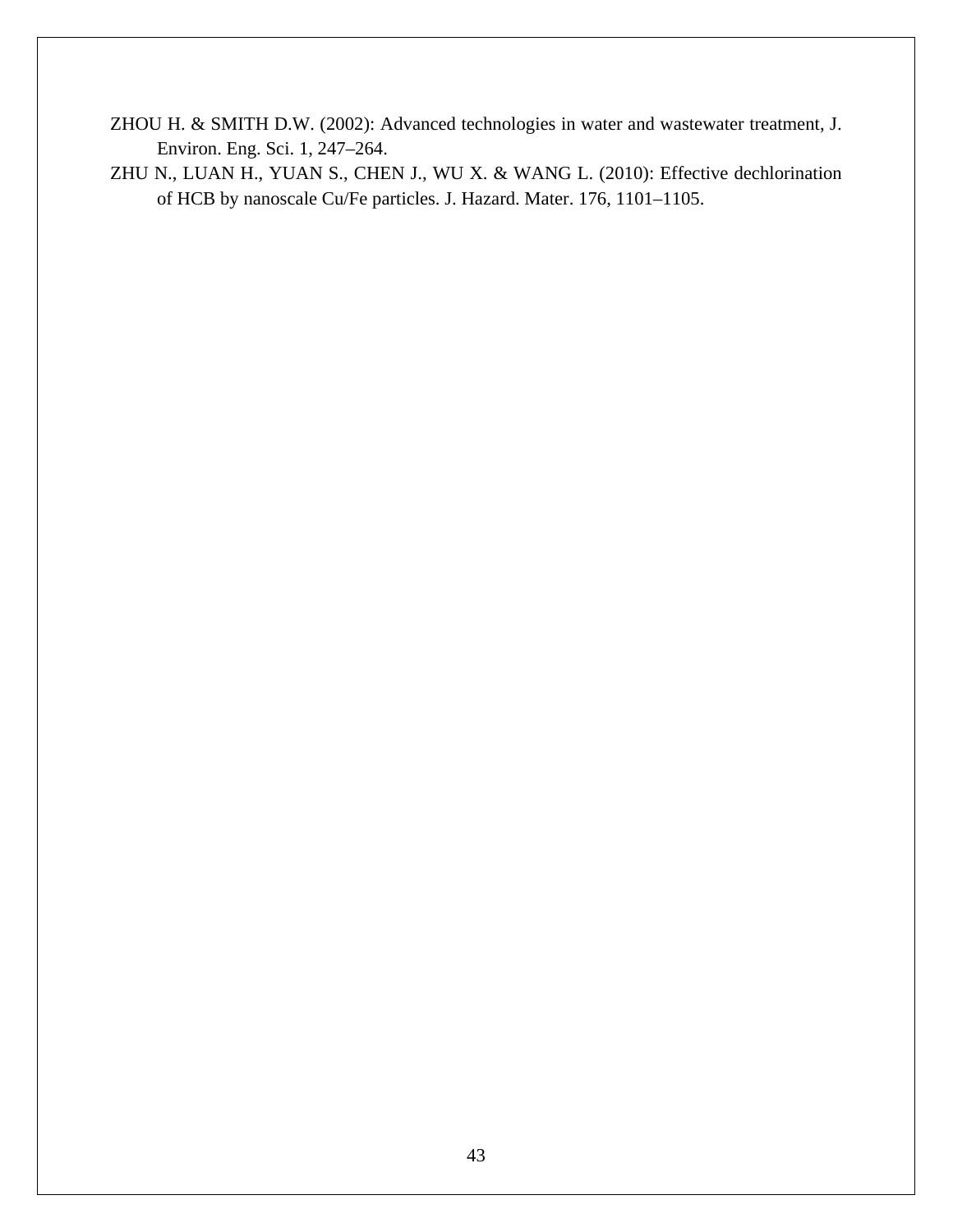ZHOU H. & SMITH D.W. (2002): Advanced technologies in water and wastewater treatment, J. Environ. Eng. Sci. 1, 247–264.

ZHU N., LUAN H., YUAN S., CHEN J., WU X. & WANG L. (2010): Effective dechlorination of HCB by nanoscale Cu/Fe particles. J. Hazard. Mater. 176, 1101–1105.